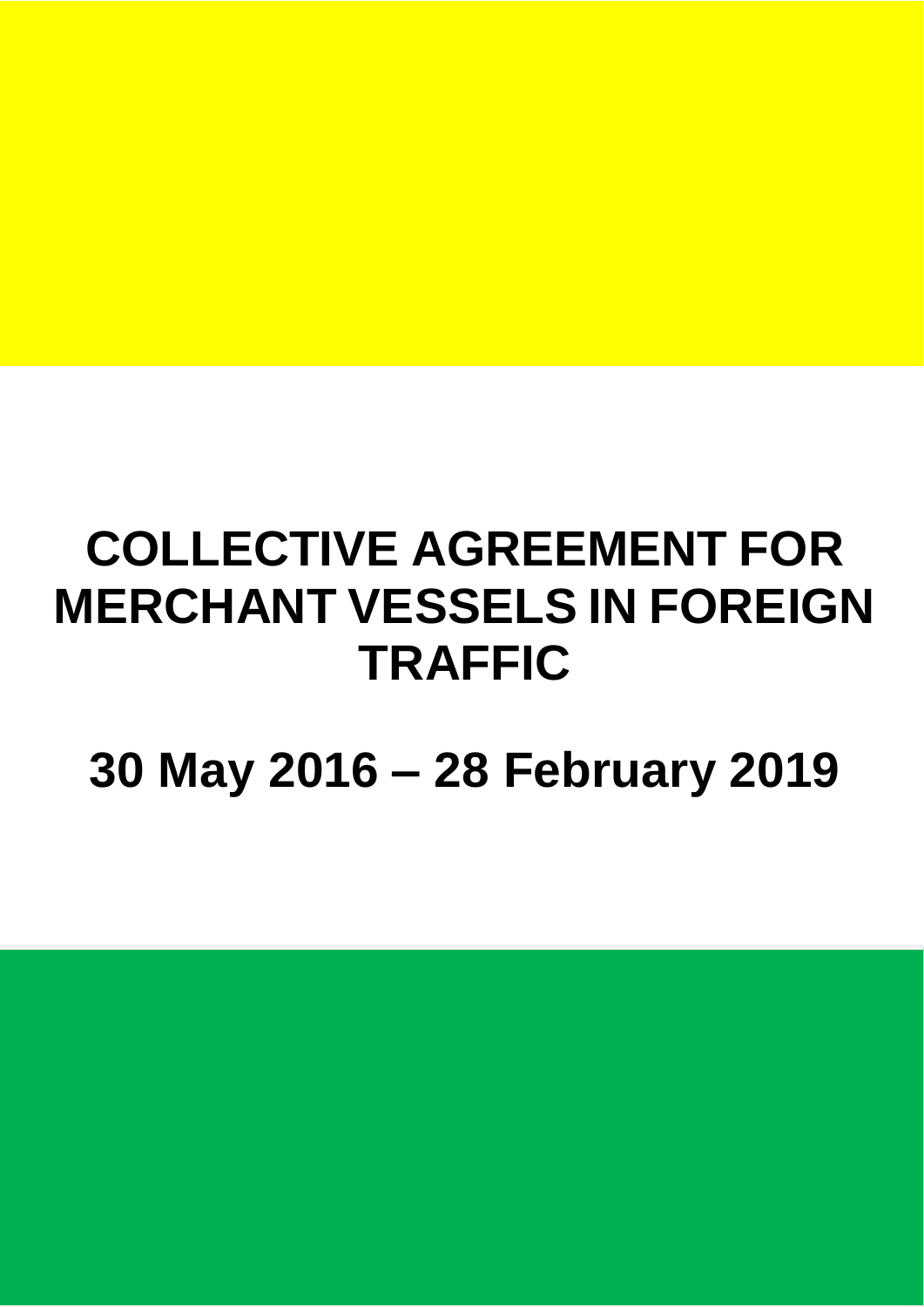# COLLECTIVE AGREEMENT FOR MERCHANT VESSELS IN FOREIGN TRAFFIC

## 30 May 2016 – 28 February 2019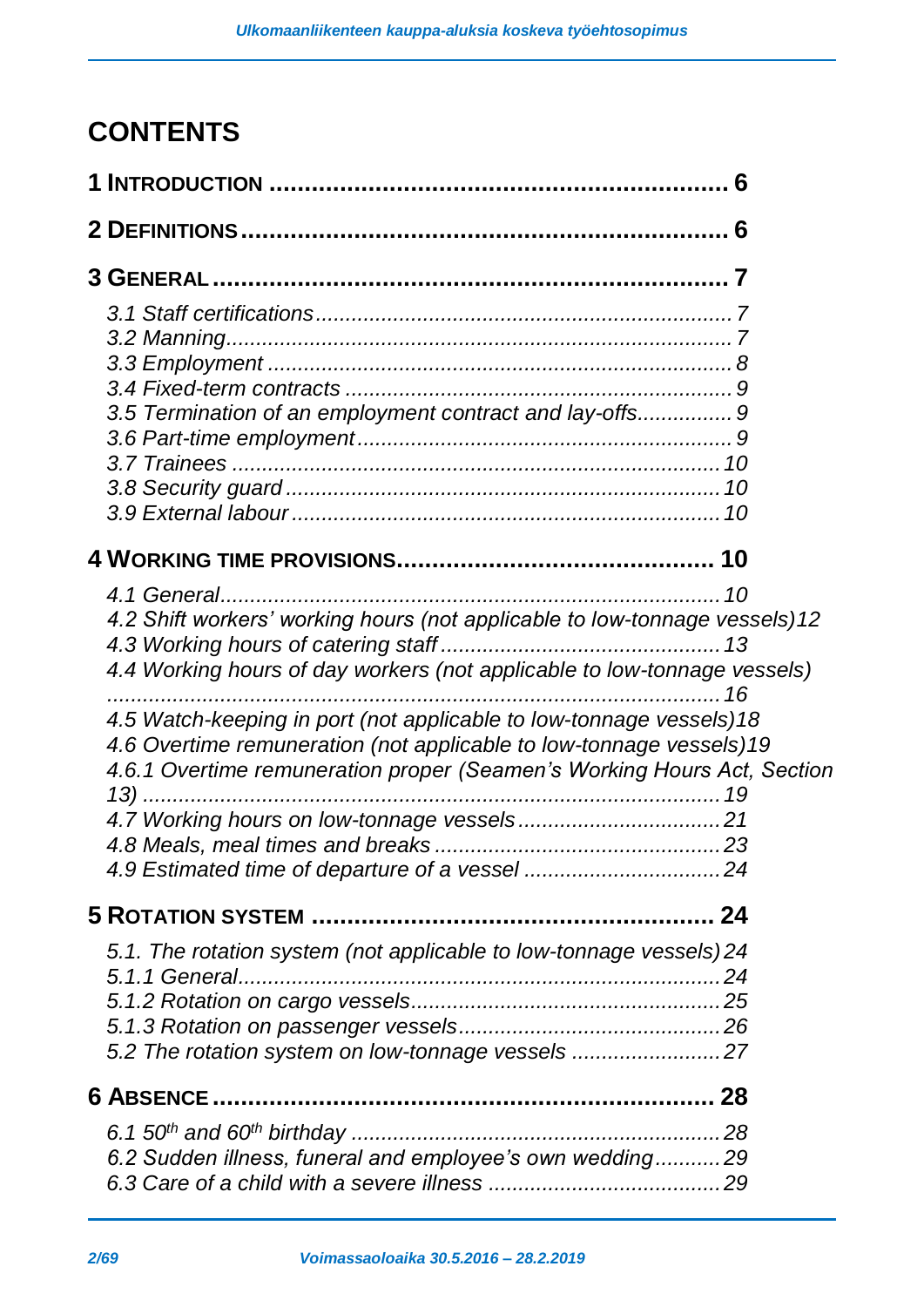# CONTENTS

**1 INTRODUCTION ............................................................... 6**

**2 DEFINITIONS ................................................................. 6**

**3 GENERAL ....................................................................... 7**

*3.1 Staff certifications ........................................................ 7*
*3.2 Manning ..................................................................... 7*
*3.3 Employment ................................................................ 8*
*3.4 Fixed-term contracts .................................................... 9*
*3.5 Termination of an employment contract and lay-offs ............... 9*
*3.6 Part-time employment .................................................... 9*
*3.7 Trainees ..................................................................... 10*
*3.8 Security guard ............................................................. 10*
*3.9 External labour ............................................................ 10*

**4 WORKING TIME PROVISIONS ............................................ 10**

*4.1 General ...................................................................... 10*
*4.2 Shift workers' working hours (not applicable to low-tonnage vessels) 12*
*4.3 Working hours of catering staff ...................................... 13*
*4.4 Working hours of day workers (not applicable to low-tonnage vessels) ........................................................................................ 16*
*4.5 Watch-keeping in port (not applicable to low-tonnage vessels) 18*
*4.6 Overtime remuneration (not applicable to low-tonnage vessels) 19*
*4.6.1 Overtime remuneration proper (Seamen's Working Hours Act, Section 13) ........................................................................................ 19*
*4.7 Working hours on low-tonnage vessels .............................. 21*
*4.8 Meals, meal times and breaks ......................................... 23*
*4.9 Estimated time of departure of a vessel ............................ 24*

**5 ROTATION SYSTEM ........................................................ 24**

*5.1. The rotation system (not applicable to low-tonnage vessels) 24*
*5.1.1 General ..................................................................... 24*
*5.1.2 Rotation on cargo vessels .............................................. 25*
*5.1.3 Rotation on passenger vessels ........................................ 26*
*5.2 The rotation system on low-tonnage vessels ........................ 27*

**6 ABSENCE ...................................................................... 28**

*6.1 50th and 60th birthday .................................................... 28*
*6.2 Sudden illness, funeral and employee's own wedding ........... 29*
*6.3 Care of a child with a severe illness ................................. 29*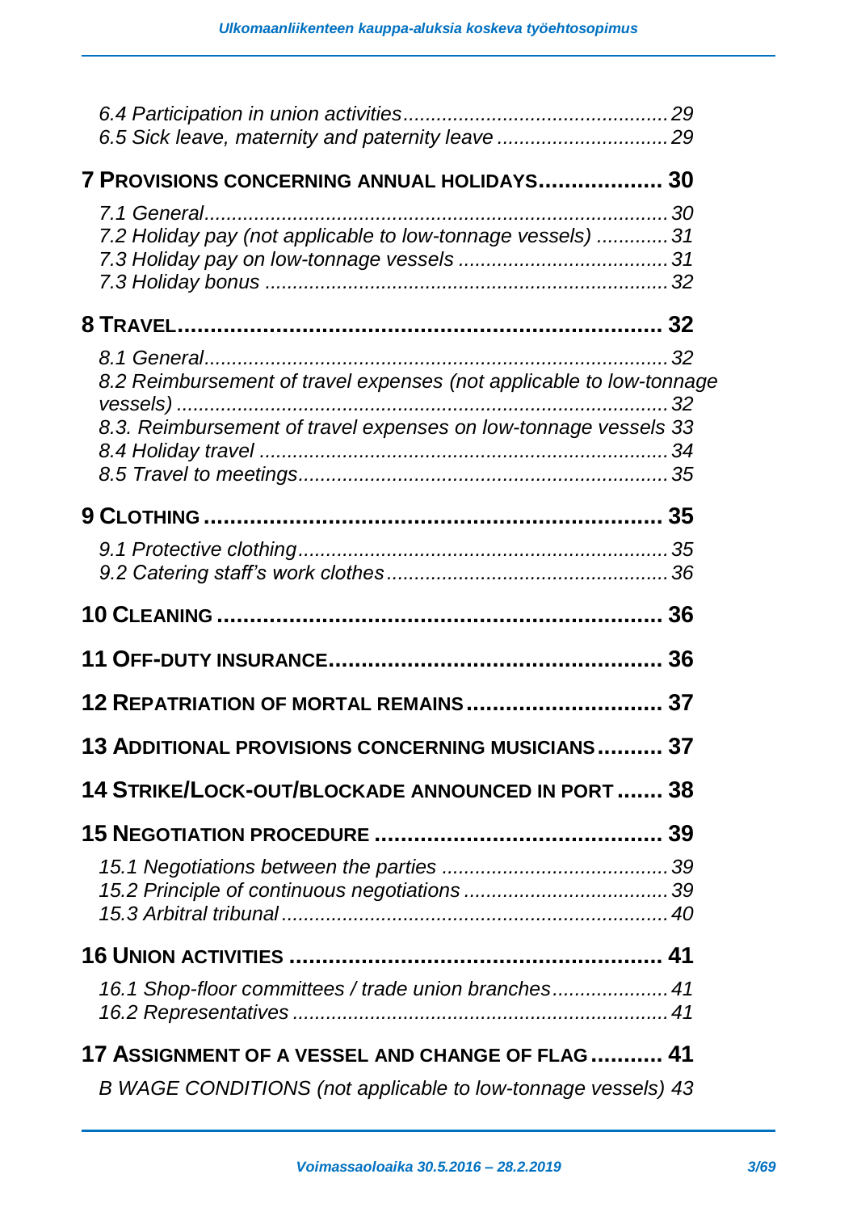*6.4 Participation in union activities ............................................... 29*
*6.5 Sick leave, maternity and paternity leave .............................. 29*

**7 PROVISIONS CONCERNING ANNUAL HOLIDAYS ................... 30**

*7.1 General ................................................................................. 30*
*7.2 Holiday pay (not applicable to low-tonnage vessels) ............ 31*
*7.3 Holiday pay on low-tonnage vessels ..................................... 31*
*7.3 Holiday bonus ....................................................................... 32*

**8 TRAVEL ........................................................................ 32**

*8.1 General ................................................................................. 32*
*8.2 Reimbursement of travel expenses (not applicable to low-tonnage vessels) ....................................................................................... 32*
*8.3. Reimbursement of travel expenses on low-tonnage vessels 33*
*8.4 Holiday travel ......................................................................... 34*
*8.5 Travel to meetings .................................................................. 35*

**9 CLOTHING .................................................................... 35**

*9.1 Protective clothing .................................................................. 35*
*9.2 Catering staff's work clothes .................................................. 36*

**10 CLEANING .................................................................. 36**

**11 OFF-DUTY INSURANCE .................................................. 36**

**12 REPATRIATION OF MORTAL REMAINS ............................. 37**

**13 ADDITIONAL PROVISIONS CONCERNING MUSICIANS .......... 37**

**14 STRIKE/LOCK-OUT/BLOCKADE ANNOUNCED IN PORT ....... 38**

**15 NEGOTIATION PROCEDURE ............................................ 39**

*15.1 Negotiations between the parties ........................................ 39*
*15.2 Principle of continuous negotiations .................................... 39*
*15.3 Arbitral tribunal ..................................................................... 40*

**16 UNION ACTIVITIES ........................................................ 41**

*16.1 Shop-floor committees / trade union branches ..................... 41*
*16.2 Representatives .................................................................... 41*

**17 ASSIGNMENT OF A VESSEL AND CHANGE OF FLAG ........... 41**

*B WAGE CONDITIONS (not applicable to low-tonnage vessels) 43*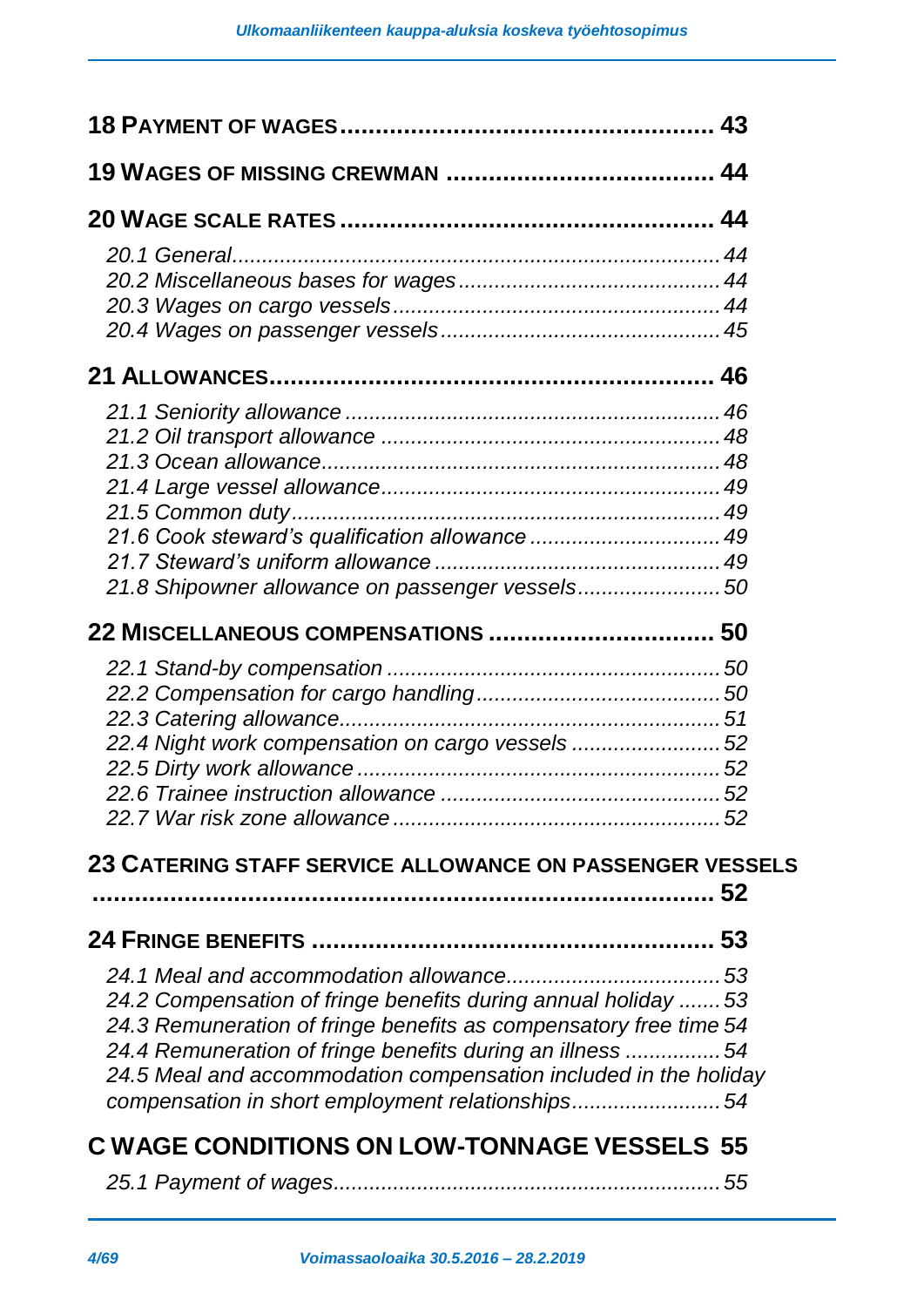**18 PAYMENT OF WAGES** .................................................... **43**

**19 WAGES OF MISSING CREWMAN** ..................................... **44**

**20 WAGE SCALE RATES** .................................................... **44**

*20.1 General* ................................................................................ *44*
*20.2 Miscellaneous bases for wages* ........................................... *44*
*20.3 Wages on cargo vessels* ..................................................... *44*
*20.4 Wages on passenger vessels* ............................................. *45*

**21 ALLOWANCES** ............................................................... **46**

*21.1 Seniority allowance* ............................................................. *46*
*21.2 Oil transport allowance* ....................................................... *48*
*21.3 Ocean allowance* ................................................................. *48*
*21.4 Large vessel allowance* ....................................................... *49*
*21.5 Common duty* ..................................................................... *49*
*21.6 Cook steward's qualification allowance* ............................... *49*
*21.7 Steward's uniform allowance* ............................................... *49*
*21.8 Shipowner allowance on passenger vessels* ........................ *50*

**22 MISCELLANEOUS COMPENSATIONS** ............................... **50**

*22.1 Stand-by compensation* ....................................................... *50*
*22.2 Compensation for cargo handling* ........................................ *50*
*22.3 Catering allowance* .............................................................. *51*
*22.4 Night work compensation on cargo vessels* ......................... *52*
*22.5 Dirty work allowance* ........................................................... *52*
*22.6 Trainee instruction allowance* .............................................. *52*
*22.7 War risk zone allowance* ..................................................... *52*

**23 CATERING STAFF SERVICE ALLOWANCE ON PASSENGER VESSELS** ........................................................................... **52**

**24 FRINGE BENEFITS** ........................................................ **53**

*24.1 Meal and accommodation allowance* ................................... *53*
*24.2 Compensation of fringe benefits during annual holiday* ....... *53*
*24.3 Remuneration of fringe benefits as compensatory free time* *54*
*24.4 Remuneration of fringe benefits during an illness* ................ *54*
*24.5 Meal and accommodation compensation included in the holiday compensation in short employment relationships* ......................... *54*

**C WAGE CONDITIONS ON LOW-TONNAGE VESSELS 55**

*25.1 Payment of wages* ............................................................... *55*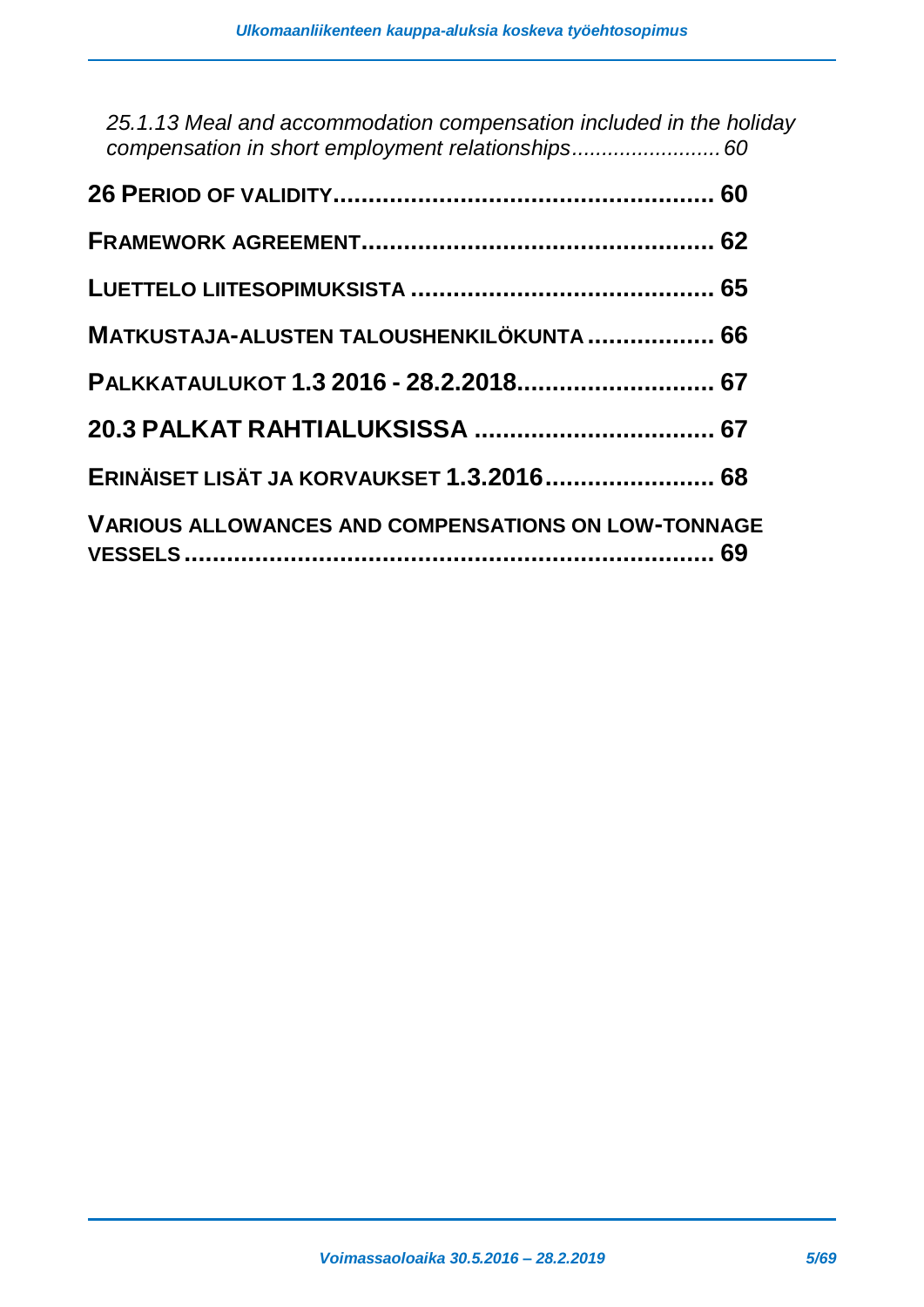*25.1.13 Meal and accommodation compensation included in the holiday compensation in short employment relationships......................... 60*

**26 PERIOD OF VALIDITY..................................................... 60**

**FRAMEWORK AGREEMENT................................................. 62**

**LUETTELO LIITESOPIMUKSISTA ........................................... 65**

**MATKUSTAJA-ALUSTEN TALOUSHENKILÖKUNTA .................. 66**

**PALKKATAULUKOT 1.3 2016 - 28.2.2018............................ 67**

**20.3 PALKAT RAHTIALUKSISSA ................................... 67**

**ERINÄISET LISÄT JA KORVAUKSET 1.3.2016........................ 68**

**VARIOUS ALLOWANCES AND COMPENSATIONS ON LOW-TONNAGE VESSELS.......................................................................... 69**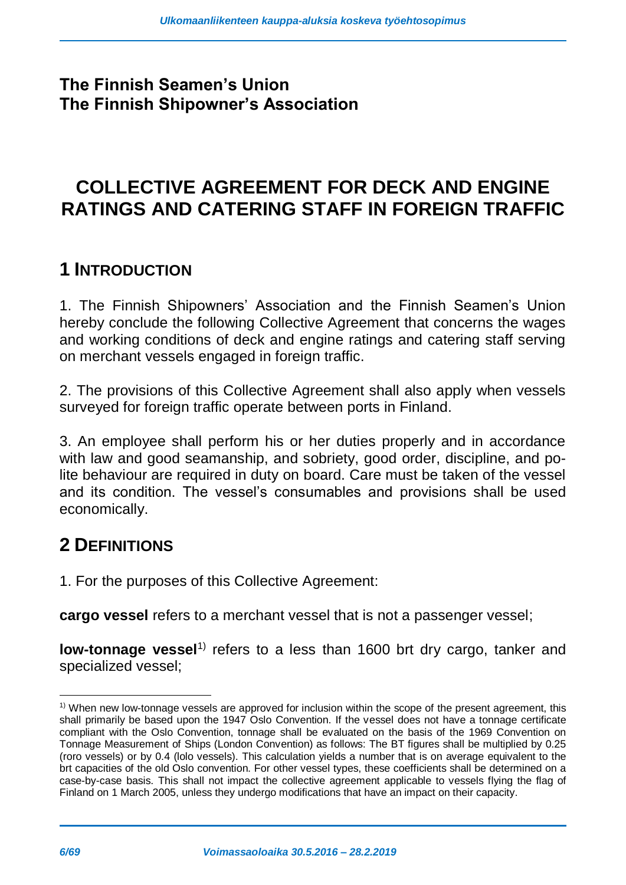**The Finnish Seamen's Union**
**The Finnish Shipowner's Association**

# COLLECTIVE AGREEMENT FOR DECK AND ENGINE RATINGS AND CATERING STAFF IN FOREIGN TRAFFIC

## 1 INTRODUCTION

1. The Finnish Shipowners' Association and the Finnish Seamen's Union hereby conclude the following Collective Agreement that concerns the wages and working conditions of deck and engine ratings and catering staff serving on merchant vessels engaged in foreign traffic.

2. The provisions of this Collective Agreement shall also apply when vessels surveyed for foreign traffic operate between ports in Finland.

3. An employee shall perform his or her duties properly and in accordance with law and good seamanship, and sobriety, good order, discipline, and polite behaviour are required in duty on board. Care must be taken of the vessel and its condition. The vessel's consumables and provisions shall be used economically.

## 2 DEFINITIONS

1. For the purposes of this Collective Agreement:

**cargo vessel** refers to a merchant vessel that is not a passenger vessel;

**low-tonnage vessel**[1)] refers to a less than 1600 brt dry cargo, tanker and specialized vessel;

---

[1)] When new low-tonnage vessels are approved for inclusion within the scope of the present agreement, this shall primarily be based upon the 1947 Oslo Convention. If the vessel does not have a tonnage certificate compliant with the Oslo Convention, tonnage shall be evaluated on the basis of the 1969 Convention on Tonnage Measurement of Ships (London Convention) as follows: The BT figures shall be multiplied by 0.25 (roro vessels) or by 0.4 (lolo vessels). This calculation yields a number that is on average equivalent to the brt capacities of the old Oslo convention. For other vessel types, these coefficients shall be determined on a case-by-case basis. This shall not impact the collective agreement applicable to vessels flying the flag of Finland on 1 March 2005, unless they undergo modifications that have an impact on their capacity.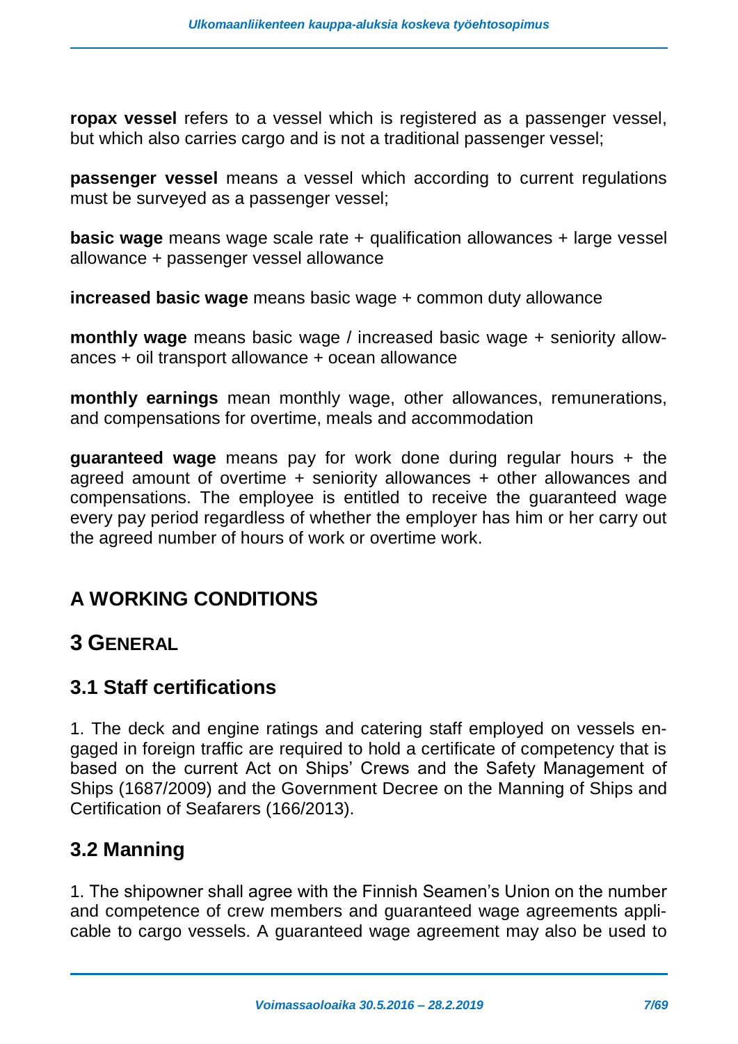**ropax vessel** refers to a vessel which is registered as a passenger vessel, but which also carries cargo and is not a traditional passenger vessel;

**passenger vessel** means a vessel which according to current regulations must be surveyed as a passenger vessel;

**basic wage** means wage scale rate + qualification allowances + large vessel allowance + passenger vessel allowance

**increased basic wage** means basic wage + common duty allowance

**monthly wage** means basic wage / increased basic wage + seniority allowances + oil transport allowance + ocean allowance

**monthly earnings** mean monthly wage, other allowances, remunerations, and compensations for overtime, meals and accommodation

**guaranteed wage** means pay for work done during regular hours + the agreed amount of overtime + seniority allowances + other allowances and compensations. The employee is entitled to receive the guaranteed wage every pay period regardless of whether the employer has him or her carry out the agreed number of hours of work or overtime work.

# A WORKING CONDITIONS

## 3 General

### 3.1 Staff certifications

1. The deck and engine ratings and catering staff employed on vessels engaged in foreign traffic are required to hold a certificate of competency that is based on the current Act on Ships' Crews and the Safety Management of Ships (1687/2009) and the Government Decree on the Manning of Ships and Certification of Seafarers (166/2013).

### 3.2 Manning

1. The shipowner shall agree with the Finnish Seamen's Union on the number and competence of crew members and guaranteed wage agreements applicable to cargo vessels. A guaranteed wage agreement may also be used to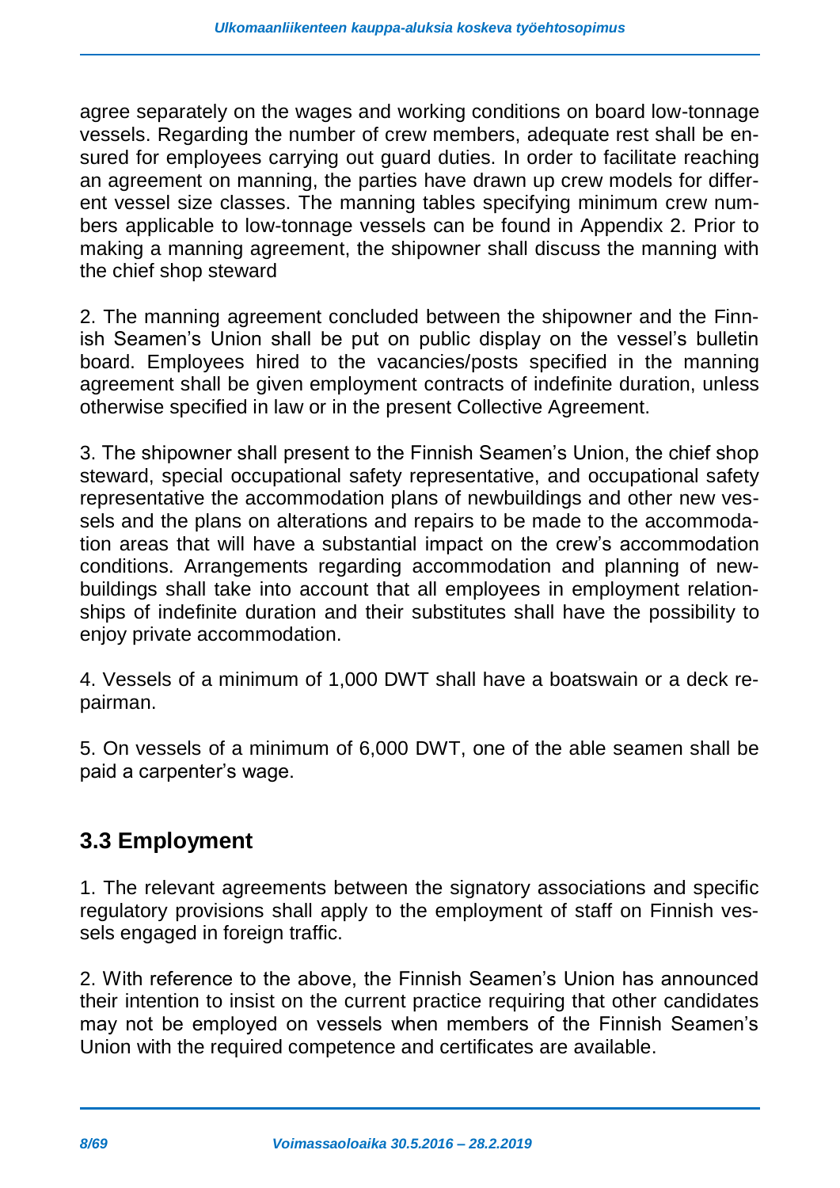agree separately on the wages and working conditions on board low-tonnage vessels. Regarding the number of crew members, adequate rest shall be ensured for employees carrying out guard duties. In order to facilitate reaching an agreement on manning, the parties have drawn up crew models for different vessel size classes. The manning tables specifying minimum crew numbers applicable to low-tonnage vessels can be found in Appendix 2. Prior to making a manning agreement, the shipowner shall discuss the manning with the chief shop steward

2. The manning agreement concluded between the shipowner and the Finnish Seamen's Union shall be put on public display on the vessel's bulletin board. Employees hired to the vacancies/posts specified in the manning agreement shall be given employment contracts of indefinite duration, unless otherwise specified in law or in the present Collective Agreement.

3. The shipowner shall present to the Finnish Seamen's Union, the chief shop steward, special occupational safety representative, and occupational safety representative the accommodation plans of newbuildings and other new vessels and the plans on alterations and repairs to be made to the accommodation areas that will have a substantial impact on the crew's accommodation conditions. Arrangements regarding accommodation and planning of newbuildings shall take into account that all employees in employment relationships of indefinite duration and their substitutes shall have the possibility to enjoy private accommodation.

4. Vessels of a minimum of 1,000 DWT shall have a boatswain or a deck repairman.

5. On vessels of a minimum of 6,000 DWT, one of the able seamen shall be paid a carpenter's wage.

## 3.3 Employment

1. The relevant agreements between the signatory associations and specific regulatory provisions shall apply to the employment of staff on Finnish vessels engaged in foreign traffic.

2. With reference to the above, the Finnish Seamen's Union has announced their intention to insist on the current practice requiring that other candidates may not be employed on vessels when members of the Finnish Seamen's Union with the required competence and certificates are available.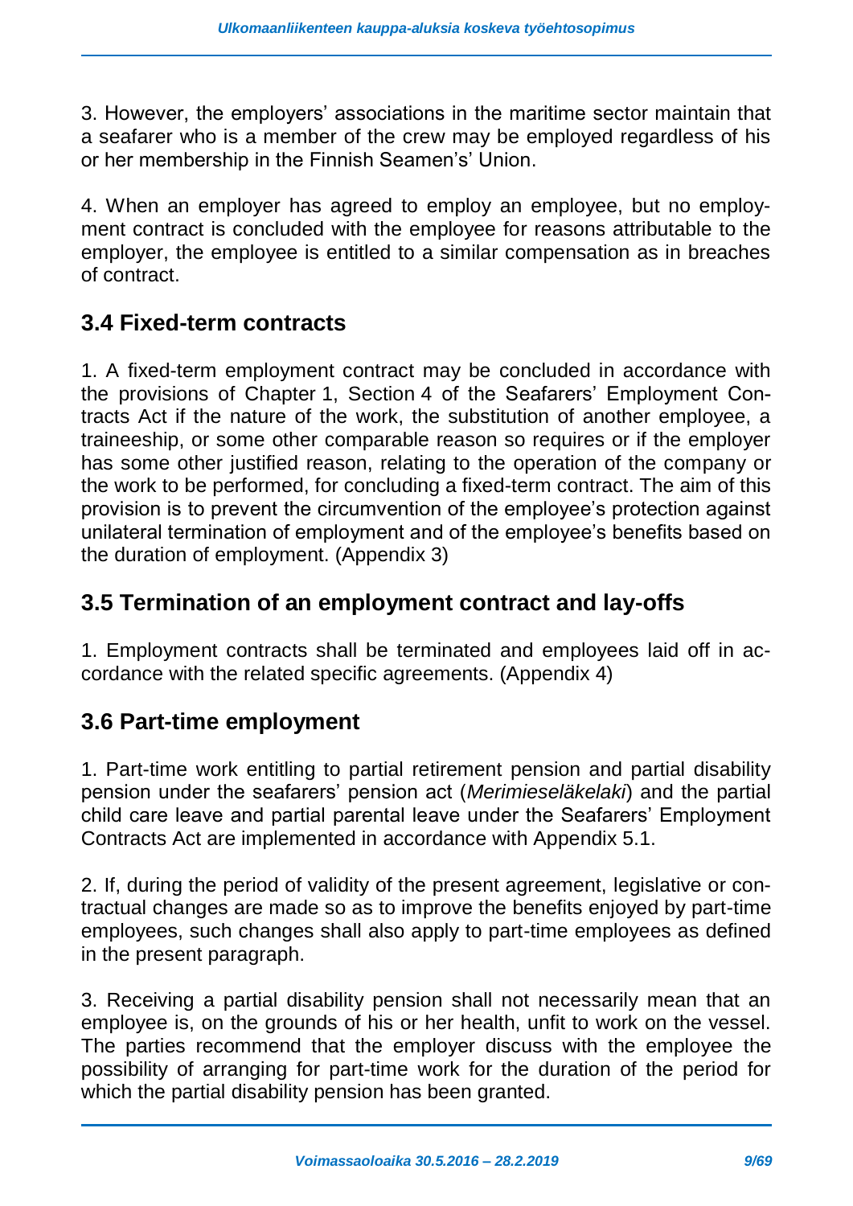3. However, the employers' associations in the maritime sector maintain that a seafarer who is a member of the crew may be employed regardless of his or her membership in the Finnish Seamen's' Union.

4. When an employer has agreed to employ an employee, but no employment contract is concluded with the employee for reasons attributable to the employer, the employee is entitled to a similar compensation as in breaches of contract.

## 3.4 Fixed-term contracts

1. A fixed-term employment contract may be concluded in accordance with the provisions of Chapter 1, Section 4 of the Seafarers' Employment Contracts Act if the nature of the work, the substitution of another employee, a traineeship, or some other comparable reason so requires or if the employer has some other justified reason, relating to the operation of the company or the work to be performed, for concluding a fixed-term contract. The aim of this provision is to prevent the circumvention of the employee's protection against unilateral termination of employment and of the employee's benefits based on the duration of employment. (Appendix 3)

## 3.5 Termination of an employment contract and lay-offs

1. Employment contracts shall be terminated and employees laid off in accordance with the related specific agreements. (Appendix 4)

## 3.6 Part-time employment

1. Part-time work entitling to partial retirement pension and partial disability pension under the seafarers' pension act (*Merimieseläkelaki*) and the partial child care leave and partial parental leave under the Seafarers' Employment Contracts Act are implemented in accordance with Appendix 5.1.

2. If, during the period of validity of the present agreement, legislative or contractual changes are made so as to improve the benefits enjoyed by part-time employees, such changes shall also apply to part-time employees as defined in the present paragraph.

3. Receiving a partial disability pension shall not necessarily mean that an employee is, on the grounds of his or her health, unfit to work on the vessel. The parties recommend that the employer discuss with the employee the possibility of arranging for part-time work for the duration of the period for which the partial disability pension has been granted.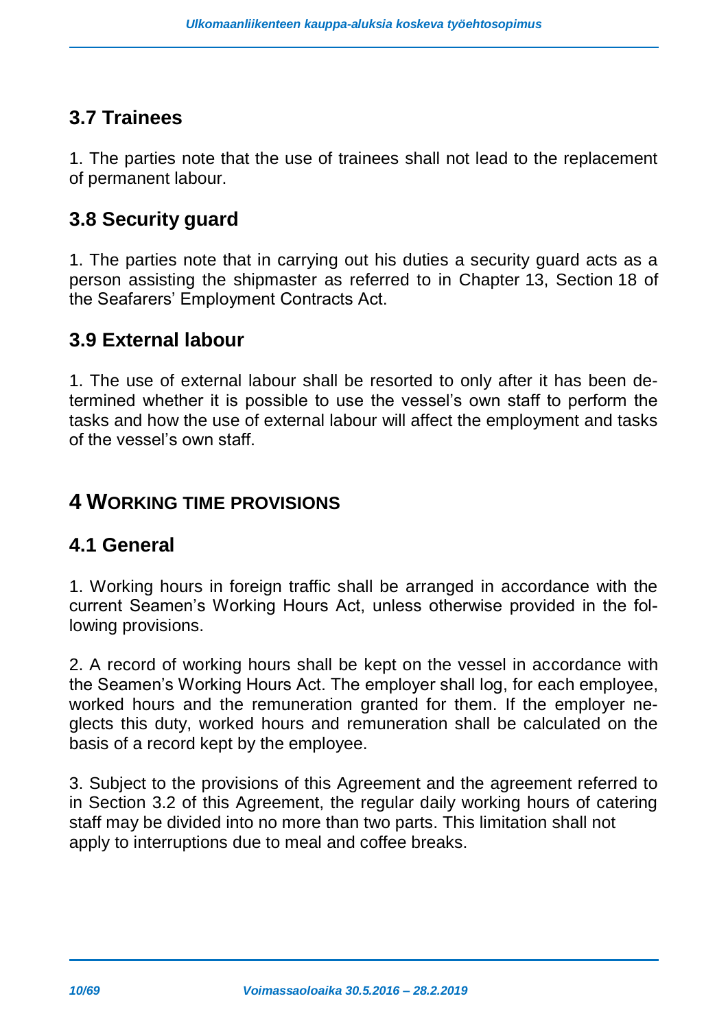## 3.7 Trainees

1. The parties note that the use of trainees shall not lead to the replacement of permanent labour.

## 3.8 Security guard

1. The parties note that in carrying out his duties a security guard acts as a person assisting the shipmaster as referred to in Chapter 13, Section 18 of the Seafarers' Employment Contracts Act.

## 3.9 External labour

1. The use of external labour shall be resorted to only after it has been determined whether it is possible to use the vessel's own staff to perform the tasks and how the use of external labour will affect the employment and tasks of the vessel's own staff.

# 4 WORKING TIME PROVISIONS

## 4.1 General

1. Working hours in foreign traffic shall be arranged in accordance with the current Seamen's Working Hours Act, unless otherwise provided in the following provisions.

2. A record of working hours shall be kept on the vessel in accordance with the Seamen's Working Hours Act. The employer shall log, for each employee, worked hours and the remuneration granted for them. If the employer neglects this duty, worked hours and remuneration shall be calculated on the basis of a record kept by the employee.

3. Subject to the provisions of this Agreement and the agreement referred to in Section 3.2 of this Agreement, the regular daily working hours of catering staff may be divided into no more than two parts. This limitation shall not apply to interruptions due to meal and coffee breaks.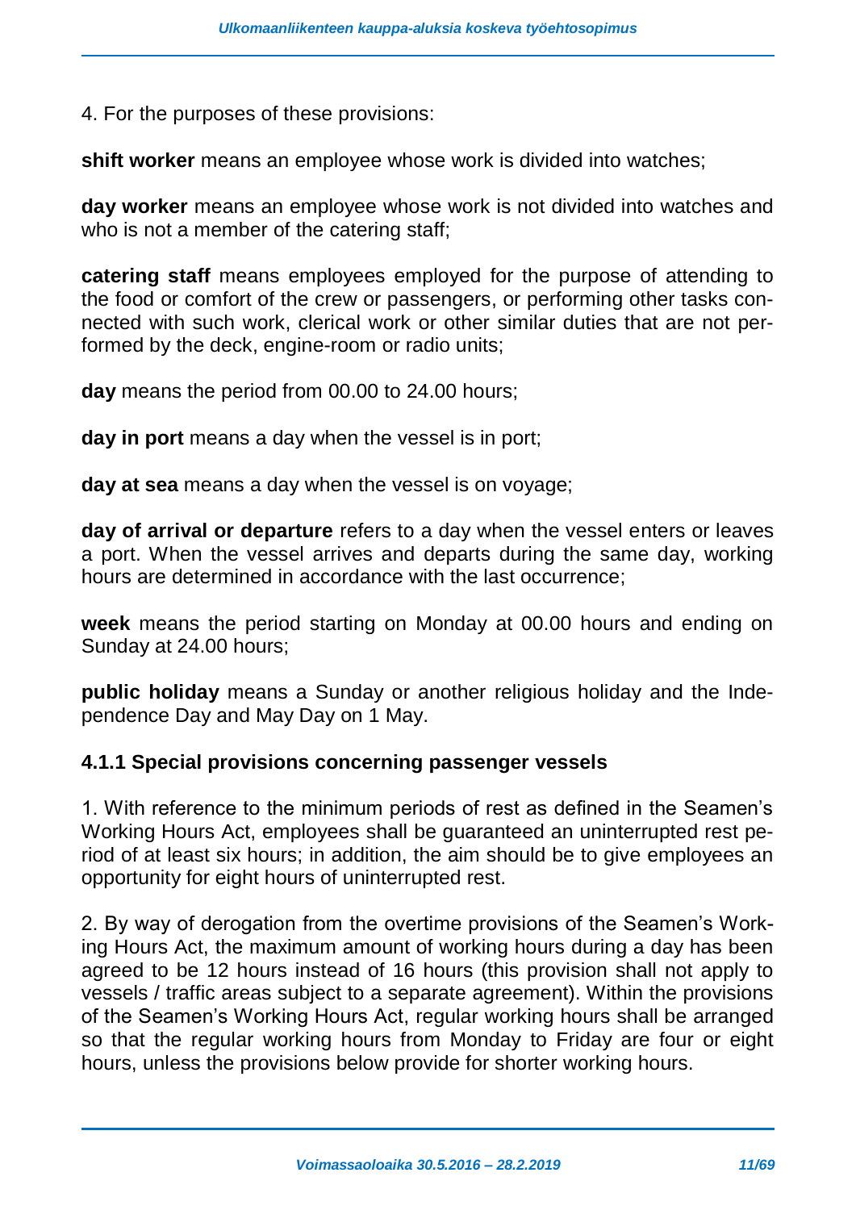4. For the purposes of these provisions:

**shift worker** means an employee whose work is divided into watches;

**day worker** means an employee whose work is not divided into watches and who is not a member of the catering staff;

**catering staff** means employees employed for the purpose of attending to the food or comfort of the crew or passengers, or performing other tasks connected with such work, clerical work or other similar duties that are not performed by the deck, engine-room or radio units;

**day** means the period from 00.00 to 24.00 hours;

**day in port** means a day when the vessel is in port;

**day at sea** means a day when the vessel is on voyage;

**day of arrival or departure** refers to a day when the vessel enters or leaves a port. When the vessel arrives and departs during the same day, working hours are determined in accordance with the last occurrence;

**week** means the period starting on Monday at 00.00 hours and ending on Sunday at 24.00 hours;

**public holiday** means a Sunday or another religious holiday and the Independence Day and May Day on 1 May.

### 4.1.1 Special provisions concerning passenger vessels

1. With reference to the minimum periods of rest as defined in the Seamen's Working Hours Act, employees shall be guaranteed an uninterrupted rest period of at least six hours; in addition, the aim should be to give employees an opportunity for eight hours of uninterrupted rest.

2. By way of derogation from the overtime provisions of the Seamen's Working Hours Act, the maximum amount of working hours during a day has been agreed to be 12 hours instead of 16 hours (this provision shall not apply to vessels / traffic areas subject to a separate agreement). Within the provisions of the Seamen's Working Hours Act, regular working hours shall be arranged so that the regular working hours from Monday to Friday are four or eight hours, unless the provisions below provide for shorter working hours.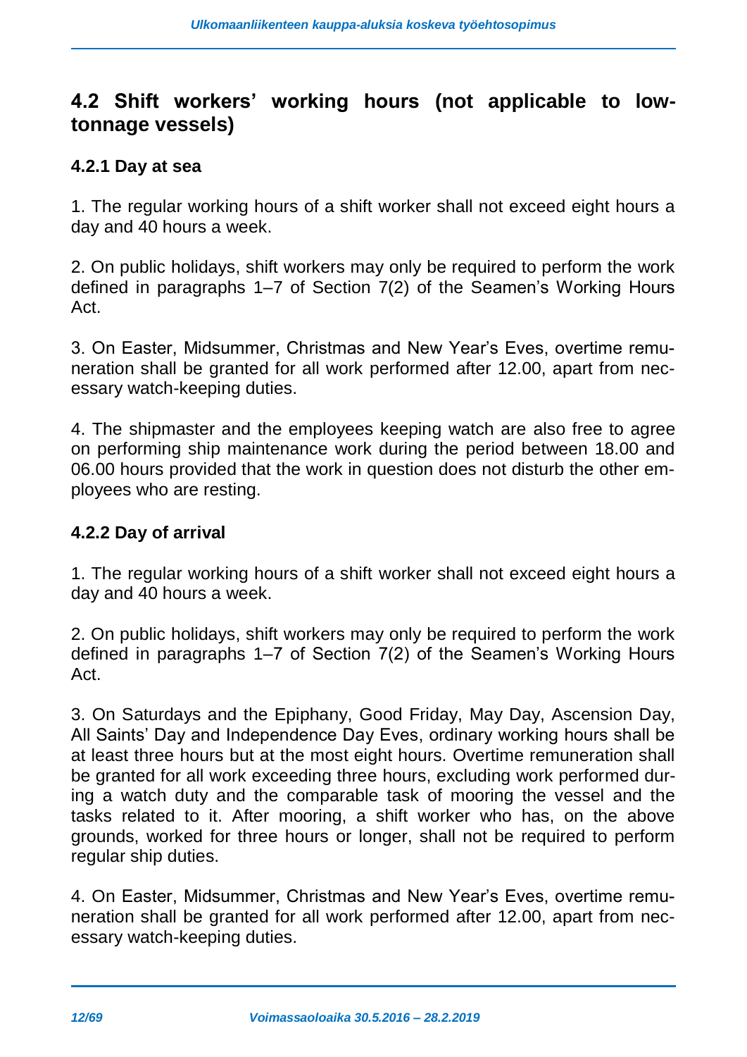## 4.2 Shift workers' working hours (not applicable to low-tonnage vessels)

### 4.2.1 Day at sea

1. The regular working hours of a shift worker shall not exceed eight hours a day and 40 hours a week.

2. On public holidays, shift workers may only be required to perform the work defined in paragraphs 1–7 of Section 7(2) of the Seamen's Working Hours Act.

3. On Easter, Midsummer, Christmas and New Year's Eves, overtime remuneration shall be granted for all work performed after 12.00, apart from necessary watch-keeping duties.

4. The shipmaster and the employees keeping watch are also free to agree on performing ship maintenance work during the period between 18.00 and 06.00 hours provided that the work in question does not disturb the other employees who are resting.

### 4.2.2 Day of arrival

1. The regular working hours of a shift worker shall not exceed eight hours a day and 40 hours a week.

2. On public holidays, shift workers may only be required to perform the work defined in paragraphs 1–7 of Section 7(2) of the Seamen's Working Hours Act.

3. On Saturdays and the Epiphany, Good Friday, May Day, Ascension Day, All Saints' Day and Independence Day Eves, ordinary working hours shall be at least three hours but at the most eight hours. Overtime remuneration shall be granted for all work exceeding three hours, excluding work performed during a watch duty and the comparable task of mooring the vessel and the tasks related to it. After mooring, a shift worker who has, on the above grounds, worked for three hours or longer, shall not be required to perform regular ship duties.

4. On Easter, Midsummer, Christmas and New Year's Eves, overtime remuneration shall be granted for all work performed after 12.00, apart from necessary watch-keeping duties.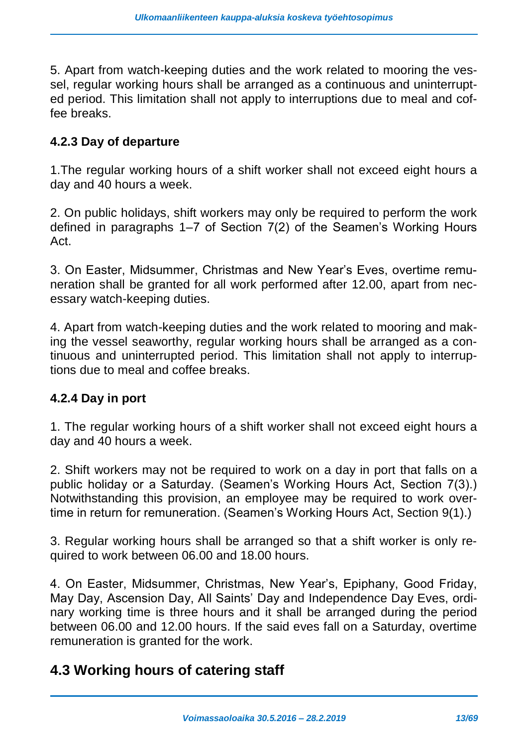5. Apart from watch-keeping duties and the work related to mooring the vessel, regular working hours shall be arranged as a continuous and uninterrupted period. This limitation shall not apply to interruptions due to meal and coffee breaks.

### 4.2.3 Day of departure

1.The regular working hours of a shift worker shall not exceed eight hours a day and 40 hours a week.

2. On public holidays, shift workers may only be required to perform the work defined in paragraphs 1–7 of Section 7(2) of the Seamen's Working Hours Act.

3. On Easter, Midsummer, Christmas and New Year's Eves, overtime remuneration shall be granted for all work performed after 12.00, apart from necessary watch-keeping duties.

4. Apart from watch-keeping duties and the work related to mooring and making the vessel seaworthy, regular working hours shall be arranged as a continuous and uninterrupted period. This limitation shall not apply to interruptions due to meal and coffee breaks.

### 4.2.4 Day in port

1. The regular working hours of a shift worker shall not exceed eight hours a day and 40 hours a week.

2. Shift workers may not be required to work on a day in port that falls on a public holiday or a Saturday. (Seamen's Working Hours Act, Section 7(3).) Notwithstanding this provision, an employee may be required to work overtime in return for remuneration. (Seamen's Working Hours Act, Section 9(1).)

3. Regular working hours shall be arranged so that a shift worker is only required to work between 06.00 and 18.00 hours.

4. On Easter, Midsummer, Christmas, New Year's, Epiphany, Good Friday, May Day, Ascension Day, All Saints' Day and Independence Day Eves, ordinary working time is three hours and it shall be arranged during the period between 06.00 and 12.00 hours. If the said eves fall on a Saturday, overtime remuneration is granted for the work.

## 4.3 Working hours of catering staff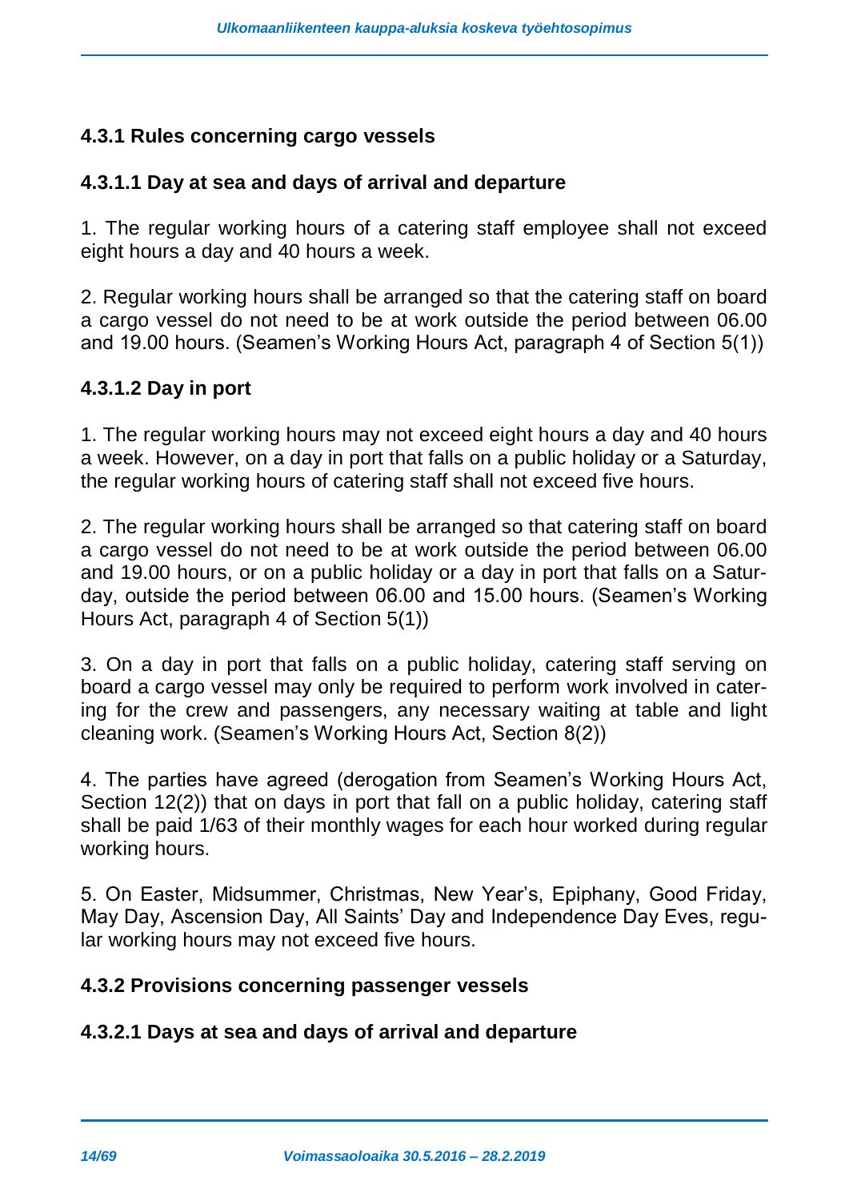### 4.3.1 Rules concerning cargo vessels

#### 4.3.1.1 Day at sea and days of arrival and departure

1. The regular working hours of a catering staff employee shall not exceed eight hours a day and 40 hours a week.

2. Regular working hours shall be arranged so that the catering staff on board a cargo vessel do not need to be at work outside the period between 06.00 and 19.00 hours. (Seamen's Working Hours Act, paragraph 4 of Section 5(1))

#### 4.3.1.2 Day in port

1. The regular working hours may not exceed eight hours a day and 40 hours a week. However, on a day in port that falls on a public holiday or a Saturday, the regular working hours of catering staff shall not exceed five hours.

2. The regular working hours shall be arranged so that catering staff on board a cargo vessel do not need to be at work outside the period between 06.00 and 19.00 hours, or on a public holiday or a day in port that falls on a Saturday, outside the period between 06.00 and 15.00 hours. (Seamen's Working Hours Act, paragraph 4 of Section 5(1))

3. On a day in port that falls on a public holiday, catering staff serving on board a cargo vessel may only be required to perform work involved in catering for the crew and passengers, any necessary waiting at table and light cleaning work. (Seamen's Working Hours Act, Section 8(2))

4. The parties have agreed (derogation from Seamen's Working Hours Act, Section 12(2)) that on days in port that fall on a public holiday, catering staff shall be paid 1/63 of their monthly wages for each hour worked during regular working hours.

5. On Easter, Midsummer, Christmas, New Year's, Epiphany, Good Friday, May Day, Ascension Day, All Saints' Day and Independence Day Eves, regular working hours may not exceed five hours.

### 4.3.2 Provisions concerning passenger vessels

#### 4.3.2.1 Days at sea and days of arrival and departure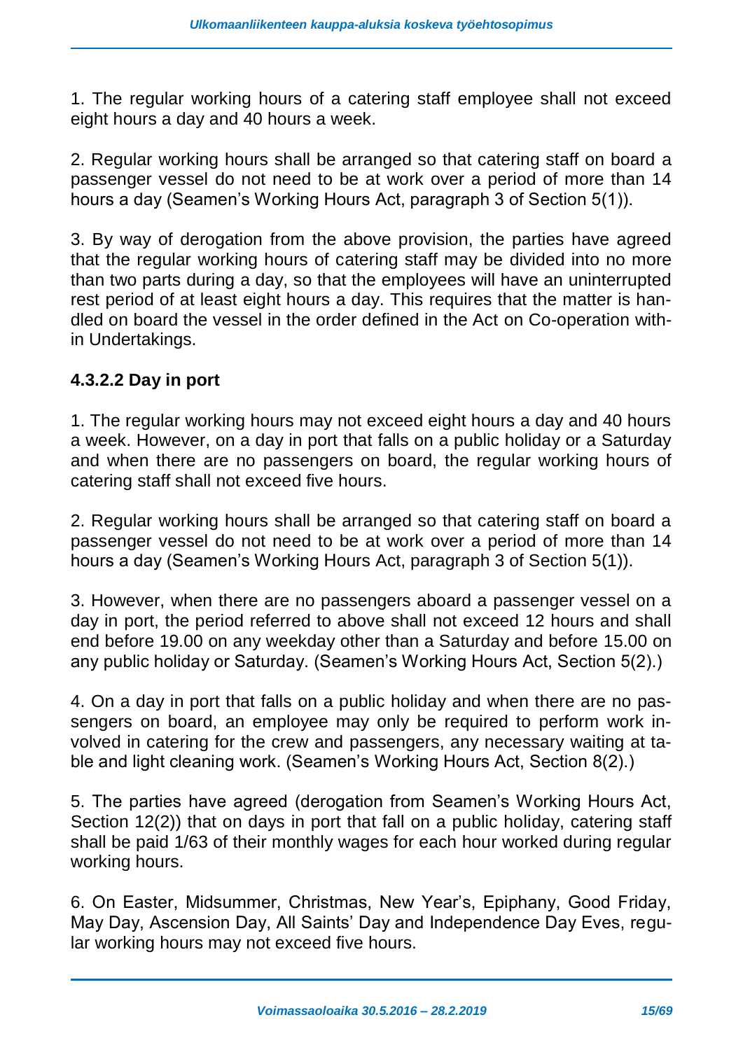1. The regular working hours of a catering staff employee shall not exceed eight hours a day and 40 hours a week.

2. Regular working hours shall be arranged so that catering staff on board a passenger vessel do not need to be at work over a period of more than 14 hours a day (Seamen's Working Hours Act, paragraph 3 of Section 5(1)).

3. By way of derogation from the above provision, the parties have agreed that the regular working hours of catering staff may be divided into no more than two parts during a day, so that the employees will have an uninterrupted rest period of at least eight hours a day. This requires that the matter is handled on board the vessel in the order defined in the Act on Co-operation within Undertakings.

#### 4.3.2.2 Day in port

1. The regular working hours may not exceed eight hours a day and 40 hours a week. However, on a day in port that falls on a public holiday or a Saturday and when there are no passengers on board, the regular working hours of catering staff shall not exceed five hours.

2. Regular working hours shall be arranged so that catering staff on board a passenger vessel do not need to be at work over a period of more than 14 hours a day (Seamen's Working Hours Act, paragraph 3 of Section 5(1)).

3. However, when there are no passengers aboard a passenger vessel on a day in port, the period referred to above shall not exceed 12 hours and shall end before 19.00 on any weekday other than a Saturday and before 15.00 on any public holiday or Saturday. (Seamen's Working Hours Act, Section 5(2).)

4. On a day in port that falls on a public holiday and when there are no passengers on board, an employee may only be required to perform work involved in catering for the crew and passengers, any necessary waiting at table and light cleaning work. (Seamen's Working Hours Act, Section 8(2).)

5. The parties have agreed (derogation from Seamen's Working Hours Act, Section 12(2)) that on days in port that fall on a public holiday, catering staff shall be paid 1/63 of their monthly wages for each hour worked during regular working hours.

6. On Easter, Midsummer, Christmas, New Year's, Epiphany, Good Friday, May Day, Ascension Day, All Saints' Day and Independence Day Eves, regular working hours may not exceed five hours.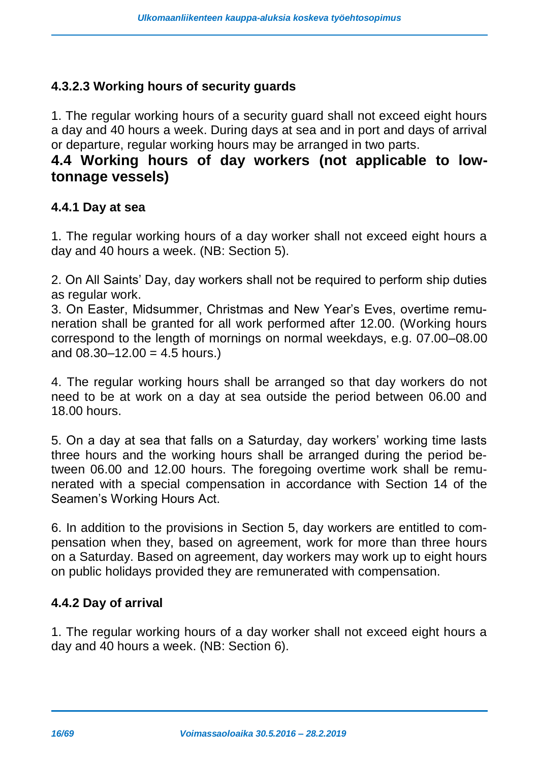#### 4.3.2.3 Working hours of security guards

1. The regular working hours of a security guard shall not exceed eight hours a day and 40 hours a week. During days at sea and in port and days of arrival or departure, regular working hours may be arranged in two parts.

## 4.4 Working hours of day workers (not applicable to low-tonnage vessels)

### 4.4.1 Day at sea

1. The regular working hours of a day worker shall not exceed eight hours a day and 40 hours a week. (NB: Section 5).

2. On All Saints' Day, day workers shall not be required to perform ship duties as regular work.

3. On Easter, Midsummer, Christmas and New Year's Eves, overtime remuneration shall be granted for all work performed after 12.00. (Working hours correspond to the length of mornings on normal weekdays, e.g. 07.00–08.00 and 08.30–12.00 = 4.5 hours.)

4. The regular working hours shall be arranged so that day workers do not need to be at work on a day at sea outside the period between 06.00 and 18.00 hours.

5. On a day at sea that falls on a Saturday, day workers' working time lasts three hours and the working hours shall be arranged during the period between 06.00 and 12.00 hours. The foregoing overtime work shall be remunerated with a special compensation in accordance with Section 14 of the Seamen's Working Hours Act.

6. In addition to the provisions in Section 5, day workers are entitled to compensation when they, based on agreement, work for more than three hours on a Saturday. Based on agreement, day workers may work up to eight hours on public holidays provided they are remunerated with compensation.

### 4.4.2 Day of arrival

1. The regular working hours of a day worker shall not exceed eight hours a day and 40 hours a week. (NB: Section 6).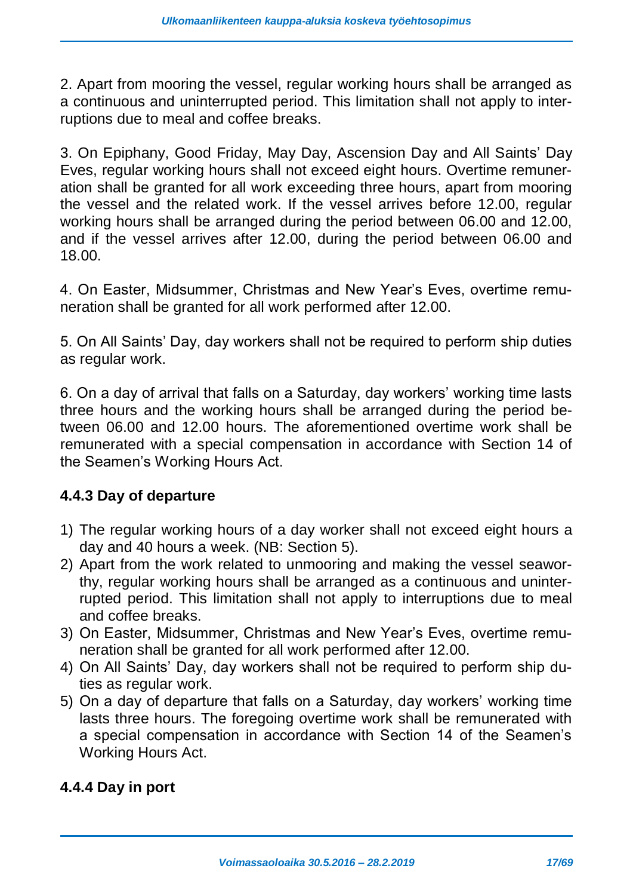2. Apart from mooring the vessel, regular working hours shall be arranged as a continuous and uninterrupted period. This limitation shall not apply to interruptions due to meal and coffee breaks.

3. On Epiphany, Good Friday, May Day, Ascension Day and All Saints' Day Eves, regular working hours shall not exceed eight hours. Overtime remuneration shall be granted for all work exceeding three hours, apart from mooring the vessel and the related work. If the vessel arrives before 12.00, regular working hours shall be arranged during the period between 06.00 and 12.00, and if the vessel arrives after 12.00, during the period between 06.00 and 18.00.

4. On Easter, Midsummer, Christmas and New Year's Eves, overtime remuneration shall be granted for all work performed after 12.00.

5. On All Saints' Day, day workers shall not be required to perform ship duties as regular work.

6. On a day of arrival that falls on a Saturday, day workers' working time lasts three hours and the working hours shall be arranged during the period between 06.00 and 12.00 hours. The aforementioned overtime work shall be remunerated with a special compensation in accordance with Section 14 of the Seamen's Working Hours Act.

### 4.4.3 Day of departure

1) The regular working hours of a day worker shall not exceed eight hours a day and 40 hours a week. (NB: Section 5).
2) Apart from the work related to unmooring and making the vessel seaworthy, regular working hours shall be arranged as a continuous and uninterrupted period. This limitation shall not apply to interruptions due to meal and coffee breaks.
3) On Easter, Midsummer, Christmas and New Year's Eves, overtime remuneration shall be granted for all work performed after 12.00.
4) On All Saints' Day, day workers shall not be required to perform ship duties as regular work.
5) On a day of departure that falls on a Saturday, day workers' working time lasts three hours. The foregoing overtime work shall be remunerated with a special compensation in accordance with Section 14 of the Seamen's Working Hours Act.

### 4.4.4 Day in port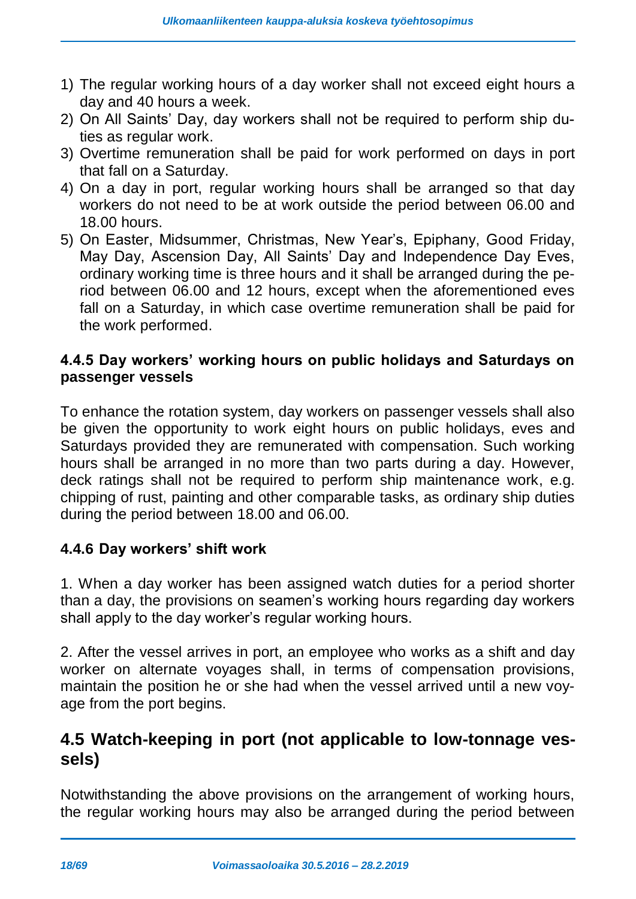1) The regular working hours of a day worker shall not exceed eight hours a day and 40 hours a week.
2) On All Saints' Day, day workers shall not be required to perform ship duties as regular work.
3) Overtime remuneration shall be paid for work performed on days in port that fall on a Saturday.
4) On a day in port, regular working hours shall be arranged so that day workers do not need to be at work outside the period between 06.00 and 18.00 hours.
5) On Easter, Midsummer, Christmas, New Year's, Epiphany, Good Friday, May Day, Ascension Day, All Saints' Day and Independence Day Eves, ordinary working time is three hours and it shall be arranged during the period between 06.00 and 12 hours, except when the aforementioned eves fall on a Saturday, in which case overtime remuneration shall be paid for the work performed.

#### 4.4.5 Day workers' working hours on public holidays and Saturdays on passenger vessels

To enhance the rotation system, day workers on passenger vessels shall also be given the opportunity to work eight hours on public holidays, eves and Saturdays provided they are remunerated with compensation. Such working hours shall be arranged in no more than two parts during a day. However, deck ratings shall not be required to perform ship maintenance work, e.g. chipping of rust, painting and other comparable tasks, as ordinary ship duties during the period between 18.00 and 06.00.

#### 4.4.6 Day workers' shift work

1. When a day worker has been assigned watch duties for a period shorter than a day, the provisions on seamen's working hours regarding day workers shall apply to the day worker's regular working hours.

2. After the vessel arrives in port, an employee who works as a shift and day worker on alternate voyages shall, in terms of compensation provisions, maintain the position he or she had when the vessel arrived until a new voyage from the port begins.

## 4.5 Watch-keeping in port (not applicable to low-tonnage vessels)

Notwithstanding the above provisions on the arrangement of working hours, the regular working hours may also be arranged during the period between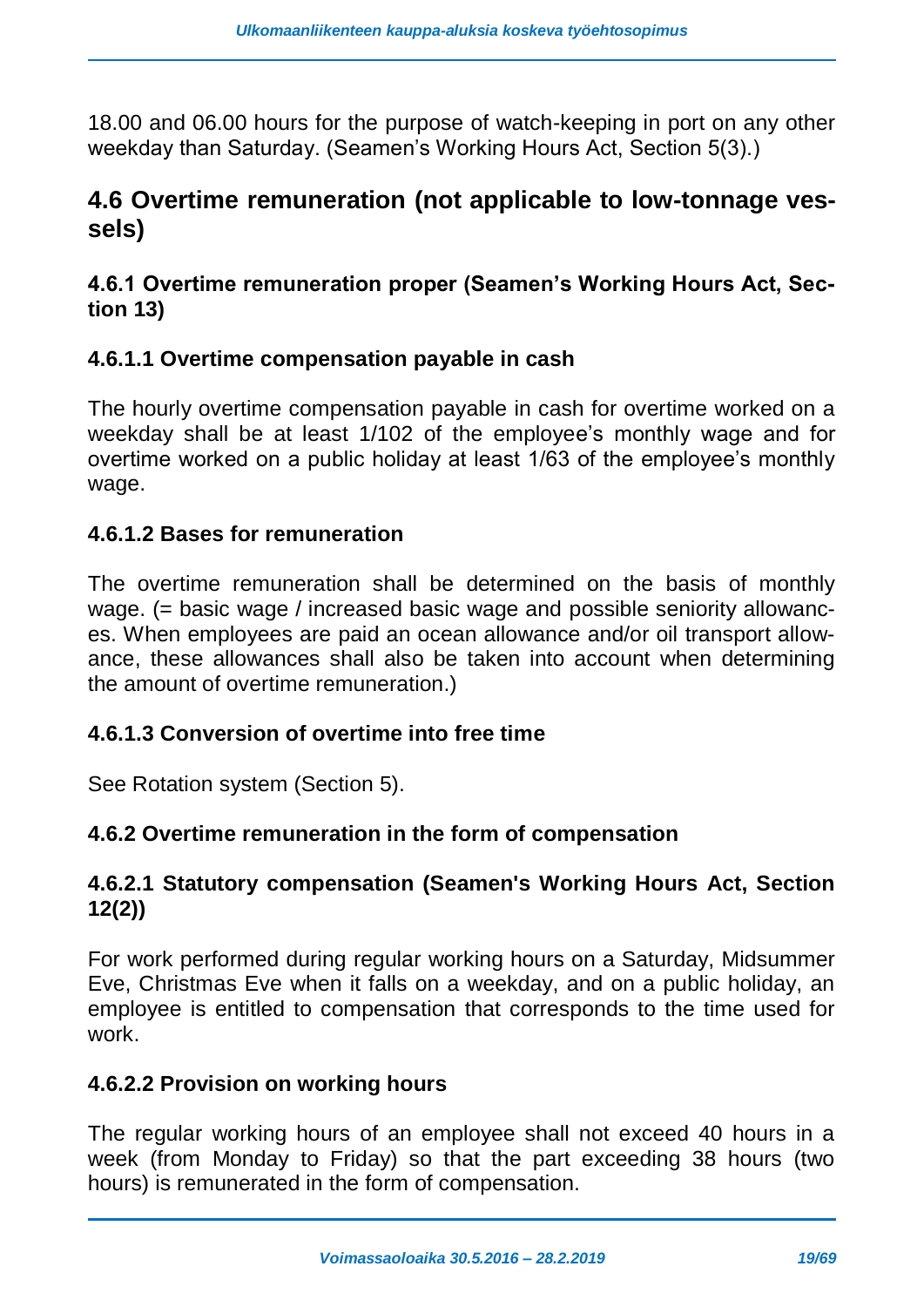18.00 and 06.00 hours for the purpose of watch-keeping in port on any other weekday than Saturday. (Seamen's Working Hours Act, Section 5(3).)

## 4.6 Overtime remuneration (not applicable to low-tonnage vessels)

### 4.6.1 Overtime remuneration proper (Seamen's Working Hours Act, Section 13)

#### 4.6.1.1 Overtime compensation payable in cash

The hourly overtime compensation payable in cash for overtime worked on a weekday shall be at least 1/102 of the employee's monthly wage and for overtime worked on a public holiday at least 1/63 of the employee's monthly wage.

#### 4.6.1.2 Bases for remuneration

The overtime remuneration shall be determined on the basis of monthly wage. (= basic wage / increased basic wage and possible seniority allowances. When employees are paid an ocean allowance and/or oil transport allowance, these allowances shall also be taken into account when determining the amount of overtime remuneration.)

#### 4.6.1.3 Conversion of overtime into free time

See Rotation system (Section 5).

### 4.6.2 Overtime remuneration in the form of compensation

#### 4.6.2.1 Statutory compensation (Seamen's Working Hours Act, Section 12(2))

For work performed during regular working hours on a Saturday, Midsummer Eve, Christmas Eve when it falls on a weekday, and on a public holiday, an employee is entitled to compensation that corresponds to the time used for work.

#### 4.6.2.2 Provision on working hours

The regular working hours of an employee shall not exceed 40 hours in a week (from Monday to Friday) so that the part exceeding 38 hours (two hours) is remunerated in the form of compensation.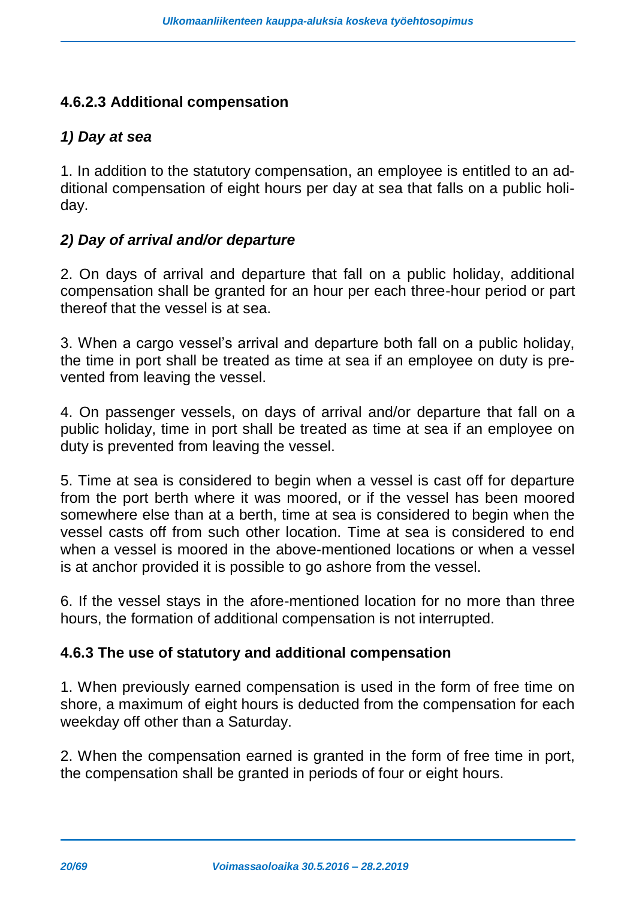### 4.6.2.3 Additional compensation

#### *1) Day at sea*

1. In addition to the statutory compensation, an employee is entitled to an additional compensation of eight hours per day at sea that falls on a public holiday.

#### *2) Day of arrival and/or departure*

2. On days of arrival and departure that fall on a public holiday, additional compensation shall be granted for an hour per each three-hour period or part thereof that the vessel is at sea.

3. When a cargo vessel's arrival and departure both fall on a public holiday, the time in port shall be treated as time at sea if an employee on duty is prevented from leaving the vessel.

4. On passenger vessels, on days of arrival and/or departure that fall on a public holiday, time in port shall be treated as time at sea if an employee on duty is prevented from leaving the vessel.

5. Time at sea is considered to begin when a vessel is cast off for departure from the port berth where it was moored, or if the vessel has been moored somewhere else than at a berth, time at sea is considered to begin when the vessel casts off from such other location. Time at sea is considered to end when a vessel is moored in the above-mentioned locations or when a vessel is at anchor provided it is possible to go ashore from the vessel.

6. If the vessel stays in the afore-mentioned location for no more than three hours, the formation of additional compensation is not interrupted.

### 4.6.3 The use of statutory and additional compensation

1. When previously earned compensation is used in the form of free time on shore, a maximum of eight hours is deducted from the compensation for each weekday off other than a Saturday.

2. When the compensation earned is granted in the form of free time in port, the compensation shall be granted in periods of four or eight hours.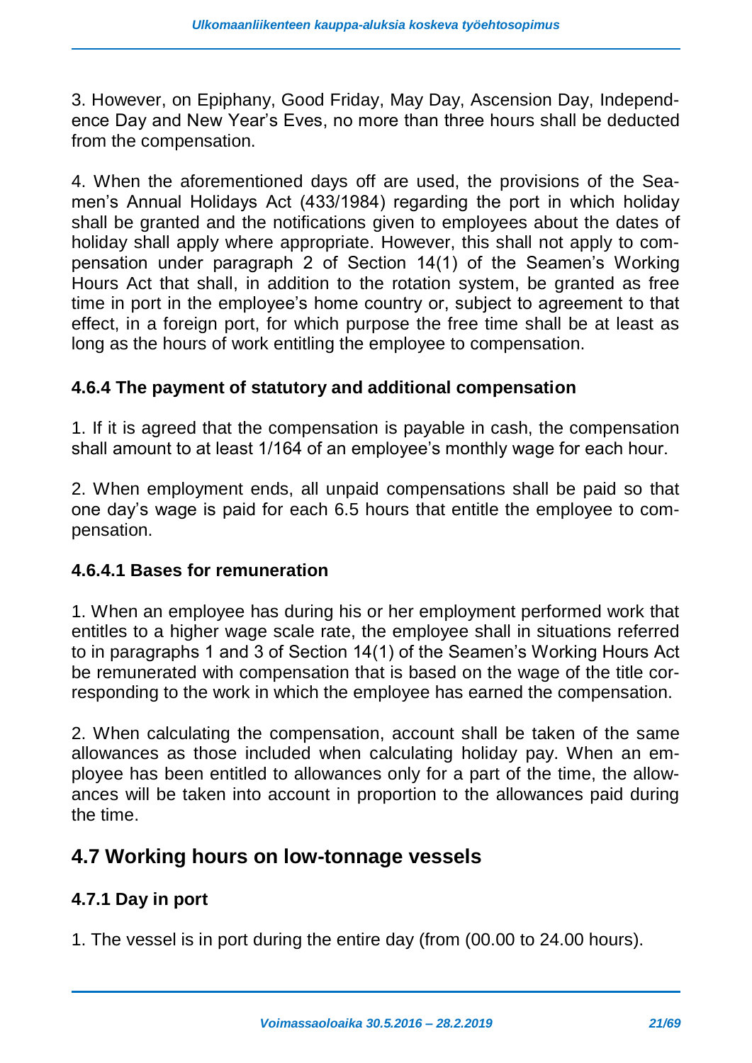3. However, on Epiphany, Good Friday, May Day, Ascension Day, Independence Day and New Year's Eves, no more than three hours shall be deducted from the compensation.

4. When the aforementioned days off are used, the provisions of the Seamen's Annual Holidays Act (433/1984) regarding the port in which holiday shall be granted and the notifications given to employees about the dates of holiday shall apply where appropriate. However, this shall not apply to compensation under paragraph 2 of Section 14(1) of the Seamen's Working Hours Act that shall, in addition to the rotation system, be granted as free time in port in the employee's home country or, subject to agreement to that effect, in a foreign port, for which purpose the free time shall be at least as long as the hours of work entitling the employee to compensation.

### 4.6.4 The payment of statutory and additional compensation

1. If it is agreed that the compensation is payable in cash, the compensation shall amount to at least 1/164 of an employee's monthly wage for each hour.

2. When employment ends, all unpaid compensations shall be paid so that one day's wage is paid for each 6.5 hours that entitle the employee to compensation.

#### 4.6.4.1 Bases for remuneration

1. When an employee has during his or her employment performed work that entitles to a higher wage scale rate, the employee shall in situations referred to in paragraphs 1 and 3 of Section 14(1) of the Seamen's Working Hours Act be remunerated with compensation that is based on the wage of the title corresponding to the work in which the employee has earned the compensation.

2. When calculating the compensation, account shall be taken of the same allowances as those included when calculating holiday pay. When an employee has been entitled to allowances only for a part of the time, the allowances will be taken into account in proportion to the allowances paid during the time.

## 4.7 Working hours on low-tonnage vessels

### 4.7.1 Day in port

1. The vessel is in port during the entire day (from (00.00 to 24.00 hours).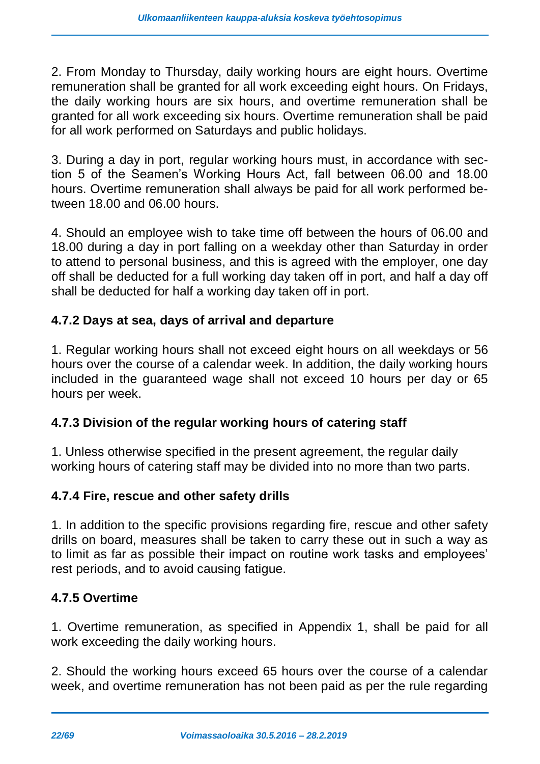2. From Monday to Thursday, daily working hours are eight hours. Overtime remuneration shall be granted for all work exceeding eight hours. On Fridays, the daily working hours are six hours, and overtime remuneration shall be granted for all work exceeding six hours. Overtime remuneration shall be paid for all work performed on Saturdays and public holidays.

3. During a day in port, regular working hours must, in accordance with section 5 of the Seamen's Working Hours Act, fall between 06.00 and 18.00 hours. Overtime remuneration shall always be paid for all work performed between 18.00 and 06.00 hours.

4. Should an employee wish to take time off between the hours of 06.00 and 18.00 during a day in port falling on a weekday other than Saturday in order to attend to personal business, and this is agreed with the employer, one day off shall be deducted for a full working day taken off in port, and half a day off shall be deducted for half a working day taken off in port.

### 4.7.2 Days at sea, days of arrival and departure

1. Regular working hours shall not exceed eight hours on all weekdays or 56 hours over the course of a calendar week. In addition, the daily working hours included in the guaranteed wage shall not exceed 10 hours per day or 65 hours per week.

### 4.7.3 Division of the regular working hours of catering staff

1. Unless otherwise specified in the present agreement, the regular daily working hours of catering staff may be divided into no more than two parts.

### 4.7.4 Fire, rescue and other safety drills

1. In addition to the specific provisions regarding fire, rescue and other safety drills on board, measures shall be taken to carry these out in such a way as to limit as far as possible their impact on routine work tasks and employees' rest periods, and to avoid causing fatigue.

### 4.7.5 Overtime

1. Overtime remuneration, as specified in Appendix 1, shall be paid for all work exceeding the daily working hours.

2. Should the working hours exceed 65 hours over the course of a calendar week, and overtime remuneration has not been paid as per the rule regarding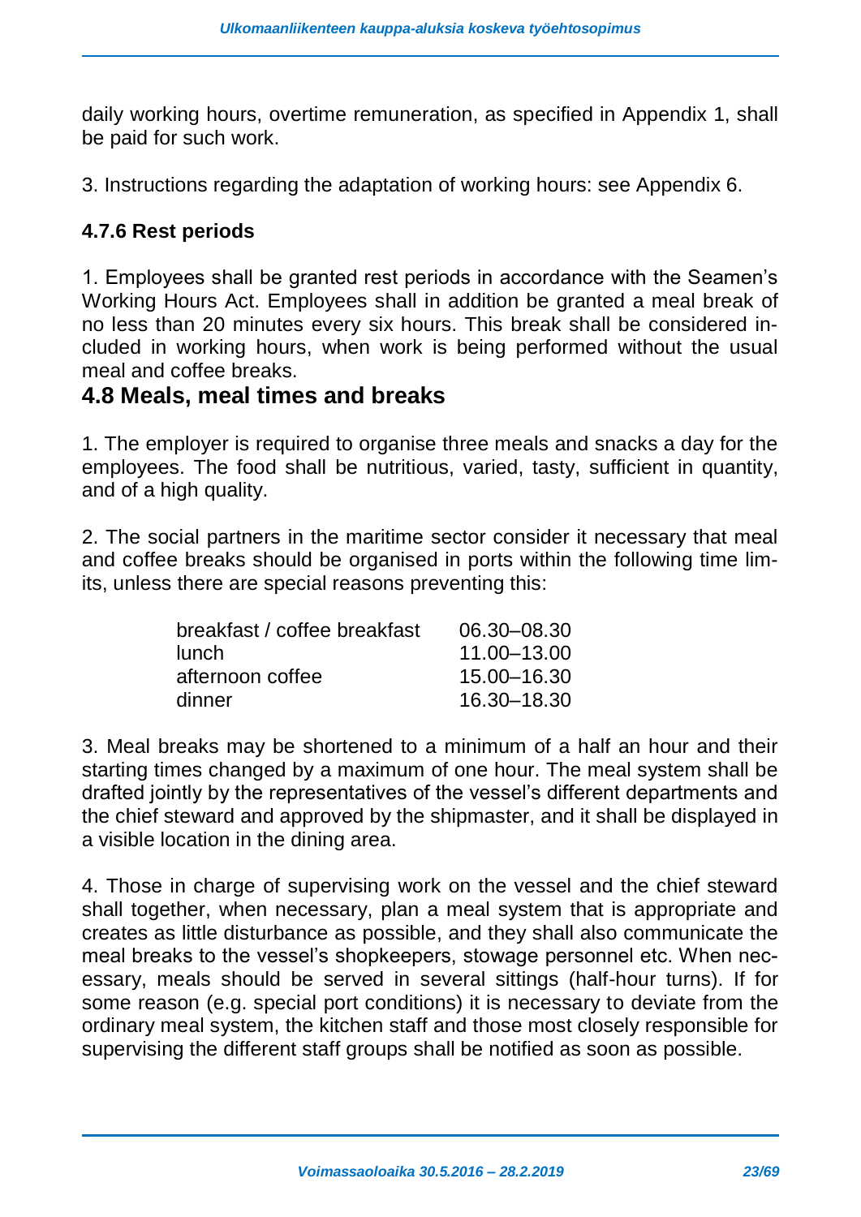daily working hours, overtime remuneration, as specified in Appendix 1, shall be paid for such work.

3. Instructions regarding the adaptation of working hours: see Appendix 6.

### 4.7.6 Rest periods

1. Employees shall be granted rest periods in accordance with the Seamen's Working Hours Act. Employees shall in addition be granted a meal break of no less than 20 minutes every six hours. This break shall be considered included in working hours, when work is being performed without the usual meal and coffee breaks.

## 4.8 Meals, meal times and breaks

1. The employer is required to organise three meals and snacks a day for the employees. The food shall be nutritious, varied, tasty, sufficient in quantity, and of a high quality.

2. The social partners in the maritime sector consider it necessary that meal and coffee breaks should be organised in ports within the following time limits, unless there are special reasons preventing this:

| | |
|---|---|
| breakfast / coffee breakfast | 06.30–08.30 |
| lunch | 11.00–13.00 |
| afternoon coffee | 15.00–16.30 |
| dinner | 16.30–18.30 |

3. Meal breaks may be shortened to a minimum of a half an hour and their starting times changed by a maximum of one hour. The meal system shall be drafted jointly by the representatives of the vessel's different departments and the chief steward and approved by the shipmaster, and it shall be displayed in a visible location in the dining area.

4. Those in charge of supervising work on the vessel and the chief steward shall together, when necessary, plan a meal system that is appropriate and creates as little disturbance as possible, and they shall also communicate the meal breaks to the vessel's shopkeepers, stowage personnel etc. When necessary, meals should be served in several sittings (half-hour turns). If for some reason (e.g. special port conditions) it is necessary to deviate from the ordinary meal system, the kitchen staff and those most closely responsible for supervising the different staff groups shall be notified as soon as possible.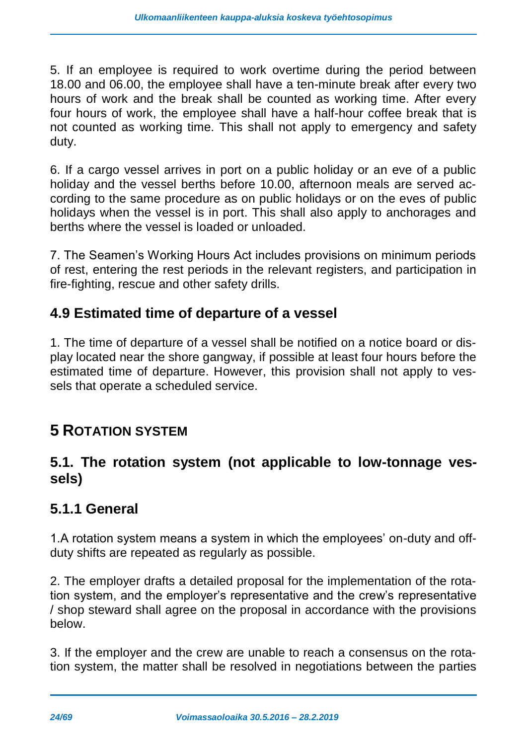5. If an employee is required to work overtime during the period between 18.00 and 06.00, the employee shall have a ten-minute break after every two hours of work and the break shall be counted as working time. After every four hours of work, the employee shall have a half-hour coffee break that is not counted as working time. This shall not apply to emergency and safety duty.

6. If a cargo vessel arrives in port on a public holiday or an eve of a public holiday and the vessel berths before 10.00, afternoon meals are served according to the same procedure as on public holidays or on the eves of public holidays when the vessel is in port. This shall also apply to anchorages and berths where the vessel is loaded or unloaded.

7. The Seamen's Working Hours Act includes provisions on minimum periods of rest, entering the rest periods in the relevant registers, and participation in fire-fighting, rescue and other safety drills.

### 4.9 Estimated time of departure of a vessel

1. The time of departure of a vessel shall be notified on a notice board or display located near the shore gangway, if possible at least four hours before the estimated time of departure. However, this provision shall not apply to vessels that operate a scheduled service.

## 5 ROTATION SYSTEM

### 5.1. The rotation system (not applicable to low-tonnage vessels)

### 5.1.1 General

1.A rotation system means a system in which the employees' on-duty and off-duty shifts are repeated as regularly as possible.

2. The employer drafts a detailed proposal for the implementation of the rotation system, and the employer's representative and the crew's representative / shop steward shall agree on the proposal in accordance with the provisions below.

3. If the employer and the crew are unable to reach a consensus on the rotation system, the matter shall be resolved in negotiations between the parties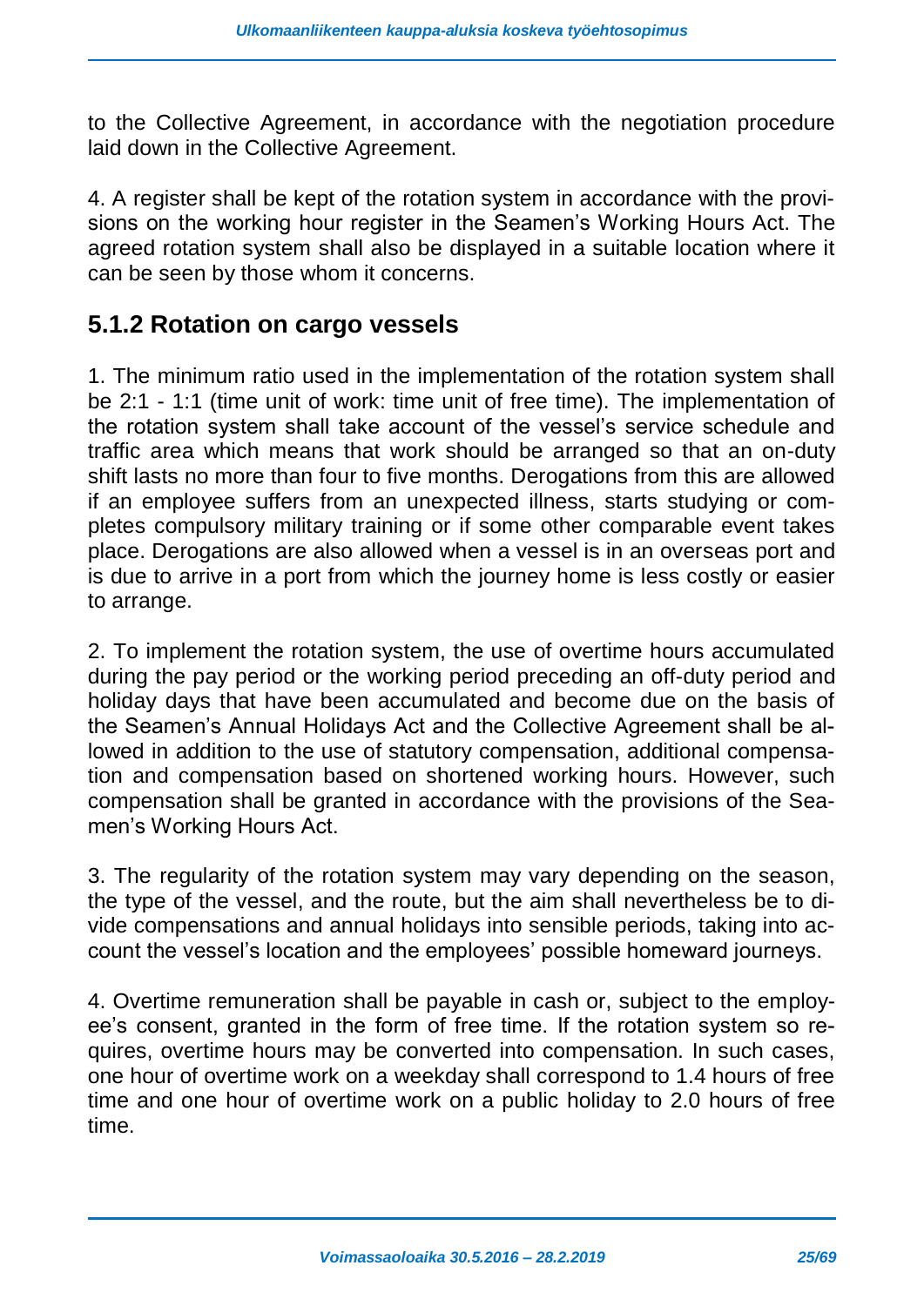to the Collective Agreement, in accordance with the negotiation procedure laid down in the Collective Agreement.

4. A register shall be kept of the rotation system in accordance with the provisions on the working hour register in the Seamen's Working Hours Act. The agreed rotation system shall also be displayed in a suitable location where it can be seen by those whom it concerns.

### 5.1.2 Rotation on cargo vessels

1. The minimum ratio used in the implementation of the rotation system shall be 2:1 - 1:1 (time unit of work: time unit of free time). The implementation of the rotation system shall take account of the vessel's service schedule and traffic area which means that work should be arranged so that an on-duty shift lasts no more than four to five months. Derogations from this are allowed if an employee suffers from an unexpected illness, starts studying or completes compulsory military training or if some other comparable event takes place. Derogations are also allowed when a vessel is in an overseas port and is due to arrive in a port from which the journey home is less costly or easier to arrange.

2. To implement the rotation system, the use of overtime hours accumulated during the pay period or the working period preceding an off-duty period and holiday days that have been accumulated and become due on the basis of the Seamen's Annual Holidays Act and the Collective Agreement shall be allowed in addition to the use of statutory compensation, additional compensation and compensation based on shortened working hours. However, such compensation shall be granted in accordance with the provisions of the Seamen's Working Hours Act.

3. The regularity of the rotation system may vary depending on the season, the type of the vessel, and the route, but the aim shall nevertheless be to divide compensations and annual holidays into sensible periods, taking into account the vessel's location and the employees' possible homeward journeys.

4. Overtime remuneration shall be payable in cash or, subject to the employee's consent, granted in the form of free time. If the rotation system so requires, overtime hours may be converted into compensation. In such cases, one hour of overtime work on a weekday shall correspond to 1.4 hours of free time and one hour of overtime work on a public holiday to 2.0 hours of free time.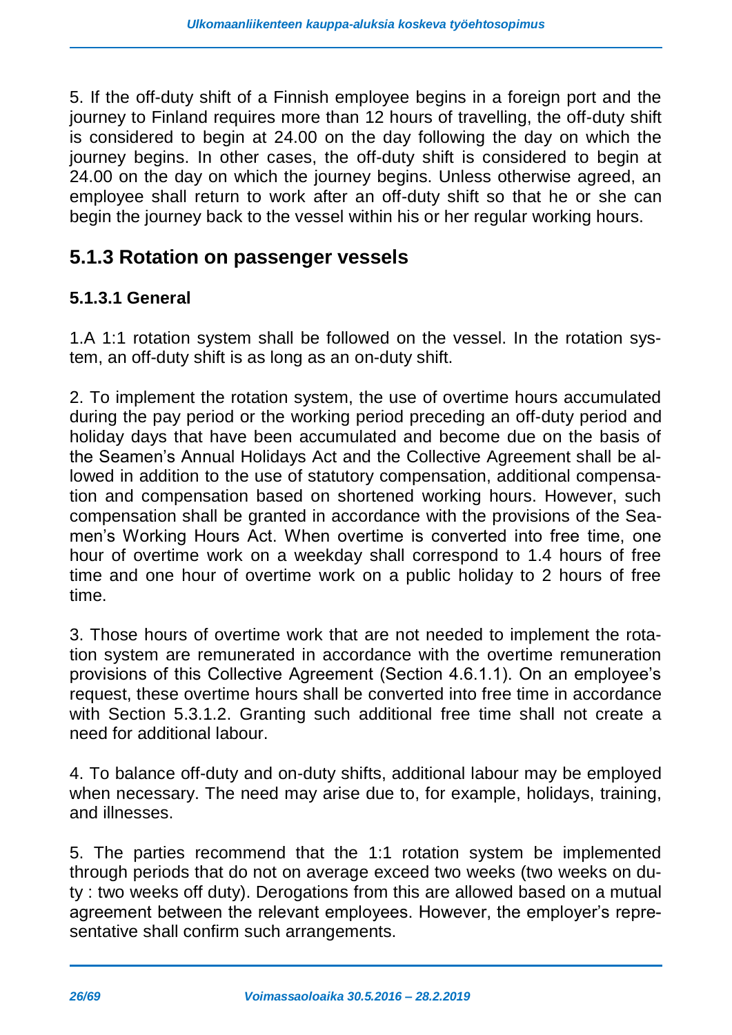5. If the off-duty shift of a Finnish employee begins in a foreign port and the journey to Finland requires more than 12 hours of travelling, the off-duty shift is considered to begin at 24.00 on the day following the day on which the journey begins. In other cases, the off-duty shift is considered to begin at 24.00 on the day on which the journey begins. Unless otherwise agreed, an employee shall return to work after an off-duty shift so that he or she can begin the journey back to the vessel within his or her regular working hours.

## 5.1.3 Rotation on passenger vessels

### 5.1.3.1 General

1.A 1:1 rotation system shall be followed on the vessel. In the rotation system, an off-duty shift is as long as an on-duty shift.

2. To implement the rotation system, the use of overtime hours accumulated during the pay period or the working period preceding an off-duty period and holiday days that have been accumulated and become due on the basis of the Seamen's Annual Holidays Act and the Collective Agreement shall be allowed in addition to the use of statutory compensation, additional compensation and compensation based on shortened working hours. However, such compensation shall be granted in accordance with the provisions of the Seamen's Working Hours Act. When overtime is converted into free time, one hour of overtime work on a weekday shall correspond to 1.4 hours of free time and one hour of overtime work on a public holiday to 2 hours of free time.

3. Those hours of overtime work that are not needed to implement the rotation system are remunerated in accordance with the overtime remuneration provisions of this Collective Agreement (Section 4.6.1.1). On an employee's request, these overtime hours shall be converted into free time in accordance with Section 5.3.1.2. Granting such additional free time shall not create a need for additional labour.

4. To balance off-duty and on-duty shifts, additional labour may be employed when necessary. The need may arise due to, for example, holidays, training, and illnesses.

5. The parties recommend that the 1:1 rotation system be implemented through periods that do not on average exceed two weeks (two weeks on duty : two weeks off duty). Derogations from this are allowed based on a mutual agreement between the relevant employees. However, the employer's representative shall confirm such arrangements.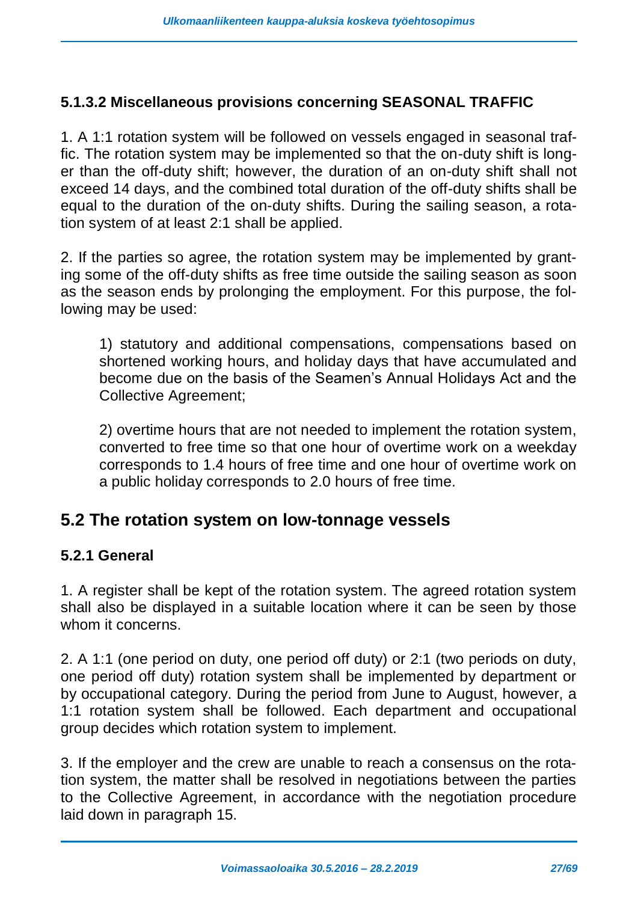### 5.1.3.2 Miscellaneous provisions concerning SEASONAL TRAFFIC

1. A 1:1 rotation system will be followed on vessels engaged in seasonal traffic. The rotation system may be implemented so that the on-duty shift is longer than the off-duty shift; however, the duration of an on-duty shift shall not exceed 14 days, and the combined total duration of the off-duty shifts shall be equal to the duration of the on-duty shifts. During the sailing season, a rotation system of at least 2:1 shall be applied.

2. If the parties so agree, the rotation system may be implemented by granting some of the off-duty shifts as free time outside the sailing season as soon as the season ends by prolonging the employment. For this purpose, the following may be used:

   1) statutory and additional compensations, compensations based on shortened working hours, and holiday days that have accumulated and become due on the basis of the Seamen's Annual Holidays Act and the Collective Agreement;

   2) overtime hours that are not needed to implement the rotation system, converted to free time so that one hour of overtime work on a weekday corresponds to 1.4 hours of free time and one hour of overtime work on a public holiday corresponds to 2.0 hours of free time.

## 5.2 The rotation system on low-tonnage vessels

### 5.2.1 General

1. A register shall be kept of the rotation system. The agreed rotation system shall also be displayed in a suitable location where it can be seen by those whom it concerns.

2. A 1:1 (one period on duty, one period off duty) or 2:1 (two periods on duty, one period off duty) rotation system shall be implemented by department or by occupational category. During the period from June to August, however, a 1:1 rotation system shall be followed. Each department and occupational group decides which rotation system to implement.

3. If the employer and the crew are unable to reach a consensus on the rotation system, the matter shall be resolved in negotiations between the parties to the Collective Agreement, in accordance with the negotiation procedure laid down in paragraph 15.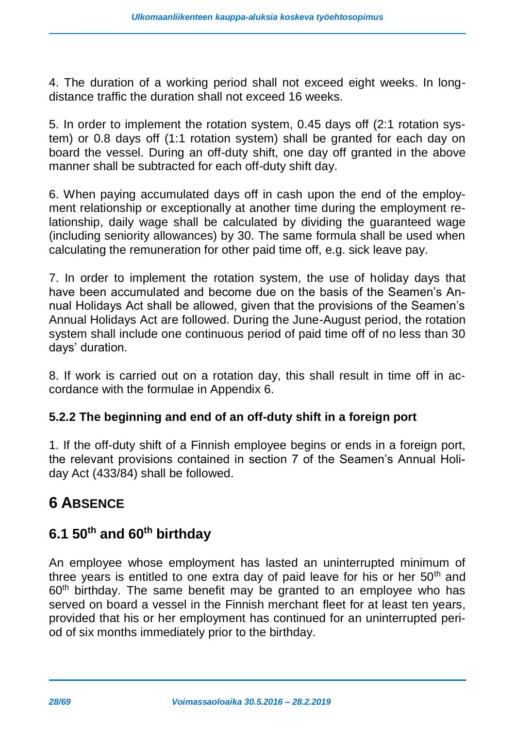4. The duration of a working period shall not exceed eight weeks. In long-distance traffic the duration shall not exceed 16 weeks.

5. In order to implement the rotation system, 0.45 days off (2:1 rotation system) or 0.8 days off (1:1 rotation system) shall be granted for each day on board the vessel. During an off-duty shift, one day off granted in the above manner shall be subtracted for each off-duty shift day.

6. When paying accumulated days off in cash upon the end of the employment relationship or exceptionally at another time during the employment relationship, daily wage shall be calculated by dividing the guaranteed wage (including seniority allowances) by 30. The same formula shall be used when calculating the remuneration for other paid time off, e.g. sick leave pay.

7. In order to implement the rotation system, the use of holiday days that have been accumulated and become due on the basis of the Seamen's Annual Holidays Act shall be allowed, given that the provisions of the Seamen's Annual Holidays Act are followed. During the June-August period, the rotation system shall include one continuous period of paid time off of no less than 30 days' duration.

8. If work is carried out on a rotation day, this shall result in time off in accordance with the formulae in Appendix 6.

### 5.2.2 The beginning and end of an off-duty shift in a foreign port

1. If the off-duty shift of a Finnish employee begins or ends in a foreign port, the relevant provisions contained in section 7 of the Seamen's Annual Holiday Act (433/84) shall be followed.

# 6 ABSENCE

## 6.1 50th and 60th birthday

An employee whose employment has lasted an uninterrupted minimum of three years is entitled to one extra day of paid leave for his or her 50th and 60th birthday. The same benefit may be granted to an employee who has served on board a vessel in the Finnish merchant fleet for at least ten years, provided that his or her employment has continued for an uninterrupted period of six months immediately prior to the birthday.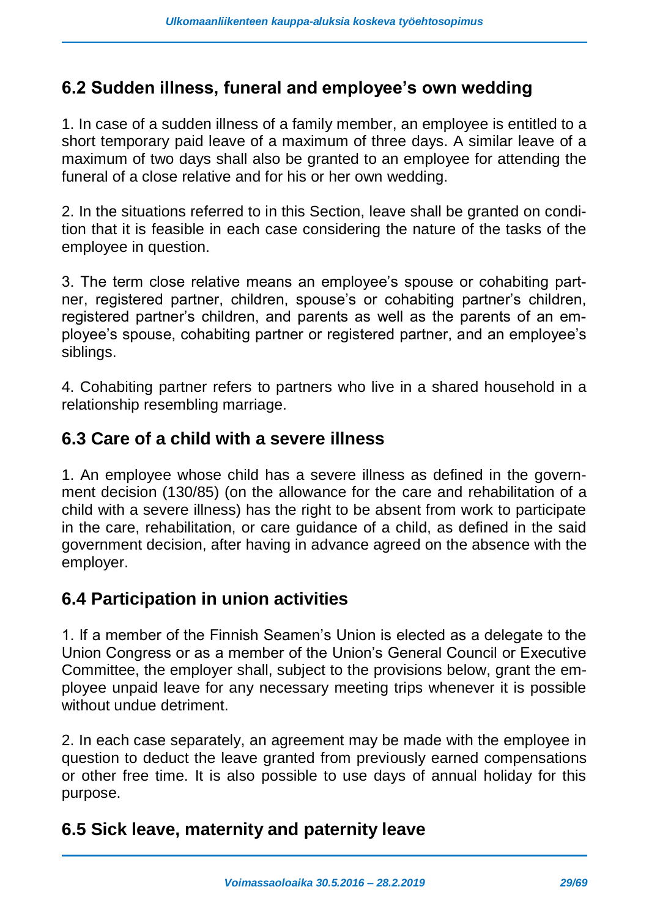## 6.2 Sudden illness, funeral and employee's own wedding

1. In case of a sudden illness of a family member, an employee is entitled to a short temporary paid leave of a maximum of three days. A similar leave of a maximum of two days shall also be granted to an employee for attending the funeral of a close relative and for his or her own wedding.

2. In the situations referred to in this Section, leave shall be granted on condition that it is feasible in each case considering the nature of the tasks of the employee in question.

3. The term close relative means an employee's spouse or cohabiting partner, registered partner, children, spouse's or cohabiting partner's children, registered partner's children, and parents as well as the parents of an employee's spouse, cohabiting partner or registered partner, and an employee's siblings.

4. Cohabiting partner refers to partners who live in a shared household in a relationship resembling marriage.

## 6.3 Care of a child with a severe illness

1. An employee whose child has a severe illness as defined in the government decision (130/85) (on the allowance for the care and rehabilitation of a child with a severe illness) has the right to be absent from work to participate in the care, rehabilitation, or care guidance of a child, as defined in the said government decision, after having in advance agreed on the absence with the employer.

## 6.4 Participation in union activities

1. If a member of the Finnish Seamen's Union is elected as a delegate to the Union Congress or as a member of the Union's General Council or Executive Committee, the employer shall, subject to the provisions below, grant the employee unpaid leave for any necessary meeting trips whenever it is possible without undue detriment.

2. In each case separately, an agreement may be made with the employee in question to deduct the leave granted from previously earned compensations or other free time. It is also possible to use days of annual holiday for this purpose.

## 6.5 Sick leave, maternity and paternity leave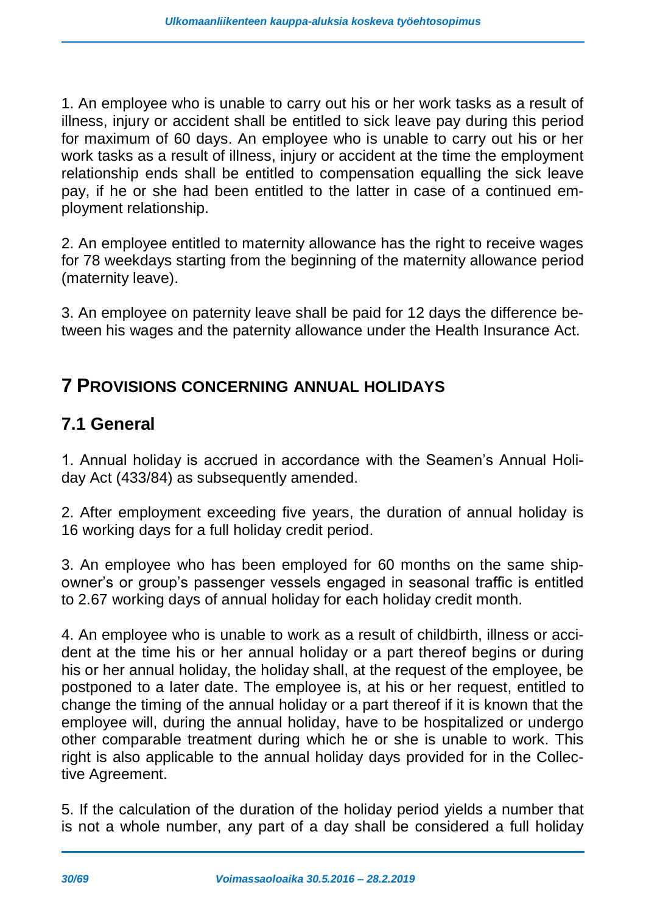1. An employee who is unable to carry out his or her work tasks as a result of illness, injury or accident shall be entitled to sick leave pay during this period for maximum of 60 days. An employee who is unable to carry out his or her work tasks as a result of illness, injury or accident at the time the employment relationship ends shall be entitled to compensation equalling the sick leave pay, if he or she had been entitled to the latter in case of a continued employment relationship.

2. An employee entitled to maternity allowance has the right to receive wages for 78 weekdays starting from the beginning of the maternity allowance period (maternity leave).

3. An employee on paternity leave shall be paid for 12 days the difference between his wages and the paternity allowance under the Health Insurance Act.

# 7 PROVISIONS CONCERNING ANNUAL HOLIDAYS

## 7.1 General

1. Annual holiday is accrued in accordance with the Seamen's Annual Holiday Act (433/84) as subsequently amended.

2. After employment exceeding five years, the duration of annual holiday is 16 working days for a full holiday credit period.

3. An employee who has been employed for 60 months on the same shipowner's or group's passenger vessels engaged in seasonal traffic is entitled to 2.67 working days of annual holiday for each holiday credit month.

4. An employee who is unable to work as a result of childbirth, illness or accident at the time his or her annual holiday or a part thereof begins or during his or her annual holiday, the holiday shall, at the request of the employee, be postponed to a later date. The employee is, at his or her request, entitled to change the timing of the annual holiday or a part thereof if it is known that the employee will, during the annual holiday, have to be hospitalized or undergo other comparable treatment during which he or she is unable to work. This right is also applicable to the annual holiday days provided for in the Collective Agreement.

5. If the calculation of the duration of the holiday period yields a number that is not a whole number, any part of a day shall be considered a full holiday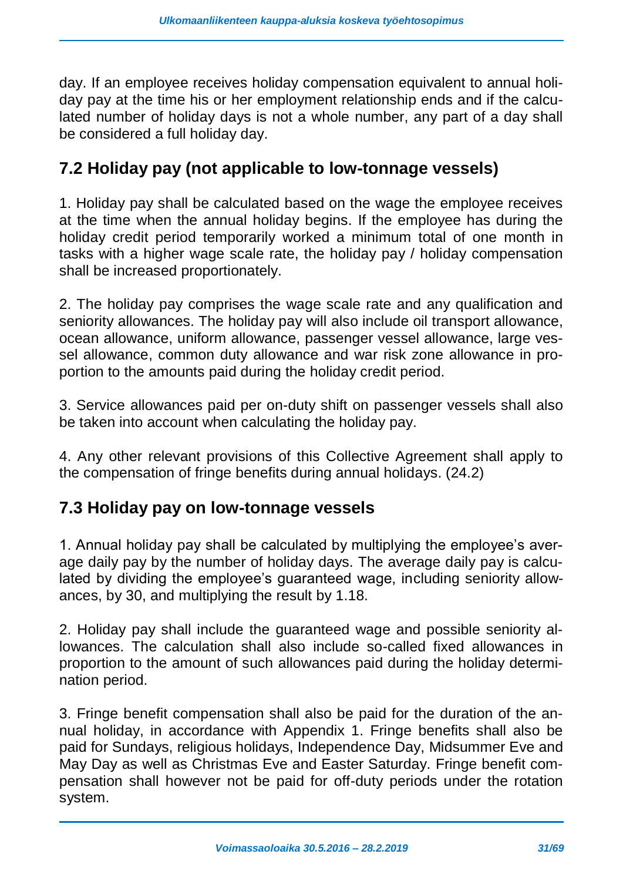day. If an employee receives holiday compensation equivalent to annual holiday pay at the time his or her employment relationship ends and if the calculated number of holiday days is not a whole number, any part of a day shall be considered a full holiday day.

## 7.2 Holiday pay (not applicable to low-tonnage vessels)

1. Holiday pay shall be calculated based on the wage the employee receives at the time when the annual holiday begins. If the employee has during the holiday credit period temporarily worked a minimum total of one month in tasks with a higher wage scale rate, the holiday pay / holiday compensation shall be increased proportionately.

2. The holiday pay comprises the wage scale rate and any qualification and seniority allowances. The holiday pay will also include oil transport allowance, ocean allowance, uniform allowance, passenger vessel allowance, large vessel allowance, common duty allowance and war risk zone allowance in proportion to the amounts paid during the holiday credit period.

3. Service allowances paid per on-duty shift on passenger vessels shall also be taken into account when calculating the holiday pay.

4. Any other relevant provisions of this Collective Agreement shall apply to the compensation of fringe benefits during annual holidays. (24.2)

## 7.3 Holiday pay on low-tonnage vessels

1. Annual holiday pay shall be calculated by multiplying the employee's average daily pay by the number of holiday days. The average daily pay is calculated by dividing the employee's guaranteed wage, including seniority allowances, by 30, and multiplying the result by 1.18.

2. Holiday pay shall include the guaranteed wage and possible seniority allowances. The calculation shall also include so-called fixed allowances in proportion to the amount of such allowances paid during the holiday determination period.

3. Fringe benefit compensation shall also be paid for the duration of the annual holiday, in accordance with Appendix 1. Fringe benefits shall also be paid for Sundays, religious holidays, Independence Day, Midsummer Eve and May Day as well as Christmas Eve and Easter Saturday. Fringe benefit compensation shall however not be paid for off-duty periods under the rotation system.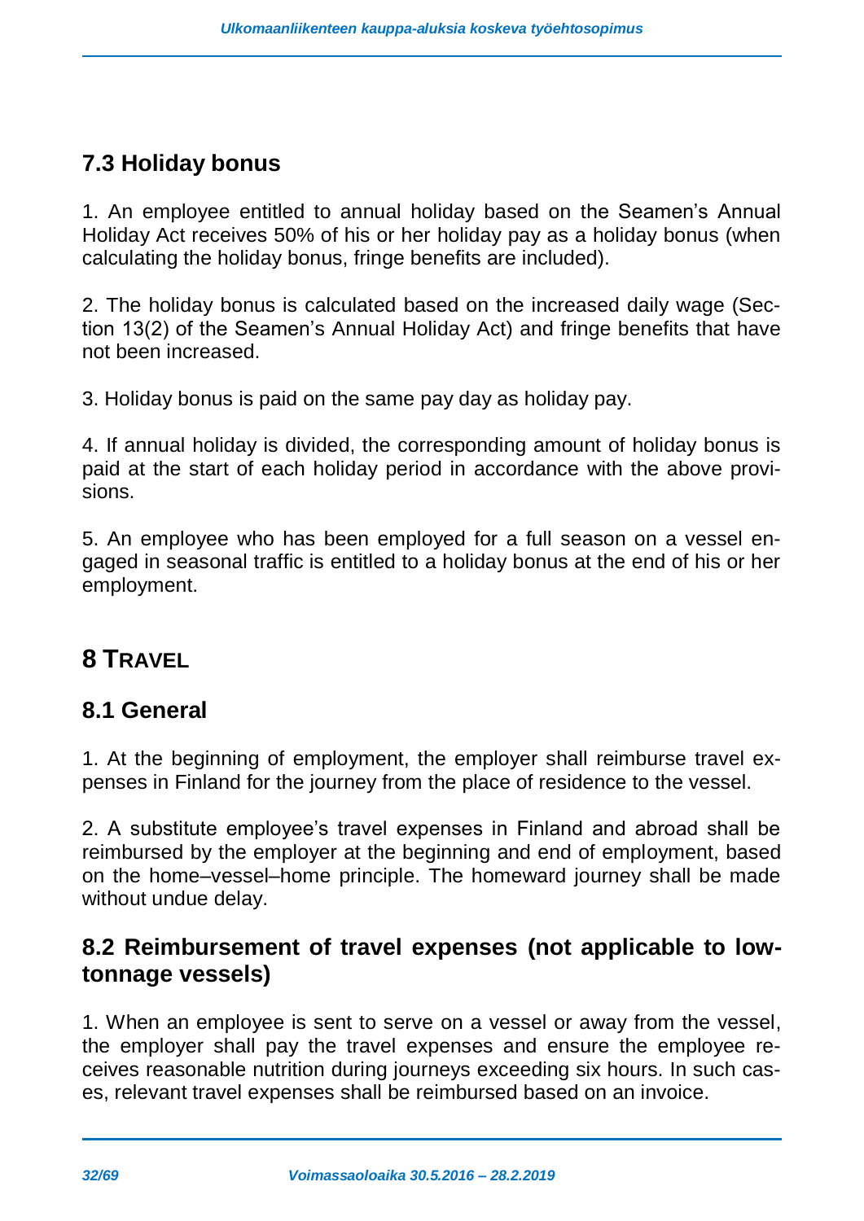## 7.3 Holiday bonus

1. An employee entitled to annual holiday based on the Seamen's Annual Holiday Act receives 50% of his or her holiday pay as a holiday bonus (when calculating the holiday bonus, fringe benefits are included).

2. The holiday bonus is calculated based on the increased daily wage (Section 13(2) of the Seamen's Annual Holiday Act) and fringe benefits that have not been increased.

3. Holiday bonus is paid on the same pay day as holiday pay.

4. If annual holiday is divided, the corresponding amount of holiday bonus is paid at the start of each holiday period in accordance with the above provisions.

5. An employee who has been employed for a full season on a vessel engaged in seasonal traffic is entitled to a holiday bonus at the end of his or her employment.

# 8 TRAVEL

## 8.1 General

1. At the beginning of employment, the employer shall reimburse travel expenses in Finland for the journey from the place of residence to the vessel.

2. A substitute employee's travel expenses in Finland and abroad shall be reimbursed by the employer at the beginning and end of employment, based on the home–vessel–home principle. The homeward journey shall be made without undue delay.

## 8.2 Reimbursement of travel expenses (not applicable to low-tonnage vessels)

1. When an employee is sent to serve on a vessel or away from the vessel, the employer shall pay the travel expenses and ensure the employee receives reasonable nutrition during journeys exceeding six hours. In such cases, relevant travel expenses shall be reimbursed based on an invoice.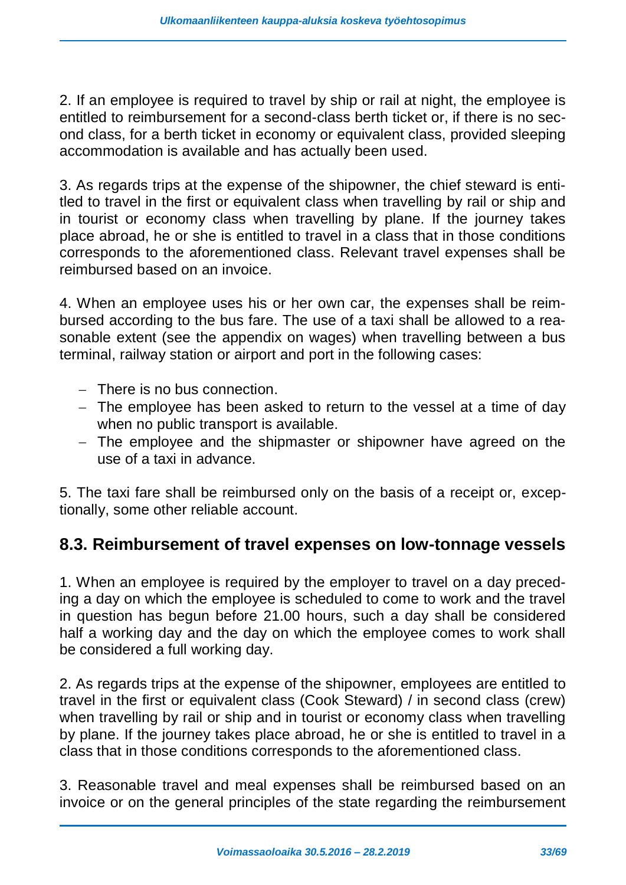2. If an employee is required to travel by ship or rail at night, the employee is entitled to reimbursement for a second-class berth ticket or, if there is no second class, for a berth ticket in economy or equivalent class, provided sleeping accommodation is available and has actually been used.

3. As regards trips at the expense of the shipowner, the chief steward is entitled to travel in the first or equivalent class when travelling by rail or ship and in tourist or economy class when travelling by plane. If the journey takes place abroad, he or she is entitled to travel in a class that in those conditions corresponds to the aforementioned class. Relevant travel expenses shall be reimbursed based on an invoice.

4. When an employee uses his or her own car, the expenses shall be reimbursed according to the bus fare. The use of a taxi shall be allowed to a reasonable extent (see the appendix on wages) when travelling between a bus terminal, railway station or airport and port in the following cases:

- There is no bus connection.
- The employee has been asked to return to the vessel at a time of day when no public transport is available.
- The employee and the shipmaster or shipowner have agreed on the use of a taxi in advance.

5. The taxi fare shall be reimbursed only on the basis of a receipt or, exceptionally, some other reliable account.

## 8.3. Reimbursement of travel expenses on low-tonnage vessels

1. When an employee is required by the employer to travel on a day preceding a day on which the employee is scheduled to come to work and the travel in question has begun before 21.00 hours, such a day shall be considered half a working day and the day on which the employee comes to work shall be considered a full working day.

2. As regards trips at the expense of the shipowner, employees are entitled to travel in the first or equivalent class (Cook Steward) / in second class (crew) when travelling by rail or ship and in tourist or economy class when travelling by plane. If the journey takes place abroad, he or she is entitled to travel in a class that in those conditions corresponds to the aforementioned class.

3. Reasonable travel and meal expenses shall be reimbursed based on an invoice or on the general principles of the state regarding the reimbursement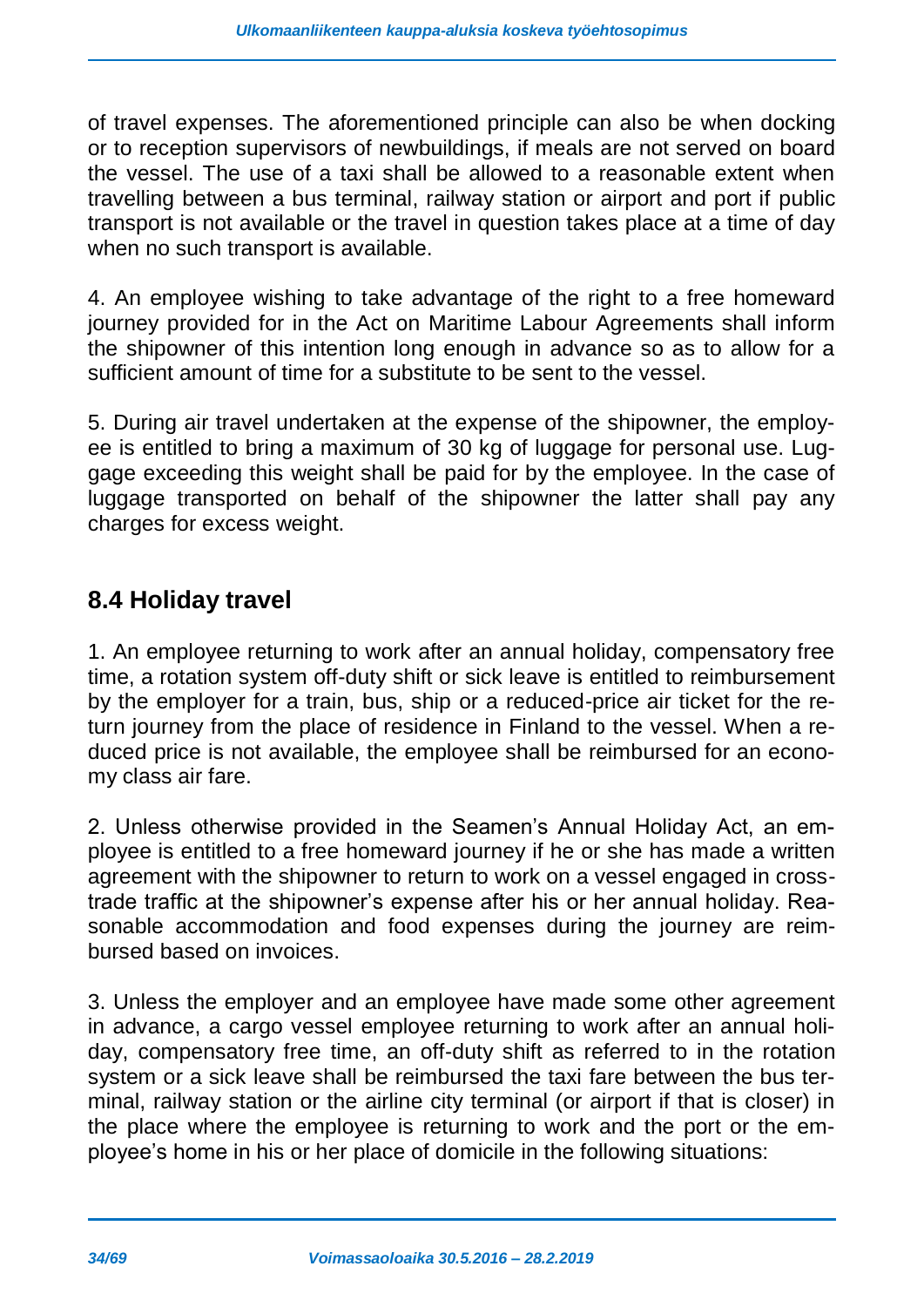of travel expenses. The aforementioned principle can also be when docking or to reception supervisors of newbuildings, if meals are not served on board the vessel. The use of a taxi shall be allowed to a reasonable extent when travelling between a bus terminal, railway station or airport and port if public transport is not available or the travel in question takes place at a time of day when no such transport is available.

4. An employee wishing to take advantage of the right to a free homeward journey provided for in the Act on Maritime Labour Agreements shall inform the shipowner of this intention long enough in advance so as to allow for a sufficient amount of time for a substitute to be sent to the vessel.

5. During air travel undertaken at the expense of the shipowner, the employee is entitled to bring a maximum of 30 kg of luggage for personal use. Luggage exceeding this weight shall be paid for by the employee. In the case of luggage transported on behalf of the shipowner the latter shall pay any charges for excess weight.

## 8.4 Holiday travel

1. An employee returning to work after an annual holiday, compensatory free time, a rotation system off-duty shift or sick leave is entitled to reimbursement by the employer for a train, bus, ship or a reduced-price air ticket for the return journey from the place of residence in Finland to the vessel. When a reduced price is not available, the employee shall be reimbursed for an economy class air fare.

2. Unless otherwise provided in the Seamen's Annual Holiday Act, an employee is entitled to a free homeward journey if he or she has made a written agreement with the shipowner to return to work on a vessel engaged in cross-trade traffic at the shipowner's expense after his or her annual holiday. Reasonable accommodation and food expenses during the journey are reimbursed based on invoices.

3. Unless the employer and an employee have made some other agreement in advance, a cargo vessel employee returning to work after an annual holiday, compensatory free time, an off-duty shift as referred to in the rotation system or a sick leave shall be reimbursed the taxi fare between the bus terminal, railway station or the airline city terminal (or airport if that is closer) in the place where the employee is returning to work and the port or the employee's home in his or her place of domicile in the following situations: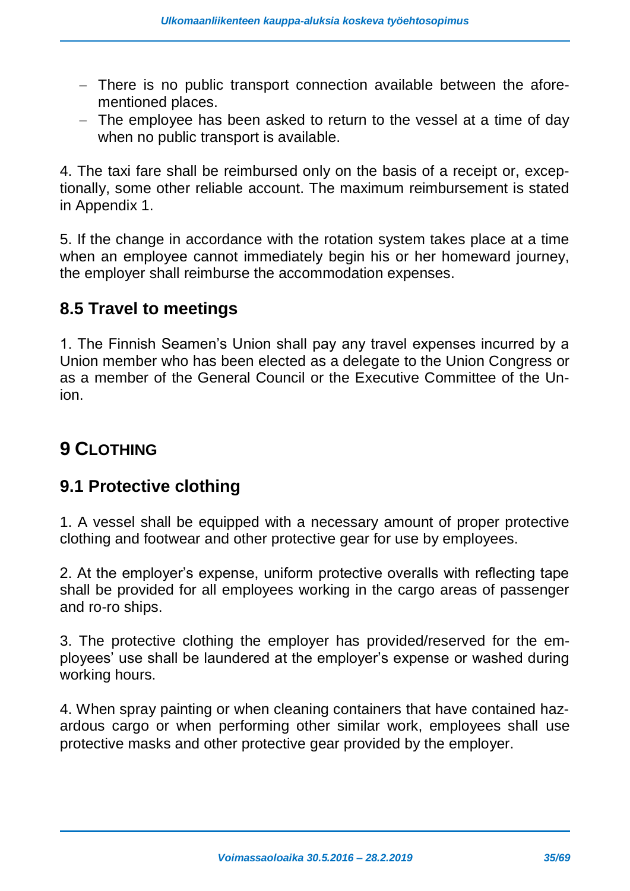- There is no public transport connection available between the aforementioned places.
- The employee has been asked to return to the vessel at a time of day when no public transport is available.

4. The taxi fare shall be reimbursed only on the basis of a receipt or, exceptionally, some other reliable account. The maximum reimbursement is stated in Appendix 1.

5. If the change in accordance with the rotation system takes place at a time when an employee cannot immediately begin his or her homeward journey, the employer shall reimburse the accommodation expenses.

## 8.5 Travel to meetings

1. The Finnish Seamen's Union shall pay any travel expenses incurred by a Union member who has been elected as a delegate to the Union Congress or as a member of the General Council or the Executive Committee of the Union.

# 9 CLOTHING

## 9.1 Protective clothing

1. A vessel shall be equipped with a necessary amount of proper protective clothing and footwear and other protective gear for use by employees.

2. At the employer's expense, uniform protective overalls with reflecting tape shall be provided for all employees working in the cargo areas of passenger and ro-ro ships.

3. The protective clothing the employer has provided/reserved for the employees' use shall be laundered at the employer's expense or washed during working hours.

4. When spray painting or when cleaning containers that have contained hazardous cargo or when performing other similar work, employees shall use protective masks and other protective gear provided by the employer.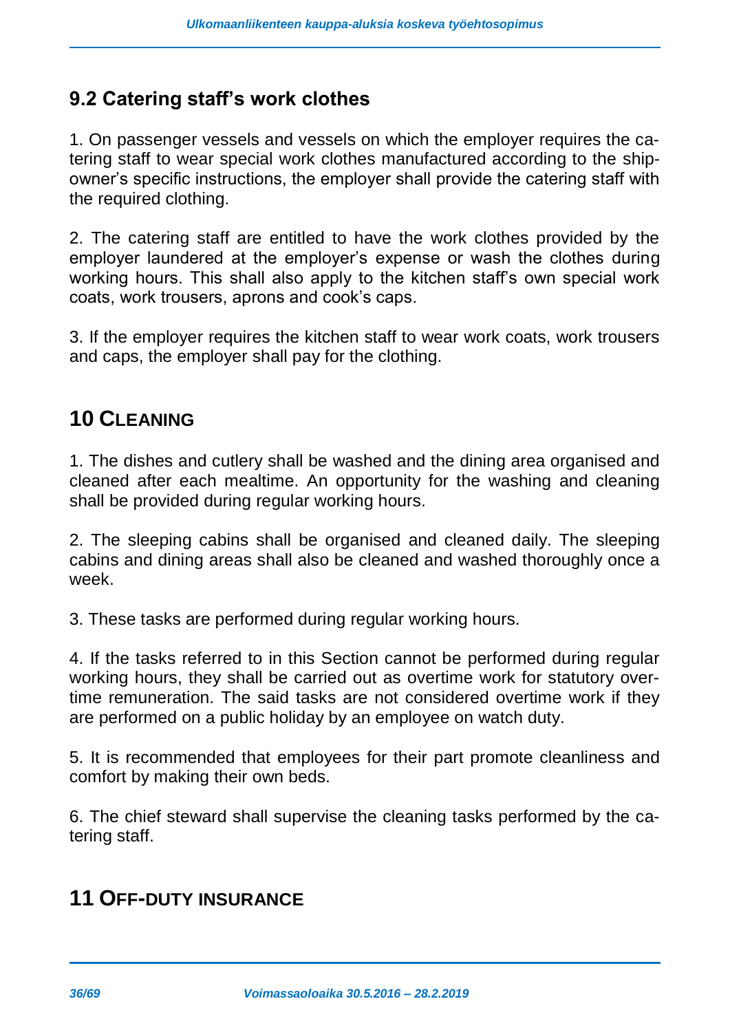## 9.2 Catering staff's work clothes

1. On passenger vessels and vessels on which the employer requires the catering staff to wear special work clothes manufactured according to the shipowner's specific instructions, the employer shall provide the catering staff with the required clothing.

2. The catering staff are entitled to have the work clothes provided by the employer laundered at the employer's expense or wash the clothes during working hours. This shall also apply to the kitchen staff's own special work coats, work trousers, aprons and cook's caps.

3. If the employer requires the kitchen staff to wear work coats, work trousers and caps, the employer shall pay for the clothing.

# 10 CLEANING

1. The dishes and cutlery shall be washed and the dining area organised and cleaned after each mealtime. An opportunity for the washing and cleaning shall be provided during regular working hours.

2. The sleeping cabins shall be organised and cleaned daily. The sleeping cabins and dining areas shall also be cleaned and washed thoroughly once a week.

3. These tasks are performed during regular working hours.

4. If the tasks referred to in this Section cannot be performed during regular working hours, they shall be carried out as overtime work for statutory overtime remuneration. The said tasks are not considered overtime work if they are performed on a public holiday by an employee on watch duty.

5. It is recommended that employees for their part promote cleanliness and comfort by making their own beds.

6. The chief steward shall supervise the cleaning tasks performed by the catering staff.

# 11 OFF-DUTY INSURANCE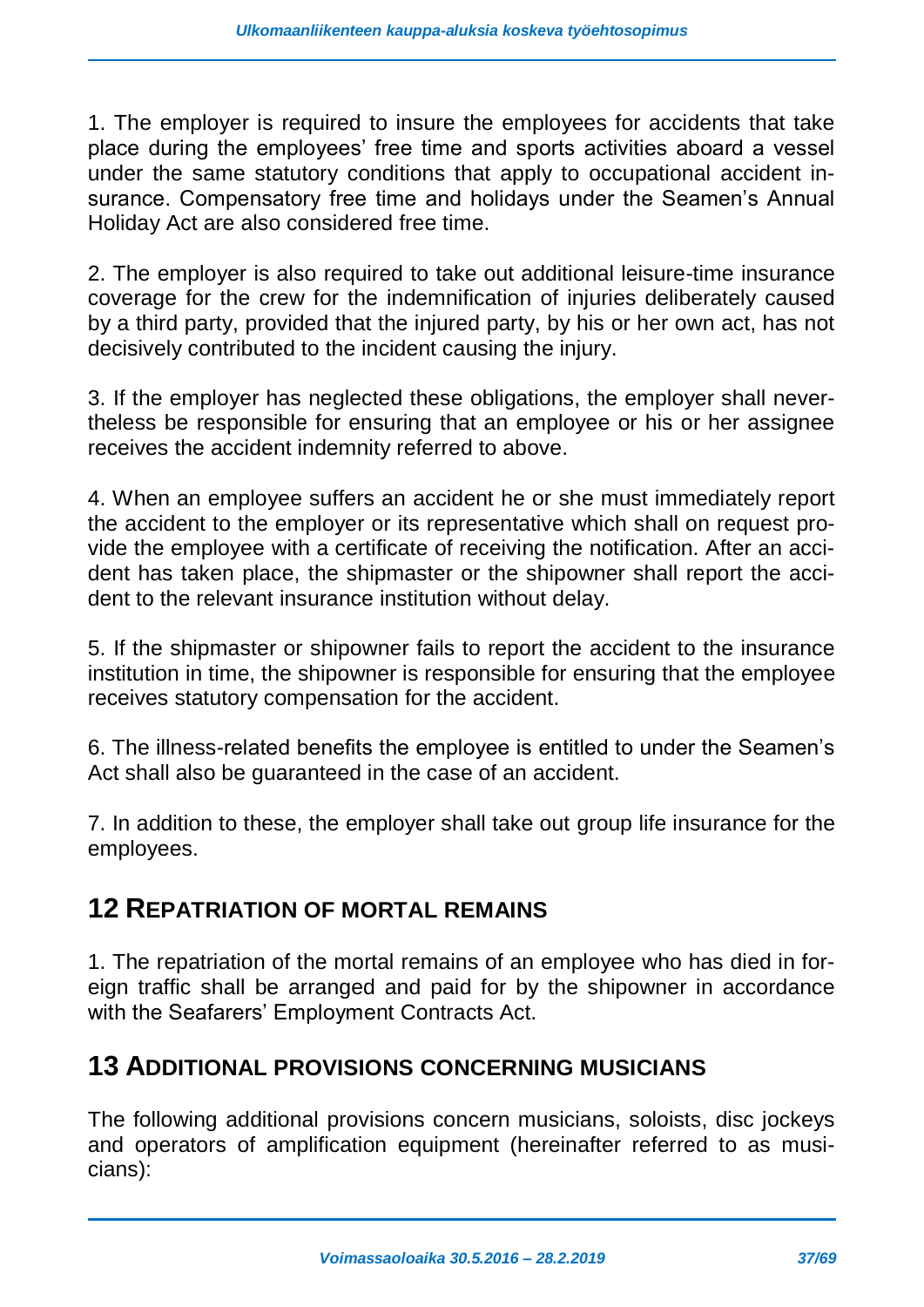1. The employer is required to insure the employees for accidents that take place during the employees' free time and sports activities aboard a vessel under the same statutory conditions that apply to occupational accident insurance. Compensatory free time and holidays under the Seamen's Annual Holiday Act are also considered free time.

2. The employer is also required to take out additional leisure-time insurance coverage for the crew for the indemnification of injuries deliberately caused by a third party, provided that the injured party, by his or her own act, has not decisively contributed to the incident causing the injury.

3. If the employer has neglected these obligations, the employer shall nevertheless be responsible for ensuring that an employee or his or her assignee receives the accident indemnity referred to above.

4. When an employee suffers an accident he or she must immediately report the accident to the employer or its representative which shall on request provide the employee with a certificate of receiving the notification. After an accident has taken place, the shipmaster or the shipowner shall report the accident to the relevant insurance institution without delay.

5. If the shipmaster or shipowner fails to report the accident to the insurance institution in time, the shipowner is responsible for ensuring that the employee receives statutory compensation for the accident.

6. The illness-related benefits the employee is entitled to under the Seamen's Act shall also be guaranteed in the case of an accident.

7. In addition to these, the employer shall take out group life insurance for the employees.

## 12 Repatriation of Mortal Remains

1. The repatriation of the mortal remains of an employee who has died in foreign traffic shall be arranged and paid for by the shipowner in accordance with the Seafarers' Employment Contracts Act.

## 13 Additional Provisions Concerning Musicians

The following additional provisions concern musicians, soloists, disc jockeys and operators of amplification equipment (hereinafter referred to as musicians):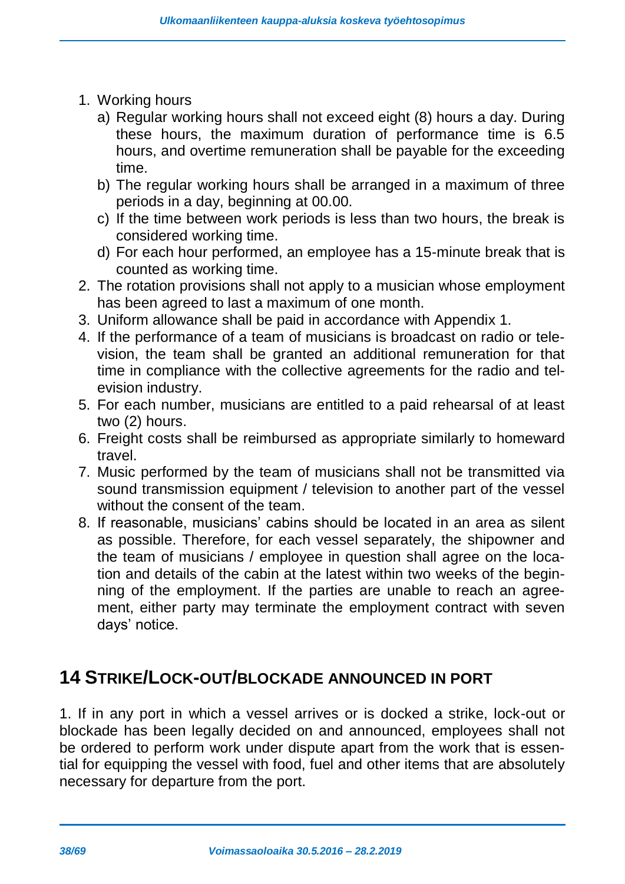1. Working hours
   a) Regular working hours shall not exceed eight (8) hours a day. During these hours, the maximum duration of performance time is 6.5 hours, and overtime remuneration shall be payable for the exceeding time.
   b) The regular working hours shall be arranged in a maximum of three periods in a day, beginning at 00.00.
   c) If the time between work periods is less than two hours, the break is considered working time.
   d) For each hour performed, an employee has a 15-minute break that is counted as working time.
2. The rotation provisions shall not apply to a musician whose employment has been agreed to last a maximum of one month.
3. Uniform allowance shall be paid in accordance with Appendix 1.
4. If the performance of a team of musicians is broadcast on radio or television, the team shall be granted an additional remuneration for that time in compliance with the collective agreements for the radio and television industry.
5. For each number, musicians are entitled to a paid rehearsal of at least two (2) hours.
6. Freight costs shall be reimbursed as appropriate similarly to homeward travel.
7. Music performed by the team of musicians shall not be transmitted via sound transmission equipment / television to another part of the vessel without the consent of the team.
8. If reasonable, musicians' cabins should be located in an area as silent as possible. Therefore, for each vessel separately, the shipowner and the team of musicians / employee in question shall agree on the location and details of the cabin at the latest within two weeks of the beginning of the employment. If the parties are unable to reach an agreement, either party may terminate the employment contract with seven days' notice.

## 14 STRIKE/LOCK-OUT/BLOCKADE ANNOUNCED IN PORT

1. If in any port in which a vessel arrives or is docked a strike, lock-out or blockade has been legally decided on and announced, employees shall not be ordered to perform work under dispute apart from the work that is essential for equipping the vessel with food, fuel and other items that are absolutely necessary for departure from the port.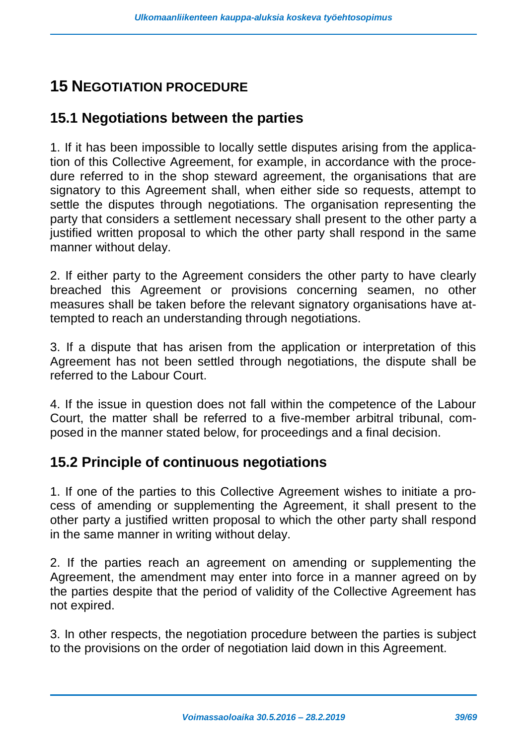# 15 NEGOTIATION PROCEDURE

## 15.1 Negotiations between the parties

1. If it has been impossible to locally settle disputes arising from the application of this Collective Agreement, for example, in accordance with the procedure referred to in the shop steward agreement, the organisations that are signatory to this Agreement shall, when either side so requests, attempt to settle the disputes through negotiations. The organisation representing the party that considers a settlement necessary shall present to the other party a justified written proposal to which the other party shall respond in the same manner without delay.

2. If either party to the Agreement considers the other party to have clearly breached this Agreement or provisions concerning seamen, no other measures shall be taken before the relevant signatory organisations have attempted to reach an understanding through negotiations.

3. If a dispute that has arisen from the application or interpretation of this Agreement has not been settled through negotiations, the dispute shall be referred to the Labour Court.

4. If the issue in question does not fall within the competence of the Labour Court, the matter shall be referred to a five-member arbitral tribunal, composed in the manner stated below, for proceedings and a final decision.

## 15.2 Principle of continuous negotiations

1. If one of the parties to this Collective Agreement wishes to initiate a process of amending or supplementing the Agreement, it shall present to the other party a justified written proposal to which the other party shall respond in the same manner in writing without delay.

2. If the parties reach an agreement on amending or supplementing the Agreement, the amendment may enter into force in a manner agreed on by the parties despite that the period of validity of the Collective Agreement has not expired.

3. In other respects, the negotiation procedure between the parties is subject to the provisions on the order of negotiation laid down in this Agreement.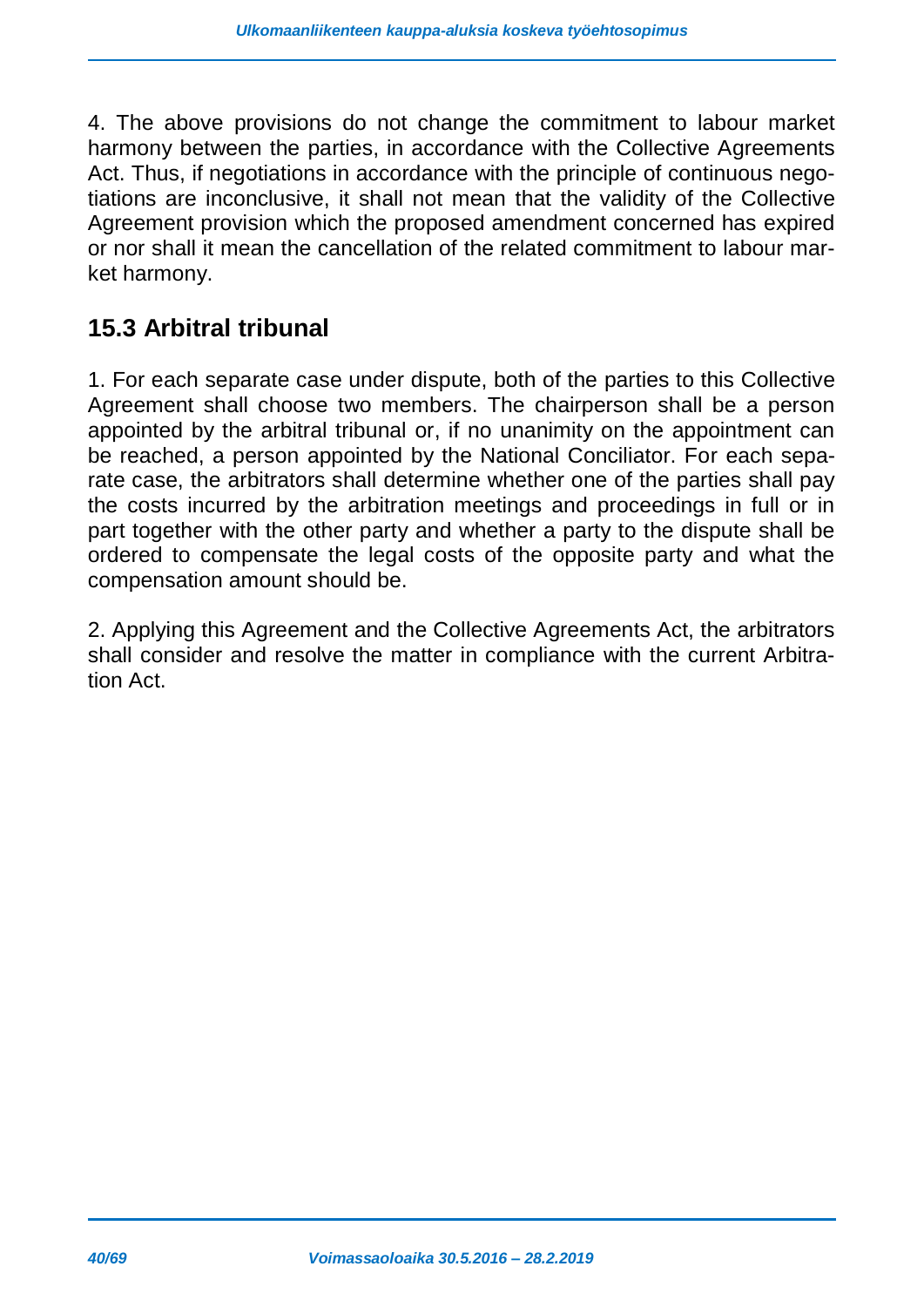4. The above provisions do not change the commitment to labour market harmony between the parties, in accordance with the Collective Agreements Act. Thus, if negotiations in accordance with the principle of continuous negotiations are inconclusive, it shall not mean that the validity of the Collective Agreement provision which the proposed amendment concerned has expired or nor shall it mean the cancellation of the related commitment to labour market harmony.

## 15.3 Arbitral tribunal

1. For each separate case under dispute, both of the parties to this Collective Agreement shall choose two members. The chairperson shall be a person appointed by the arbitral tribunal or, if no unanimity on the appointment can be reached, a person appointed by the National Conciliator. For each separate case, the arbitrators shall determine whether one of the parties shall pay the costs incurred by the arbitration meetings and proceedings in full or in part together with the other party and whether a party to the dispute shall be ordered to compensate the legal costs of the opposite party and what the compensation amount should be.

2. Applying this Agreement and the Collective Agreements Act, the arbitrators shall consider and resolve the matter in compliance with the current Arbitration Act.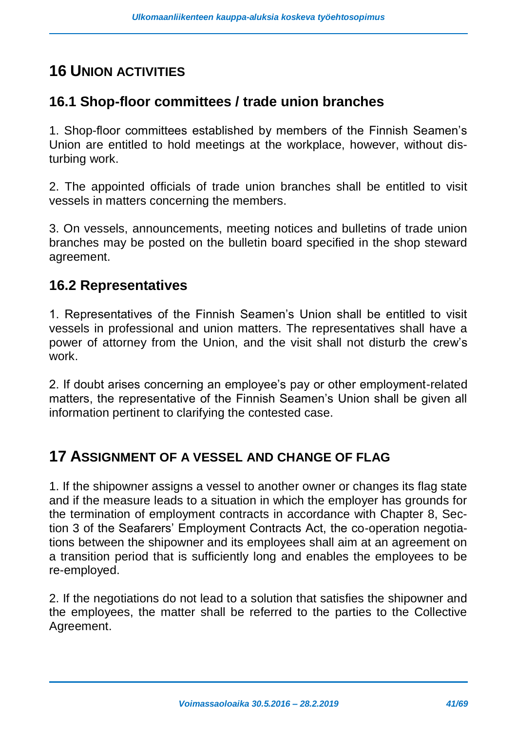# 16 Union activities

## 16.1 Shop-floor committees / trade union branches

1. Shop-floor committees established by members of the Finnish Seamen's Union are entitled to hold meetings at the workplace, however, without disturbing work.

2. The appointed officials of trade union branches shall be entitled to visit vessels in matters concerning the members.

3. On vessels, announcements, meeting notices and bulletins of trade union branches may be posted on the bulletin board specified in the shop steward agreement.

## 16.2 Representatives

1. Representatives of the Finnish Seamen's Union shall be entitled to visit vessels in professional and union matters. The representatives shall have a power of attorney from the Union, and the visit shall not disturb the crew's work.

2. If doubt arises concerning an employee's pay or other employment-related matters, the representative of the Finnish Seamen's Union shall be given all information pertinent to clarifying the contested case.

# 17 Assignment of a vessel and change of flag

1. If the shipowner assigns a vessel to another owner or changes its flag state and if the measure leads to a situation in which the employer has grounds for the termination of employment contracts in accordance with Chapter 8, Section 3 of the Seafarers' Employment Contracts Act, the co-operation negotiations between the shipowner and its employees shall aim at an agreement on a transition period that is sufficiently long and enables the employees to be re-employed.

2. If the negotiations do not lead to a solution that satisfies the shipowner and the employees, the matter shall be referred to the parties to the Collective Agreement.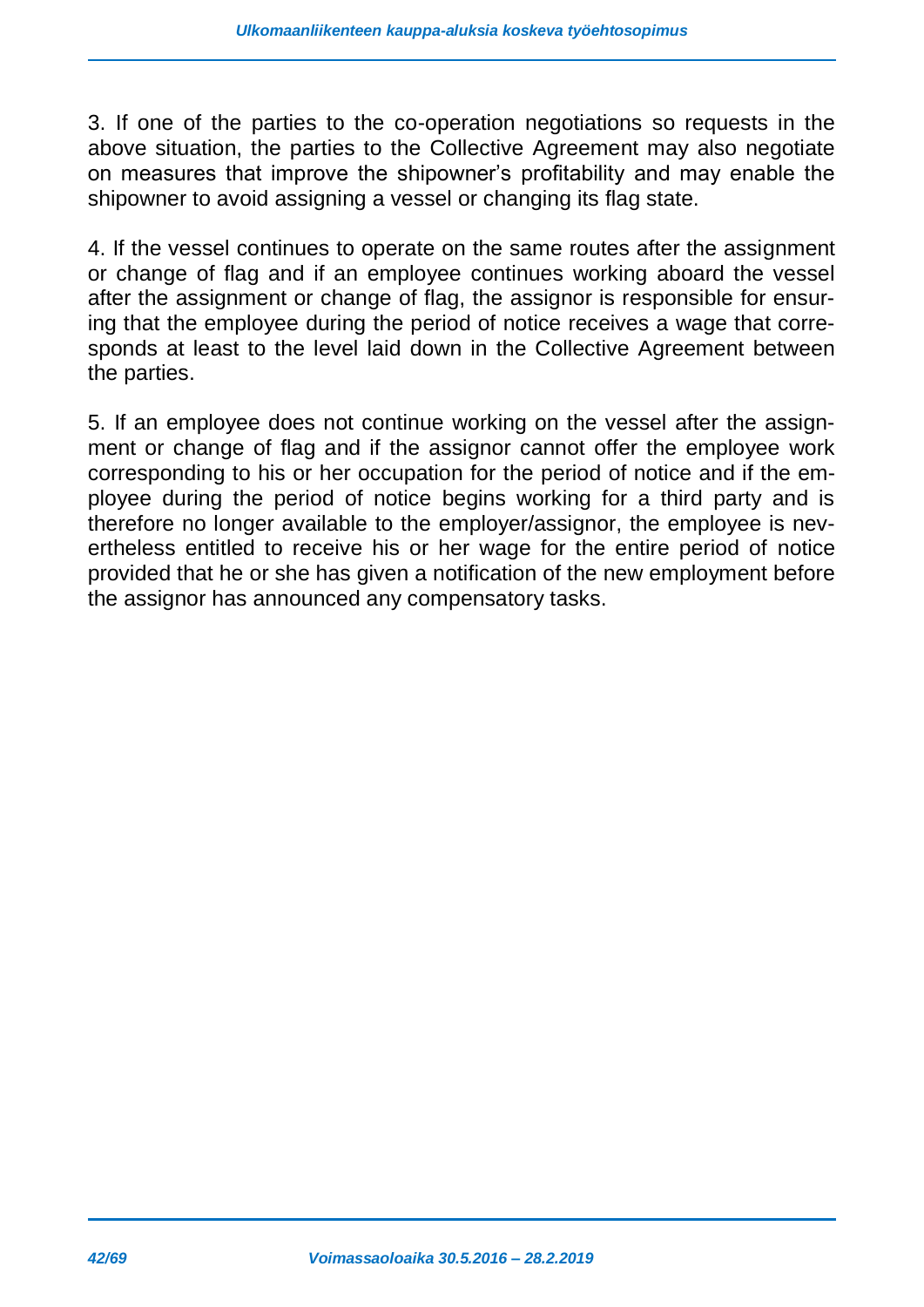3. If one of the parties to the co-operation negotiations so requests in the above situation, the parties to the Collective Agreement may also negotiate on measures that improve the shipowner's profitability and may enable the shipowner to avoid assigning a vessel or changing its flag state.

4. If the vessel continues to operate on the same routes after the assignment or change of flag and if an employee continues working aboard the vessel after the assignment or change of flag, the assignor is responsible for ensuring that the employee during the period of notice receives a wage that corresponds at least to the level laid down in the Collective Agreement between the parties.

5. If an employee does not continue working on the vessel after the assignment or change of flag and if the assignor cannot offer the employee work corresponding to his or her occupation for the period of notice and if the employee during the period of notice begins working for a third party and is therefore no longer available to the employer/assignor, the employee is nevertheless entitled to receive his or her wage for the entire period of notice provided that he or she has given a notification of the new employment before the assignor has announced any compensatory tasks.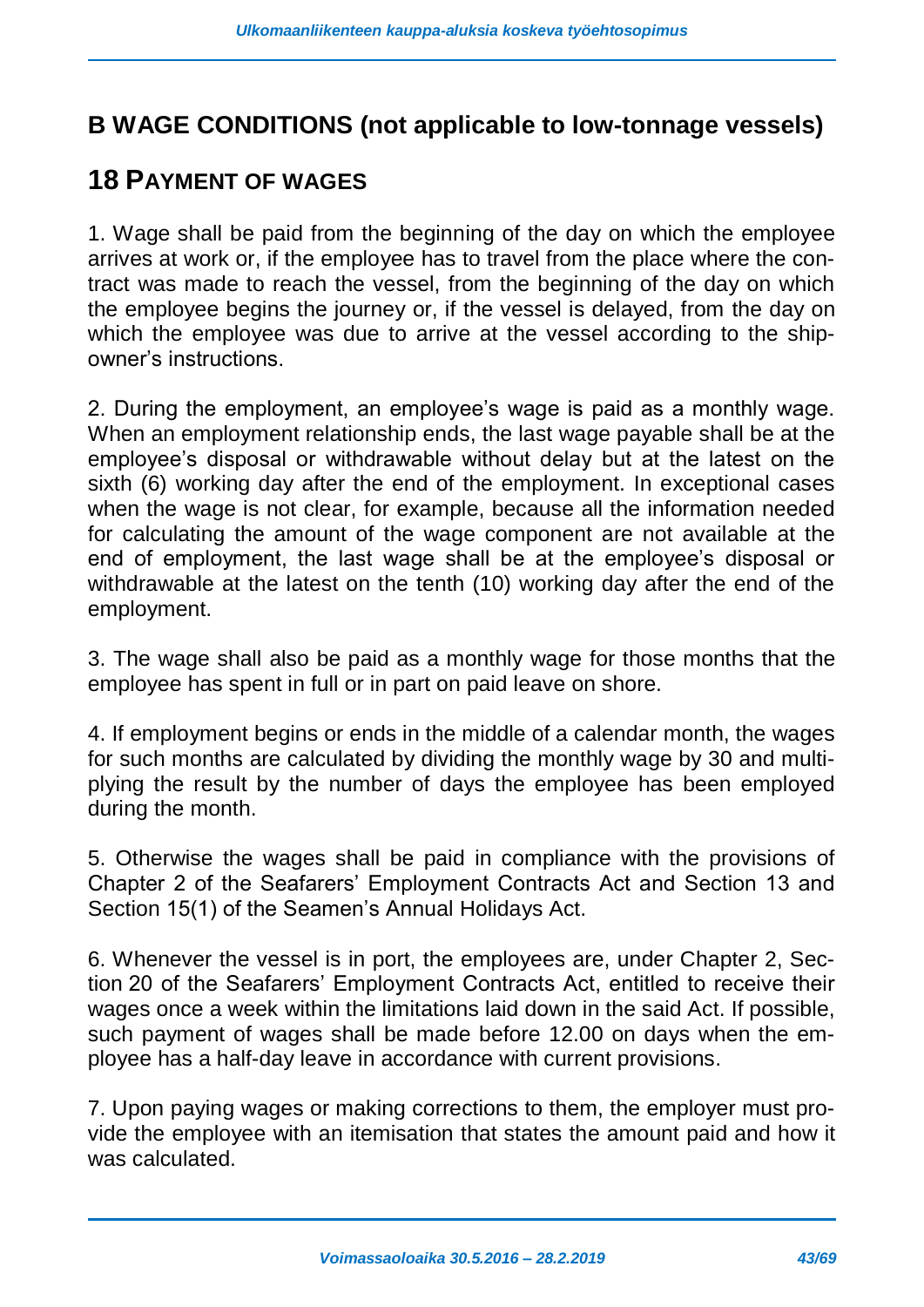# B WAGE CONDITIONS (not applicable to low-tonnage vessels)

## 18 PAYMENT OF WAGES

1. Wage shall be paid from the beginning of the day on which the employee arrives at work or, if the employee has to travel from the place where the contract was made to reach the vessel, from the beginning of the day on which the employee begins the journey or, if the vessel is delayed, from the day on which the employee was due to arrive at the vessel according to the shipowner's instructions.

2. During the employment, an employee's wage is paid as a monthly wage. When an employment relationship ends, the last wage payable shall be at the employee's disposal or withdrawable without delay but at the latest on the sixth (6) working day after the end of the employment. In exceptional cases when the wage is not clear, for example, because all the information needed for calculating the amount of the wage component are not available at the end of employment, the last wage shall be at the employee's disposal or withdrawable at the latest on the tenth (10) working day after the end of the employment.

3. The wage shall also be paid as a monthly wage for those months that the employee has spent in full or in part on paid leave on shore.

4. If employment begins or ends in the middle of a calendar month, the wages for such months are calculated by dividing the monthly wage by 30 and multiplying the result by the number of days the employee has been employed during the month.

5. Otherwise the wages shall be paid in compliance with the provisions of Chapter 2 of the Seafarers' Employment Contracts Act and Section 13 and Section 15(1) of the Seamen's Annual Holidays Act.

6. Whenever the vessel is in port, the employees are, under Chapter 2, Section 20 of the Seafarers' Employment Contracts Act, entitled to receive their wages once a week within the limitations laid down in the said Act. If possible, such payment of wages shall be made before 12.00 on days when the employee has a half-day leave in accordance with current provisions.

7. Upon paying wages or making corrections to them, the employer must provide the employee with an itemisation that states the amount paid and how it was calculated.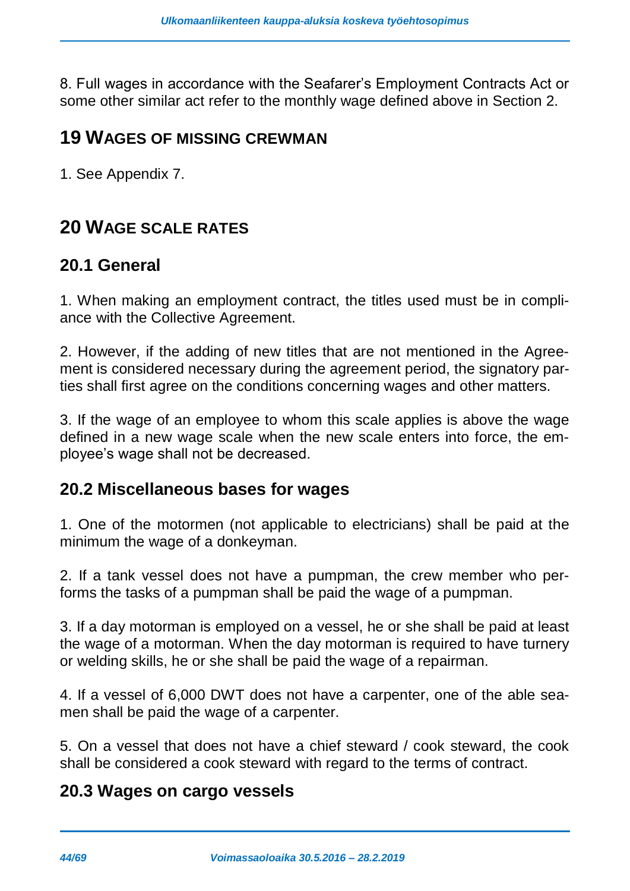8. Full wages in accordance with the Seafarer's Employment Contracts Act or some other similar act refer to the monthly wage defined above in Section 2.

# 19 WAGES OF MISSING CREWMAN

1. See Appendix 7.

# 20 WAGE SCALE RATES

## 20.1 General

1. When making an employment contract, the titles used must be in compliance with the Collective Agreement.

2. However, if the adding of new titles that are not mentioned in the Agreement is considered necessary during the agreement period, the signatory parties shall first agree on the conditions concerning wages and other matters.

3. If the wage of an employee to whom this scale applies is above the wage defined in a new wage scale when the new scale enters into force, the employee's wage shall not be decreased.

## 20.2 Miscellaneous bases for wages

1. One of the motormen (not applicable to electricians) shall be paid at the minimum the wage of a donkeyman.

2. If a tank vessel does not have a pumpman, the crew member who performs the tasks of a pumpman shall be paid the wage of a pumpman.

3. If a day motorman is employed on a vessel, he or she shall be paid at least the wage of a motorman. When the day motorman is required to have turnery or welding skills, he or she shall be paid the wage of a repairman.

4. If a vessel of 6,000 DWT does not have a carpenter, one of the able seamen shall be paid the wage of a carpenter.

5. On a vessel that does not have a chief steward / cook steward, the cook shall be considered a cook steward with regard to the terms of contract.

## 20.3 Wages on cargo vessels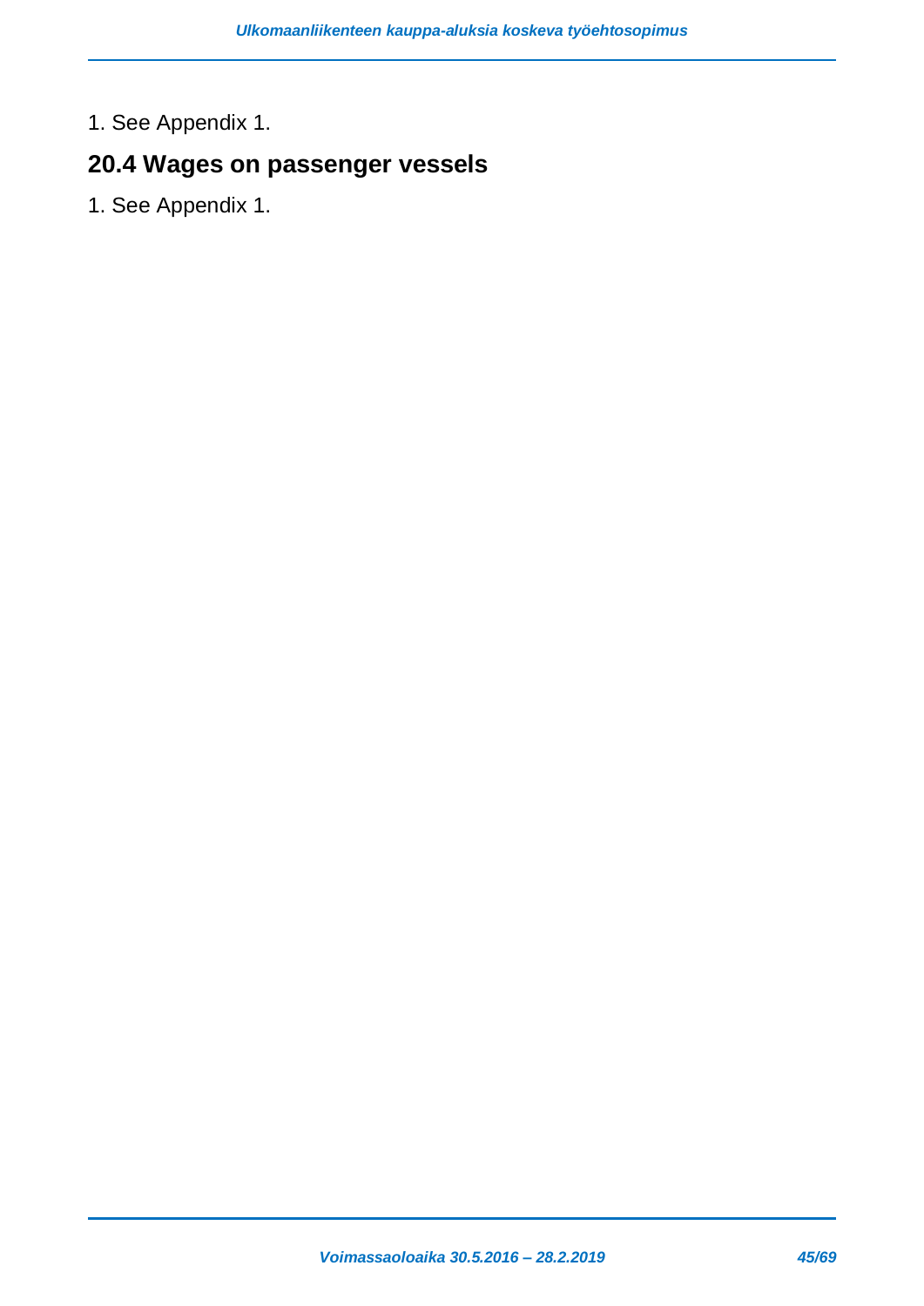1. See Appendix 1.

## 20.4 Wages on passenger vessels

1. See Appendix 1.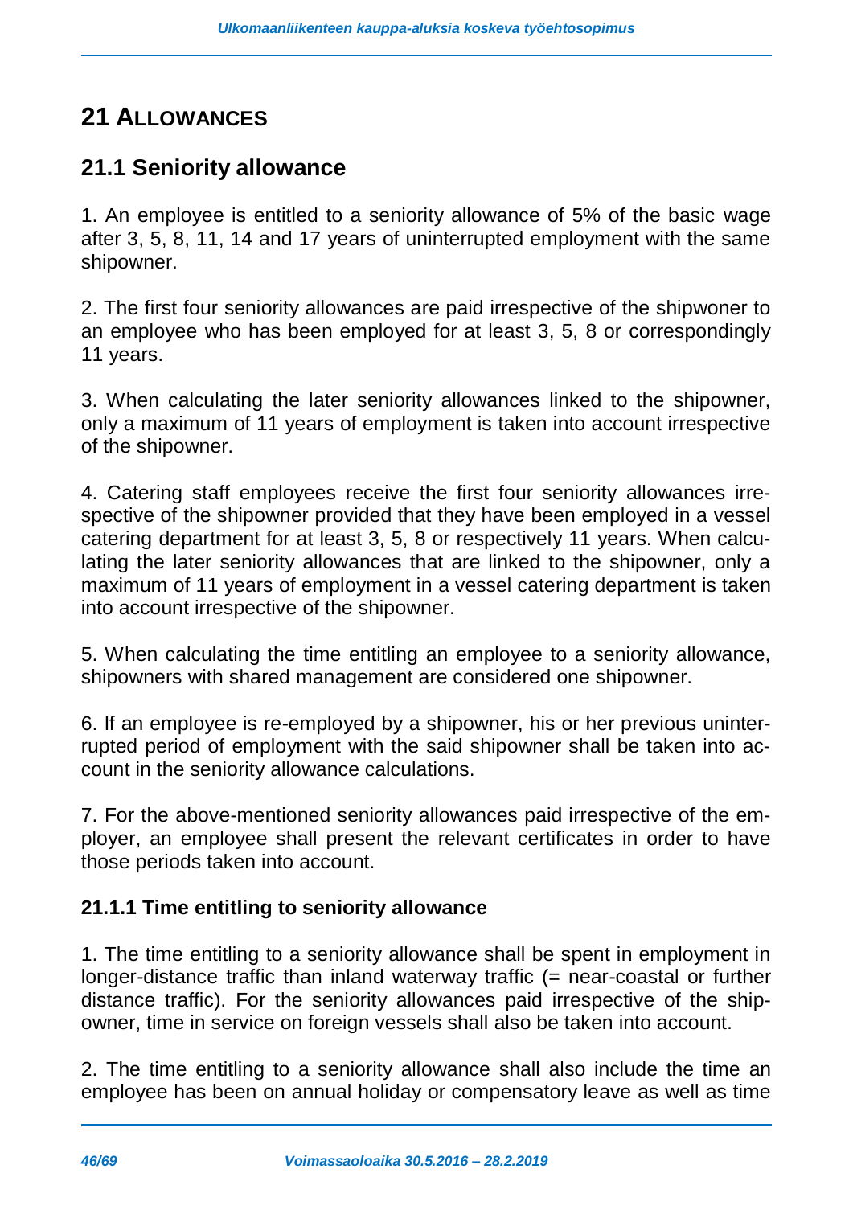# 21 ALLOWANCES

## 21.1 Seniority allowance

1. An employee is entitled to a seniority allowance of 5% of the basic wage after 3, 5, 8, 11, 14 and 17 years of uninterrupted employment with the same shipowner.

2. The first four seniority allowances are paid irrespective of the shipwoner to an employee who has been employed for at least 3, 5, 8 or correspondingly 11 years.

3. When calculating the later seniority allowances linked to the shipowner, only a maximum of 11 years of employment is taken into account irrespective of the shipowner.

4. Catering staff employees receive the first four seniority allowances irrespective of the shipowner provided that they have been employed in a vessel catering department for at least 3, 5, 8 or respectively 11 years. When calculating the later seniority allowances that are linked to the shipowner, only a maximum of 11 years of employment in a vessel catering department is taken into account irrespective of the shipowner.

5. When calculating the time entitling an employee to a seniority allowance, shipowners with shared management are considered one shipowner.

6. If an employee is re-employed by a shipowner, his or her previous uninterrupted period of employment with the said shipowner shall be taken into account in the seniority allowance calculations.

7. For the above-mentioned seniority allowances paid irrespective of the employer, an employee shall present the relevant certificates in order to have those periods taken into account.

### 21.1.1 Time entitling to seniority allowance

1. The time entitling to a seniority allowance shall be spent in employment in longer-distance traffic than inland waterway traffic (= near-coastal or further distance traffic). For the seniority allowances paid irrespective of the shipowner, time in service on foreign vessels shall also be taken into account.

2. The time entitling to a seniority allowance shall also include the time an employee has been on annual holiday or compensatory leave as well as time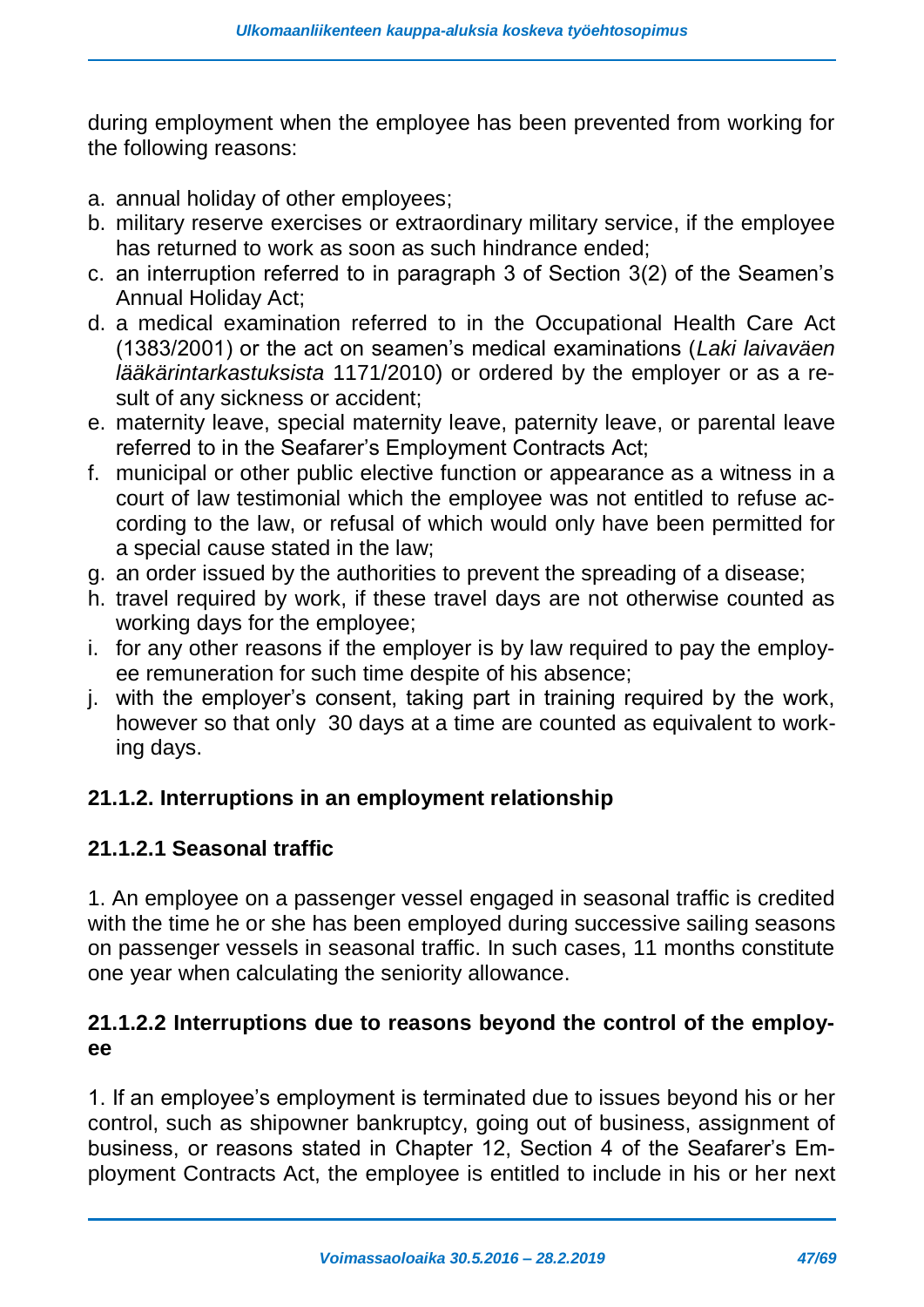during employment when the employee has been prevented from working for the following reasons:

a. annual holiday of other employees;
b. military reserve exercises or extraordinary military service, if the employee has returned to work as soon as such hindrance ended;
c. an interruption referred to in paragraph 3 of Section 3(2) of the Seamen's Annual Holiday Act;
d. a medical examination referred to in the Occupational Health Care Act (1383/2001) or the act on seamen's medical examinations (*Laki laivaväen lääkärintarkastuksista* 1171/2010) or ordered by the employer or as a result of any sickness or accident;
e. maternity leave, special maternity leave, paternity leave, or parental leave referred to in the Seafarer's Employment Contracts Act;
f. municipal or other public elective function or appearance as a witness in a court of law testimonial which the employee was not entitled to refuse according to the law, or refusal of which would only have been permitted for a special cause stated in the law;
g. an order issued by the authorities to prevent the spreading of a disease;
h. travel required by work, if these travel days are not otherwise counted as working days for the employee;
i. for any other reasons if the employer is by law required to pay the employee remuneration for such time despite of his absence;
j. with the employer's consent, taking part in training required by the work, however so that only 30 days at a time are counted as equivalent to working days.

### 21.1.2. Interruptions in an employment relationship

#### 21.1.2.1 Seasonal traffic

1. An employee on a passenger vessel engaged in seasonal traffic is credited with the time he or she has been employed during successive sailing seasons on passenger vessels in seasonal traffic. In such cases, 11 months constitute one year when calculating the seniority allowance.

#### 21.1.2.2 Interruptions due to reasons beyond the control of the employee

1. If an employee's employment is terminated due to issues beyond his or her control, such as shipowner bankruptcy, going out of business, assignment of business, or reasons stated in Chapter 12, Section 4 of the Seafarer's Employment Contracts Act, the employee is entitled to include in his or her next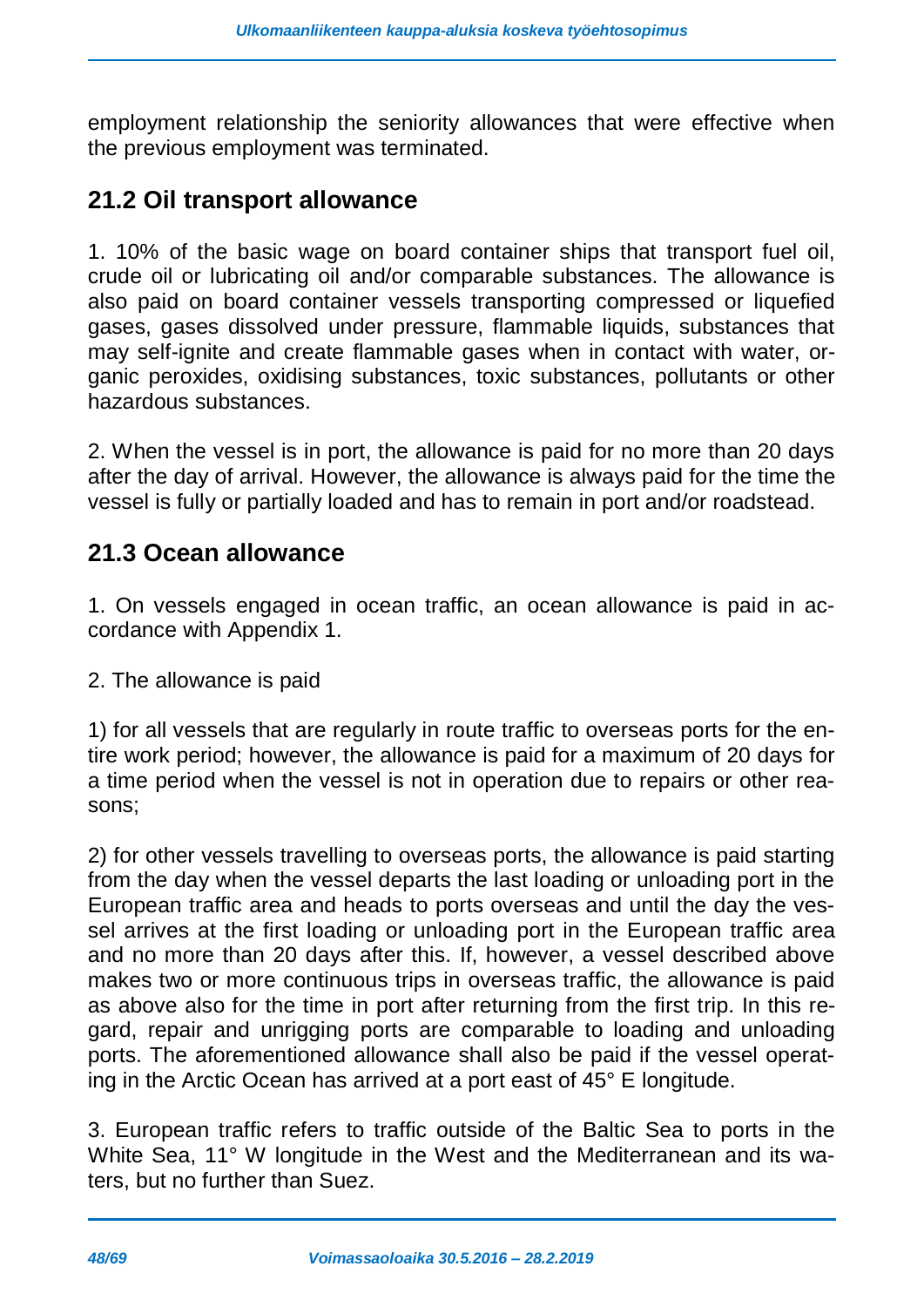employment relationship the seniority allowances that were effective when the previous employment was terminated.

## 21.2 Oil transport allowance

1. 10% of the basic wage on board container ships that transport fuel oil, crude oil or lubricating oil and/or comparable substances. The allowance is also paid on board container vessels transporting compressed or liquefied gases, gases dissolved under pressure, flammable liquids, substances that may self-ignite and create flammable gases when in contact with water, organic peroxides, oxidising substances, toxic substances, pollutants or other hazardous substances.

2. When the vessel is in port, the allowance is paid for no more than 20 days after the day of arrival. However, the allowance is always paid for the time the vessel is fully or partially loaded and has to remain in port and/or roadstead.

## 21.3 Ocean allowance

1. On vessels engaged in ocean traffic, an ocean allowance is paid in accordance with Appendix 1.

2. The allowance is paid

1) for all vessels that are regularly in route traffic to overseas ports for the entire work period; however, the allowance is paid for a maximum of 20 days for a time period when the vessel is not in operation due to repairs or other reasons;

2) for other vessels travelling to overseas ports, the allowance is paid starting from the day when the vessel departs the last loading or unloading port in the European traffic area and heads to ports overseas and until the day the vessel arrives at the first loading or unloading port in the European traffic area and no more than 20 days after this. If, however, a vessel described above makes two or more continuous trips in overseas traffic, the allowance is paid as above also for the time in port after returning from the first trip. In this regard, repair and unrigging ports are comparable to loading and unloading ports. The aforementioned allowance shall also be paid if the vessel operating in the Arctic Ocean has arrived at a port east of 45° E longitude.

3. European traffic refers to traffic outside of the Baltic Sea to ports in the White Sea, 11° W longitude in the West and the Mediterranean and its waters, but no further than Suez.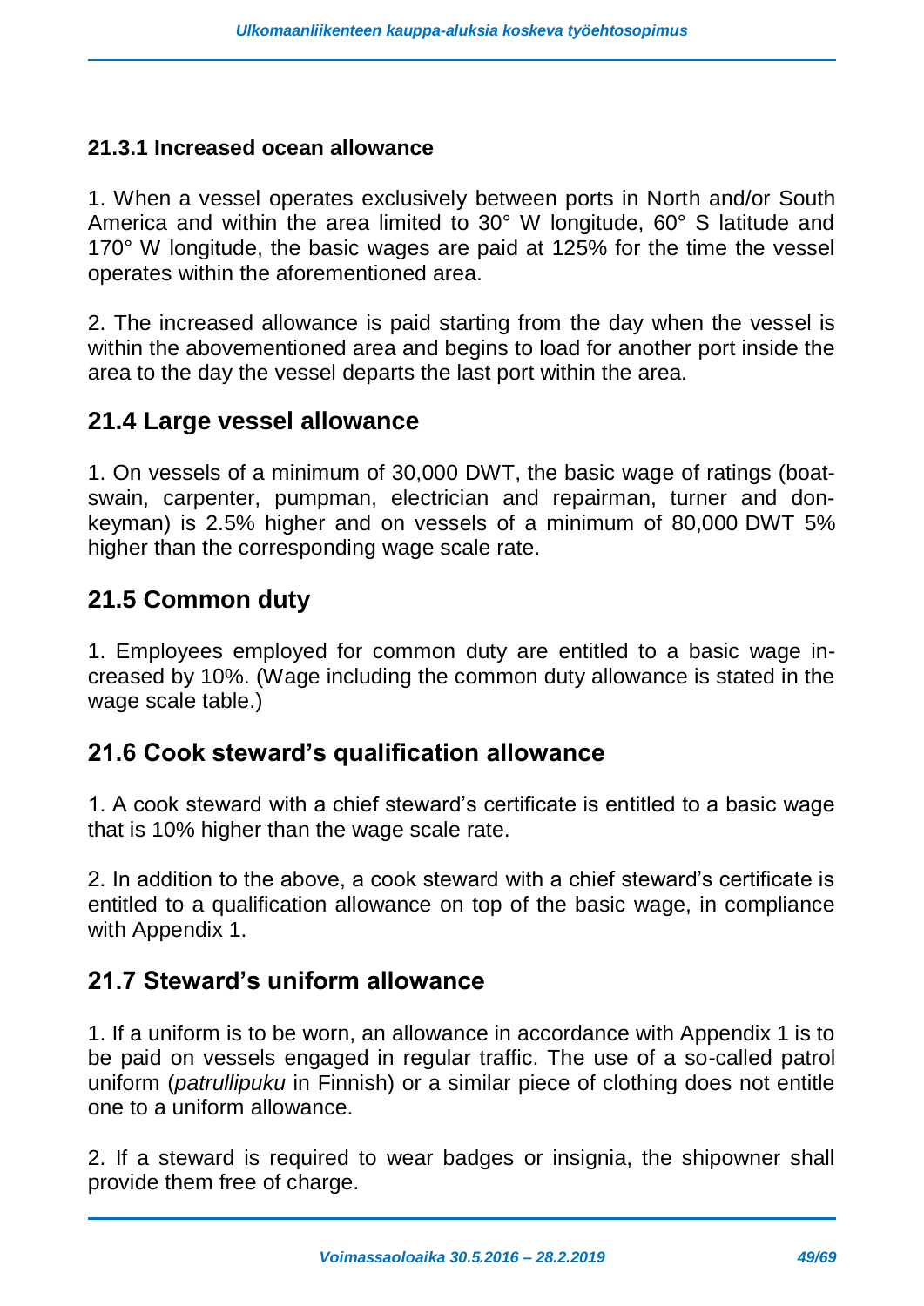#### 21.3.1 Increased ocean allowance

1. When a vessel operates exclusively between ports in North and/or South America and within the area limited to 30° W longitude, 60° S latitude and 170° W longitude, the basic wages are paid at 125% for the time the vessel operates within the aforementioned area.

2. The increased allowance is paid starting from the day when the vessel is within the abovementioned area and begins to load for another port inside the area to the day the vessel departs the last port within the area.

### 21.4 Large vessel allowance

1. On vessels of a minimum of 30,000 DWT, the basic wage of ratings (boatswain, carpenter, pumpman, electrician and repairman, turner and donkeyman) is 2.5% higher and on vessels of a minimum of 80,000 DWT 5% higher than the corresponding wage scale rate.

### 21.5 Common duty

1. Employees employed for common duty are entitled to a basic wage increased by 10%. (Wage including the common duty allowance is stated in the wage scale table.)

### 21.6 Cook steward's qualification allowance

1. A cook steward with a chief steward's certificate is entitled to a basic wage that is 10% higher than the wage scale rate.

2. In addition to the above, a cook steward with a chief steward's certificate is entitled to a qualification allowance on top of the basic wage, in compliance with Appendix 1.

### 21.7 Steward's uniform allowance

1. If a uniform is to be worn, an allowance in accordance with Appendix 1 is to be paid on vessels engaged in regular traffic. The use of a so-called patrol uniform (*patrullipuku* in Finnish) or a similar piece of clothing does not entitle one to a uniform allowance.

2. If a steward is required to wear badges or insignia, the shipowner shall provide them free of charge.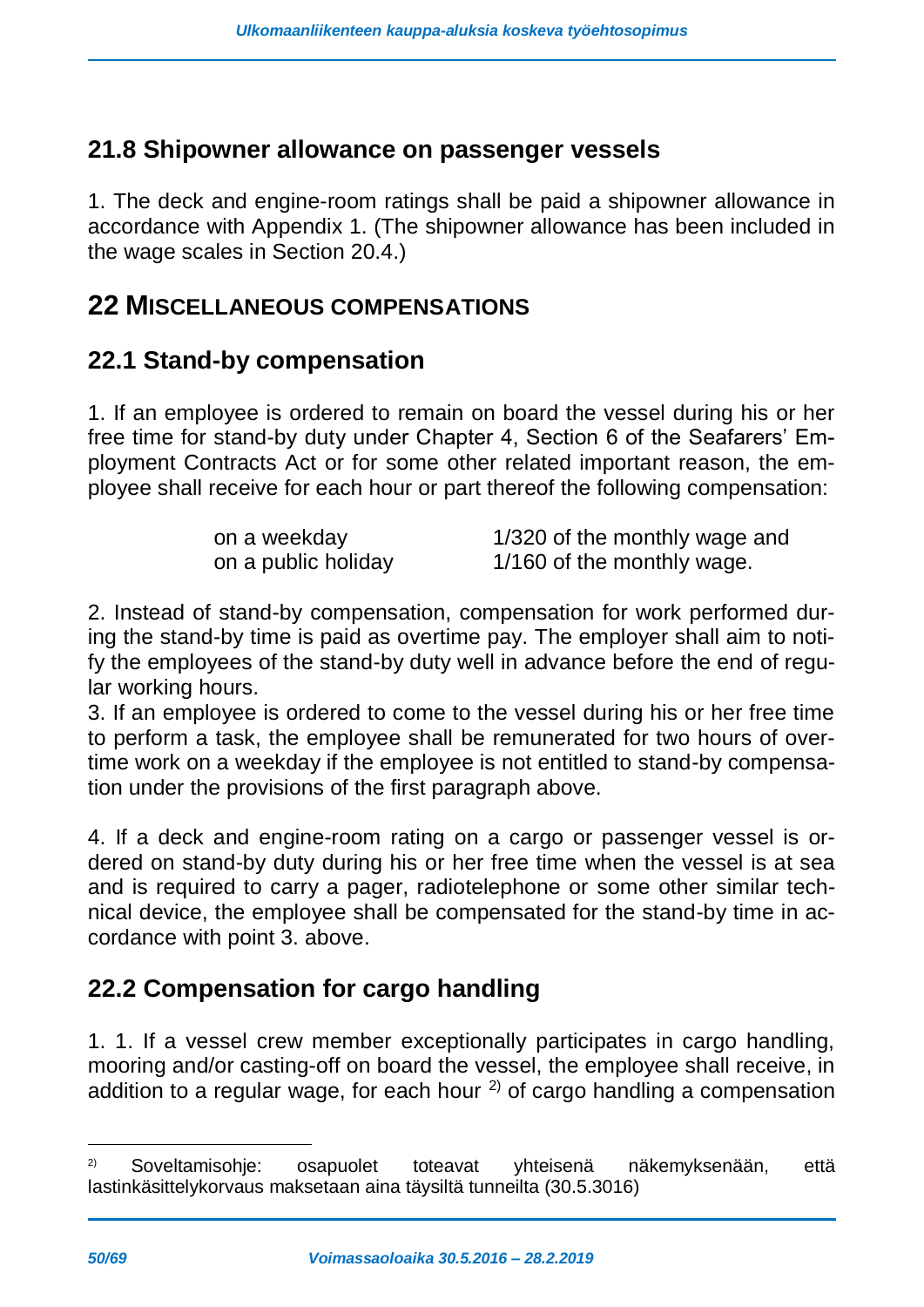## 21.8 Shipowner allowance on passenger vessels

1. The deck and engine-room ratings shall be paid a shipowner allowance in accordance with Appendix 1. (The shipowner allowance has been included in the wage scales in Section 20.4.)

# 22 MISCELLANEOUS COMPENSATIONS

## 22.1 Stand-by compensation

1. If an employee is ordered to remain on board the vessel during his or her free time for stand-by duty under Chapter 4, Section 6 of the Seafarers' Employment Contracts Act or for some other related important reason, the employee shall receive for each hour or part thereof the following compensation:

| | |
|---|---|
| on a weekday | 1/320 of the monthly wage and |
| on a public holiday | 1/160 of the monthly wage. |

2. Instead of stand-by compensation, compensation for work performed during the stand-by time is paid as overtime pay. The employer shall aim to notify the employees of the stand-by duty well in advance before the end of regular working hours.
3. If an employee is ordered to come to the vessel during his or her free time to perform a task, the employee shall be remunerated for two hours of overtime work on a weekday if the employee is not entitled to stand-by compensation under the provisions of the first paragraph above.

4. If a deck and engine-room rating on a cargo or passenger vessel is ordered on stand-by duty during his or her free time when the vessel is at sea and is required to carry a pager, radiotelephone or some other similar technical device, the employee shall be compensated for the stand-by time in accordance with point 3. above.

## 22.2 Compensation for cargo handling

1. 1. If a vessel crew member exceptionally participates in cargo handling, mooring and/or casting-off on board the vessel, the employee shall receive, in addition to a regular wage, for each hour [2] of cargo handling a compensation

---

[2] Soveltamisohje: osapuolet toteavat yhteisenä näkemyksenään, että lastinkäsittelykorvaus maksetaan aina täysiltä tunneilta (30.5.3016)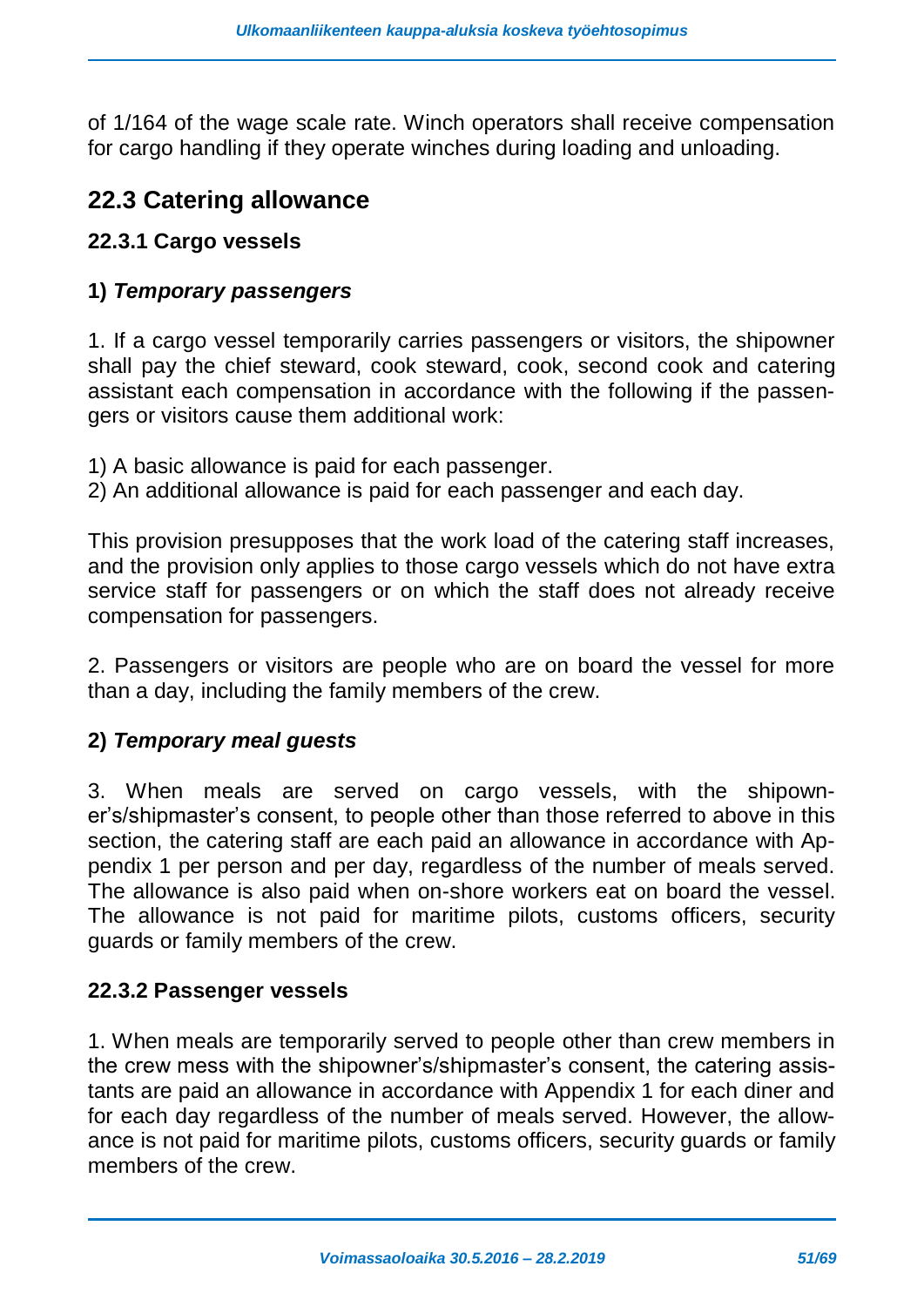of 1/164 of the wage scale rate. Winch operators shall receive compensation for cargo handling if they operate winches during loading and unloading.

## 22.3 Catering allowance

### 22.3.1 Cargo vessels

**1)** ***Temporary passengers***

1. If a cargo vessel temporarily carries passengers or visitors, the shipowner shall pay the chief steward, cook steward, cook, second cook and catering assistant each compensation in accordance with the following if the passengers or visitors cause them additional work:

1) A basic allowance is paid for each passenger.
2) An additional allowance is paid for each passenger and each day.

This provision presupposes that the work load of the catering staff increases, and the provision only applies to those cargo vessels which do not have extra service staff for passengers or on which the staff does not already receive compensation for passengers.

2. Passengers or visitors are people who are on board the vessel for more than a day, including the family members of the crew.

**2)** ***Temporary meal guests***

3. When meals are served on cargo vessels, with the shipowner's/shipmaster's consent, to people other than those referred to above in this section, the catering staff are each paid an allowance in accordance with Appendix 1 per person and per day, regardless of the number of meals served. The allowance is also paid when on-shore workers eat on board the vessel. The allowance is not paid for maritime pilots, customs officers, security guards or family members of the crew.

### 22.3.2 Passenger vessels

1. When meals are temporarily served to people other than crew members in the crew mess with the shipowner's/shipmaster's consent, the catering assistants are paid an allowance in accordance with Appendix 1 for each diner and for each day regardless of the number of meals served. However, the allowance is not paid for maritime pilots, customs officers, security guards or family members of the crew.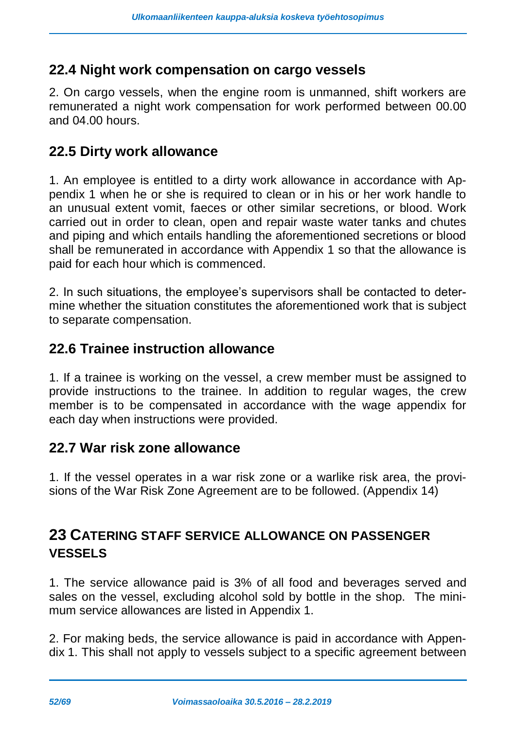## 22.4 Night work compensation on cargo vessels

2. On cargo vessels, when the engine room is unmanned, shift workers are remunerated a night work compensation for work performed between 00.00 and 04.00 hours.

## 22.5 Dirty work allowance

1. An employee is entitled to a dirty work allowance in accordance with Appendix 1 when he or she is required to clean or in his or her work handle to an unusual extent vomit, faeces or other similar secretions, or blood. Work carried out in order to clean, open and repair waste water tanks and chutes and piping and which entails handling the aforementioned secretions or blood shall be remunerated in accordance with Appendix 1 so that the allowance is paid for each hour which is commenced.

2. In such situations, the employee's supervisors shall be contacted to determine whether the situation constitutes the aforementioned work that is subject to separate compensation.

## 22.6 Trainee instruction allowance

1. If a trainee is working on the vessel, a crew member must be assigned to provide instructions to the trainee. In addition to regular wages, the crew member is to be compensated in accordance with the wage appendix for each day when instructions were provided.

## 22.7 War risk zone allowance

1. If the vessel operates in a war risk zone or a warlike risk area, the provisions of the War Risk Zone Agreement are to be followed. (Appendix 14)

# 23 Catering staff service allowance on passenger vessels

1. The service allowance paid is 3% of all food and beverages served and sales on the vessel, excluding alcohol sold by bottle in the shop. The minimum service allowances are listed in Appendix 1.

2. For making beds, the service allowance is paid in accordance with Appendix 1. This shall not apply to vessels subject to a specific agreement between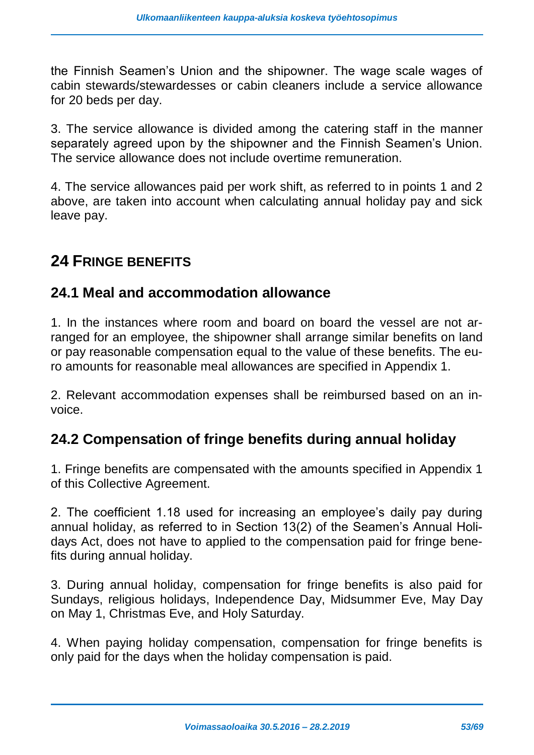the Finnish Seamen's Union and the shipowner. The wage scale wages of cabin stewards/stewardesses or cabin cleaners include a service allowance for 20 beds per day.

3. The service allowance is divided among the catering staff in the manner separately agreed upon by the shipowner and the Finnish Seamen's Union. The service allowance does not include overtime remuneration.

4. The service allowances paid per work shift, as referred to in points 1 and 2 above, are taken into account when calculating annual holiday pay and sick leave pay.

## 24 FRINGE BENEFITS

### 24.1 Meal and accommodation allowance

1. In the instances where room and board on board the vessel are not arranged for an employee, the shipowner shall arrange similar benefits on land or pay reasonable compensation equal to the value of these benefits. The euro amounts for reasonable meal allowances are specified in Appendix 1.

2. Relevant accommodation expenses shall be reimbursed based on an invoice.

### 24.2 Compensation of fringe benefits during annual holiday

1. Fringe benefits are compensated with the amounts specified in Appendix 1 of this Collective Agreement.

2. The coefficient 1.18 used for increasing an employee's daily pay during annual holiday, as referred to in Section 13(2) of the Seamen's Annual Holidays Act, does not have to applied to the compensation paid for fringe benefits during annual holiday.

3. During annual holiday, compensation for fringe benefits is also paid for Sundays, religious holidays, Independence Day, Midsummer Eve, May Day on May 1, Christmas Eve, and Holy Saturday.

4. When paying holiday compensation, compensation for fringe benefits is only paid for the days when the holiday compensation is paid.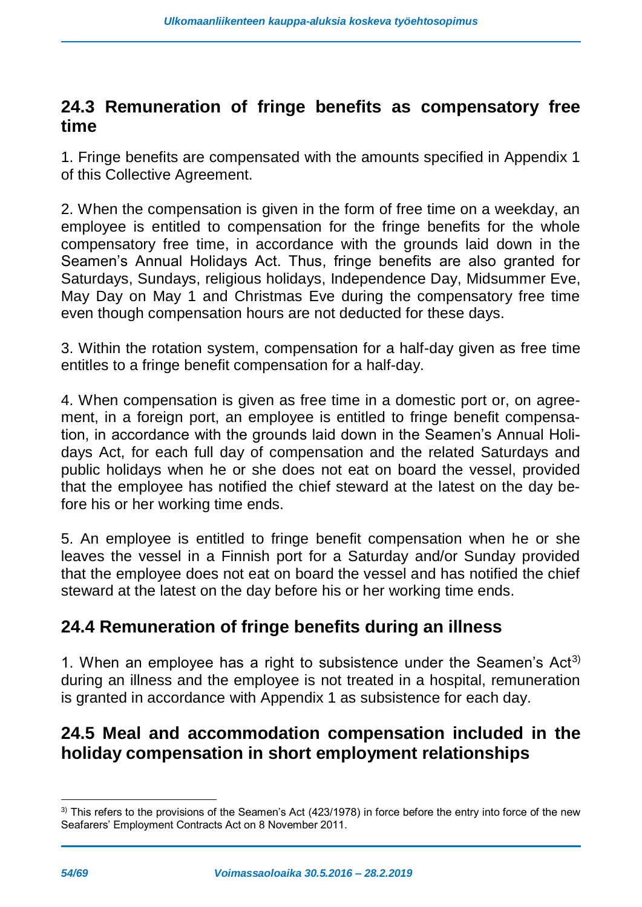## 24.3 Remuneration of fringe benefits as compensatory free time

1. Fringe benefits are compensated with the amounts specified in Appendix 1 of this Collective Agreement.

2. When the compensation is given in the form of free time on a weekday, an employee is entitled to compensation for the fringe benefits for the whole compensatory free time, in accordance with the grounds laid down in the Seamen's Annual Holidays Act. Thus, fringe benefits are also granted for Saturdays, Sundays, religious holidays, Independence Day, Midsummer Eve, May Day on May 1 and Christmas Eve during the compensatory free time even though compensation hours are not deducted for these days.

3. Within the rotation system, compensation for a half-day given as free time entitles to a fringe benefit compensation for a half-day.

4. When compensation is given as free time in a domestic port or, on agreement, in a foreign port, an employee is entitled to fringe benefit compensation, in accordance with the grounds laid down in the Seamen's Annual Holidays Act, for each full day of compensation and the related Saturdays and public holidays when he or she does not eat on board the vessel, provided that the employee has notified the chief steward at the latest on the day before his or her working time ends.

5. An employee is entitled to fringe benefit compensation when he or she leaves the vessel in a Finnish port for a Saturday and/or Sunday provided that the employee does not eat on board the vessel and has notified the chief steward at the latest on the day before his or her working time ends.

## 24.4 Remuneration of fringe benefits during an illness

1. When an employee has a right to subsistence under the Seamen's Act[3] during an illness and the employee is not treated in a hospital, remuneration is granted in accordance with Appendix 1 as subsistence for each day.

## 24.5 Meal and accommodation compensation included in the holiday compensation in short employment relationships

[3] This refers to the provisions of the Seamen's Act (423/1978) in force before the entry into force of the new Seafarers' Employment Contracts Act on 8 November 2011.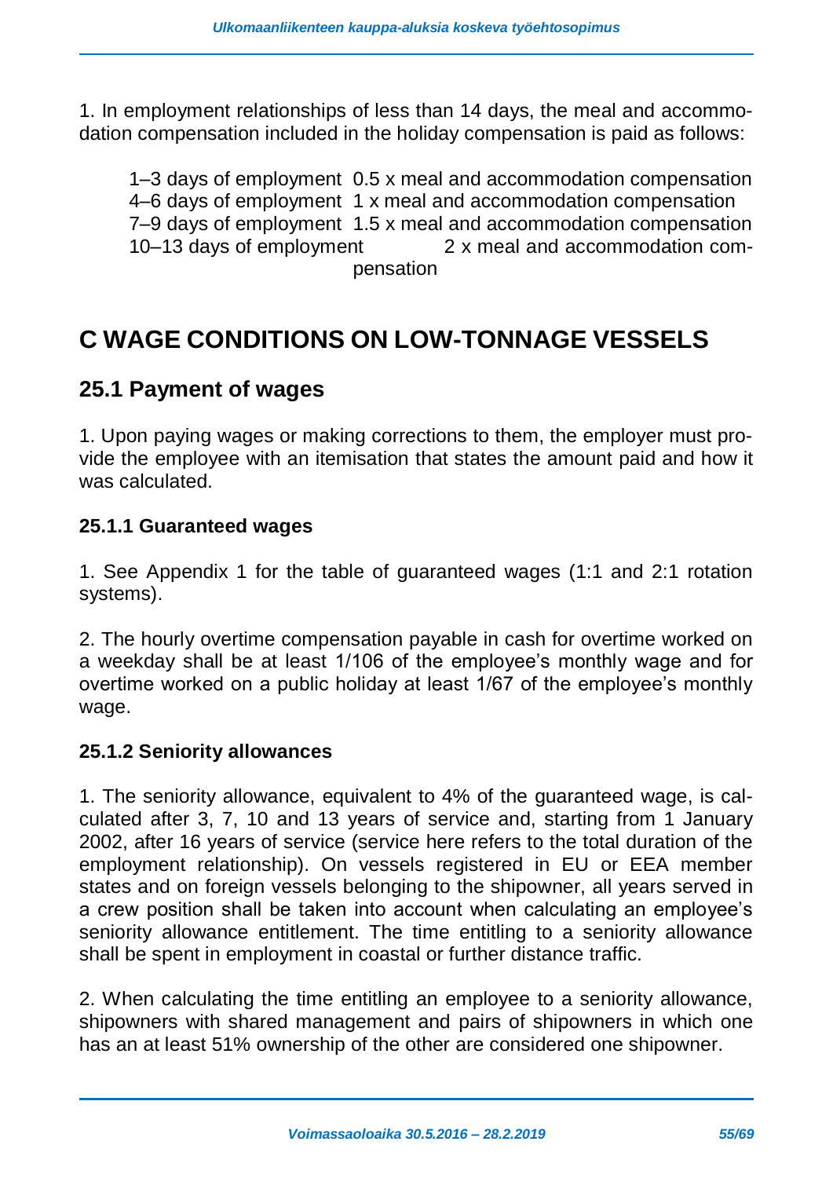1. In employment relationships of less than 14 days, the meal and accommodation compensation included in the holiday compensation is paid as follows:

| | |
|---|---|
| 1–3 days of employment | 0.5 x meal and accommodation compensation |
| 4–6 days of employment | 1 x meal and accommodation compensation |
| 7–9 days of employment | 1.5 x meal and accommodation compensation |
| 10–13 days of employment | 2 x meal and accommodation compensation |

# C WAGE CONDITIONS ON LOW-TONNAGE VESSELS

## 25.1 Payment of wages

1. Upon paying wages or making corrections to them, the employer must provide the employee with an itemisation that states the amount paid and how it was calculated.

### 25.1.1 Guaranteed wages

1. See Appendix 1 for the table of guaranteed wages (1:1 and 2:1 rotation systems).

2. The hourly overtime compensation payable in cash for overtime worked on a weekday shall be at least 1/106 of the employee's monthly wage and for overtime worked on a public holiday at least 1/67 of the employee's monthly wage.

### 25.1.2 Seniority allowances

1. The seniority allowance, equivalent to 4% of the guaranteed wage, is calculated after 3, 7, 10 and 13 years of service and, starting from 1 January 2002, after 16 years of service (service here refers to the total duration of the employment relationship). On vessels registered in EU or EEA member states and on foreign vessels belonging to the shipowner, all years served in a crew position shall be taken into account when calculating an employee's seniority allowance entitlement. The time entitling to a seniority allowance shall be spent in employment in coastal or further distance traffic.

2. When calculating the time entitling an employee to a seniority allowance, shipowners with shared management and pairs of shipowners in which one has an at least 51% ownership of the other are considered one shipowner.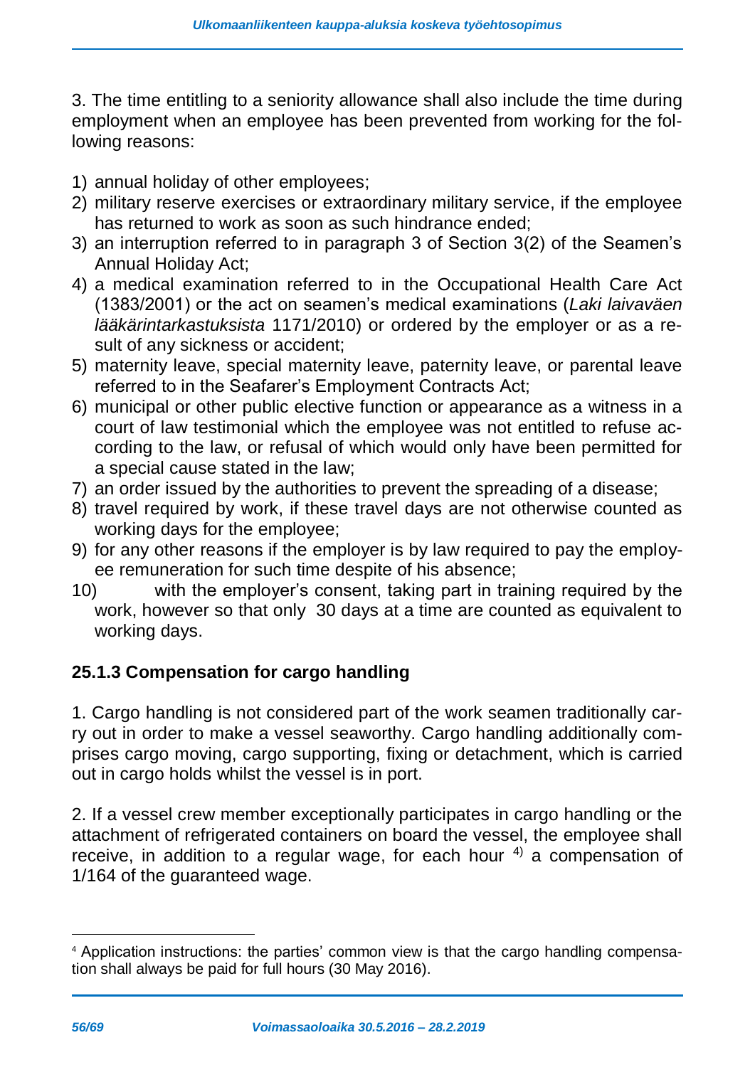3. The time entitling to a seniority allowance shall also include the time during employment when an employee has been prevented from working for the following reasons:

1) annual holiday of other employees;
2) military reserve exercises or extraordinary military service, if the employee has returned to work as soon as such hindrance ended;
3) an interruption referred to in paragraph 3 of Section 3(2) of the Seamen's Annual Holiday Act;
4) a medical examination referred to in the Occupational Health Care Act (1383/2001) or the act on seamen's medical examinations (*Laki laivaväen lääkärintarkastuksista* 1171/2010) or ordered by the employer or as a result of any sickness or accident;
5) maternity leave, special maternity leave, paternity leave, or parental leave referred to in the Seafarer's Employment Contracts Act;
6) municipal or other public elective function or appearance as a witness in a court of law testimonial which the employee was not entitled to refuse according to the law, or refusal of which would only have been permitted for a special cause stated in the law;
7) an order issued by the authorities to prevent the spreading of a disease;
8) travel required by work, if these travel days are not otherwise counted as working days for the employee;
9) for any other reasons if the employer is by law required to pay the employee remuneration for such time despite of his absence;
10) with the employer's consent, taking part in training required by the work, however so that only 30 days at a time are counted as equivalent to working days.

### 25.1.3 Compensation for cargo handling

1. Cargo handling is not considered part of the work seamen traditionally carry out in order to make a vessel seaworthy. Cargo handling additionally comprises cargo moving, cargo supporting, fixing or detachment, which is carried out in cargo holds whilst the vessel is in port.

2. If a vessel crew member exceptionally participates in cargo handling or the attachment of refrigerated containers on board the vessel, the employee shall receive, in addition to a regular wage, for each hour [4)] a compensation of 1/164 of the guaranteed wage.

---

[4] Application instructions: the parties' common view is that the cargo handling compensation shall always be paid for full hours (30 May 2016).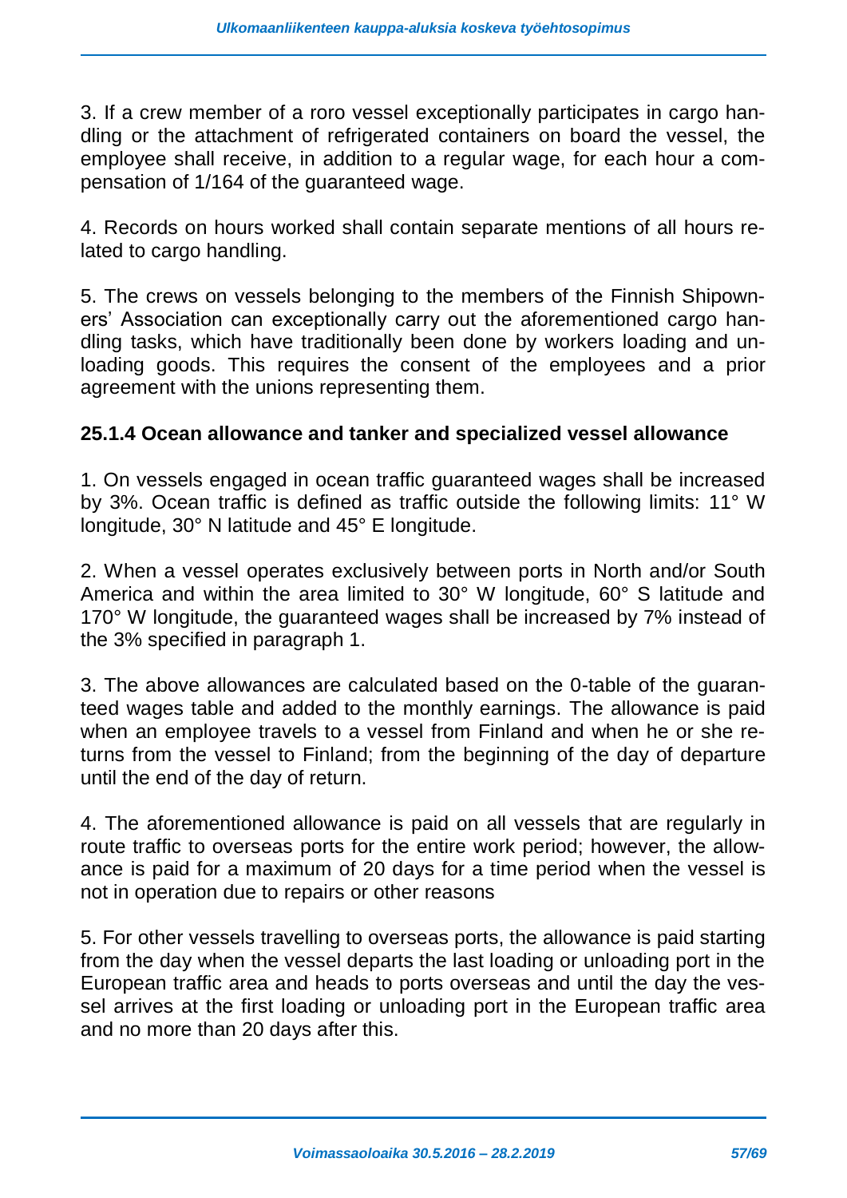3. If a crew member of a roro vessel exceptionally participates in cargo handling or the attachment of refrigerated containers on board the vessel, the employee shall receive, in addition to a regular wage, for each hour a compensation of 1/164 of the guaranteed wage.

4. Records on hours worked shall contain separate mentions of all hours related to cargo handling.

5. The crews on vessels belonging to the members of the Finnish Shipowners' Association can exceptionally carry out the aforementioned cargo handling tasks, which have traditionally been done by workers loading and unloading goods. This requires the consent of the employees and a prior agreement with the unions representing them.

### 25.1.4 Ocean allowance and tanker and specialized vessel allowance

1. On vessels engaged in ocean traffic guaranteed wages shall be increased by 3%. Ocean traffic is defined as traffic outside the following limits: 11° W longitude, 30° N latitude and 45° E longitude.

2. When a vessel operates exclusively between ports in North and/or South America and within the area limited to 30° W longitude, 60° S latitude and 170° W longitude, the guaranteed wages shall be increased by 7% instead of the 3% specified in paragraph 1.

3. The above allowances are calculated based on the 0-table of the guaranteed wages table and added to the monthly earnings. The allowance is paid when an employee travels to a vessel from Finland and when he or she returns from the vessel to Finland; from the beginning of the day of departure until the end of the day of return.

4. The aforementioned allowance is paid on all vessels that are regularly in route traffic to overseas ports for the entire work period; however, the allowance is paid for a maximum of 20 days for a time period when the vessel is not in operation due to repairs or other reasons

5. For other vessels travelling to overseas ports, the allowance is paid starting from the day when the vessel departs the last loading or unloading port in the European traffic area and heads to ports overseas and until the day the vessel arrives at the first loading or unloading port in the European traffic area and no more than 20 days after this.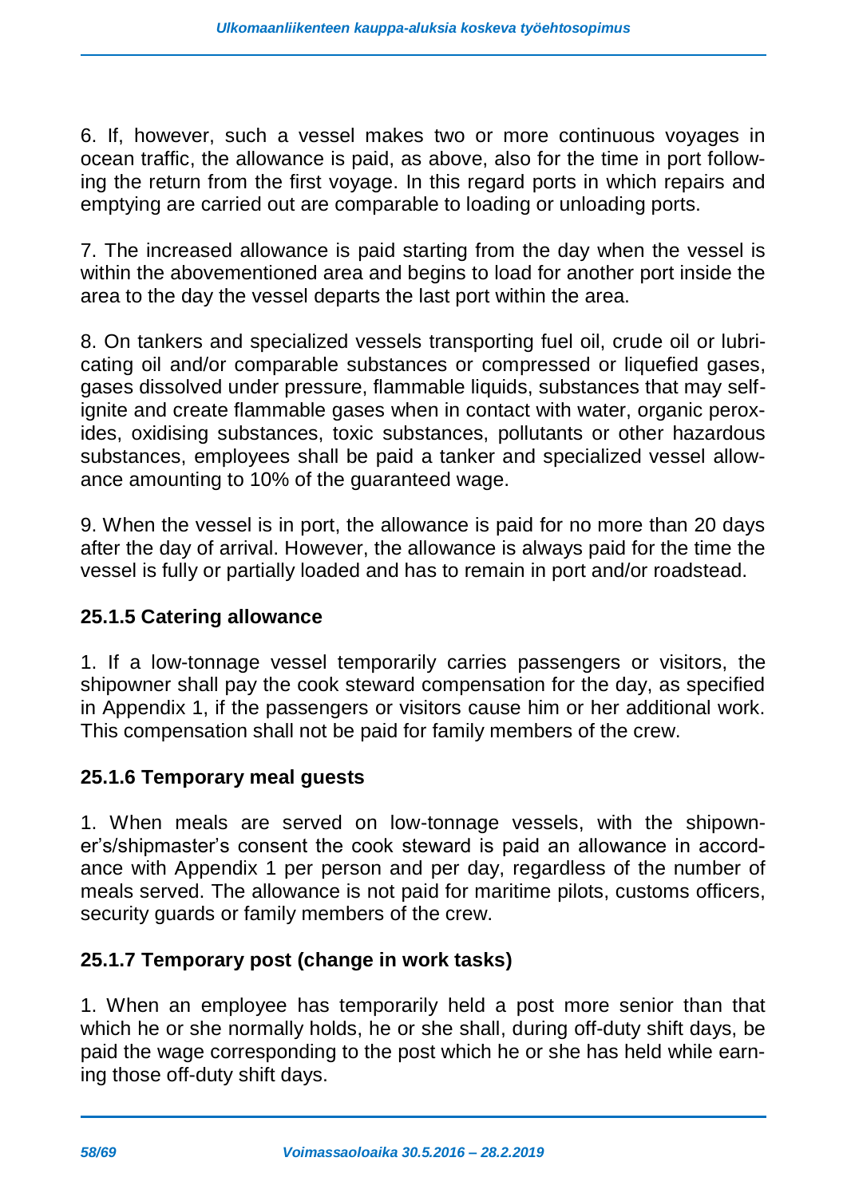6. If, however, such a vessel makes two or more continuous voyages in ocean traffic, the allowance is paid, as above, also for the time in port following the return from the first voyage. In this regard ports in which repairs and emptying are carried out are comparable to loading or unloading ports.

7. The increased allowance is paid starting from the day when the vessel is within the abovementioned area and begins to load for another port inside the area to the day the vessel departs the last port within the area.

8. On tankers and specialized vessels transporting fuel oil, crude oil or lubricating oil and/or comparable substances or compressed or liquefied gases, gases dissolved under pressure, flammable liquids, substances that may self-ignite and create flammable gases when in contact with water, organic peroxides, oxidising substances, toxic substances, pollutants or other hazardous substances, employees shall be paid a tanker and specialized vessel allowance amounting to 10% of the guaranteed wage.

9. When the vessel is in port, the allowance is paid for no more than 20 days after the day of arrival. However, the allowance is always paid for the time the vessel is fully or partially loaded and has to remain in port and/or roadstead.

### 25.1.5 Catering allowance

1. If a low-tonnage vessel temporarily carries passengers or visitors, the shipowner shall pay the cook steward compensation for the day, as specified in Appendix 1, if the passengers or visitors cause him or her additional work. This compensation shall not be paid for family members of the crew.

### 25.1.6 Temporary meal guests

1. When meals are served on low-tonnage vessels, with the shipowner's/shipmaster's consent the cook steward is paid an allowance in accordance with Appendix 1 per person and per day, regardless of the number of meals served. The allowance is not paid for maritime pilots, customs officers, security guards or family members of the crew.

### 25.1.7 Temporary post (change in work tasks)

1. When an employee has temporarily held a post more senior than that which he or she normally holds, he or she shall, during off-duty shift days, be paid the wage corresponding to the post which he or she has held while earning those off-duty shift days.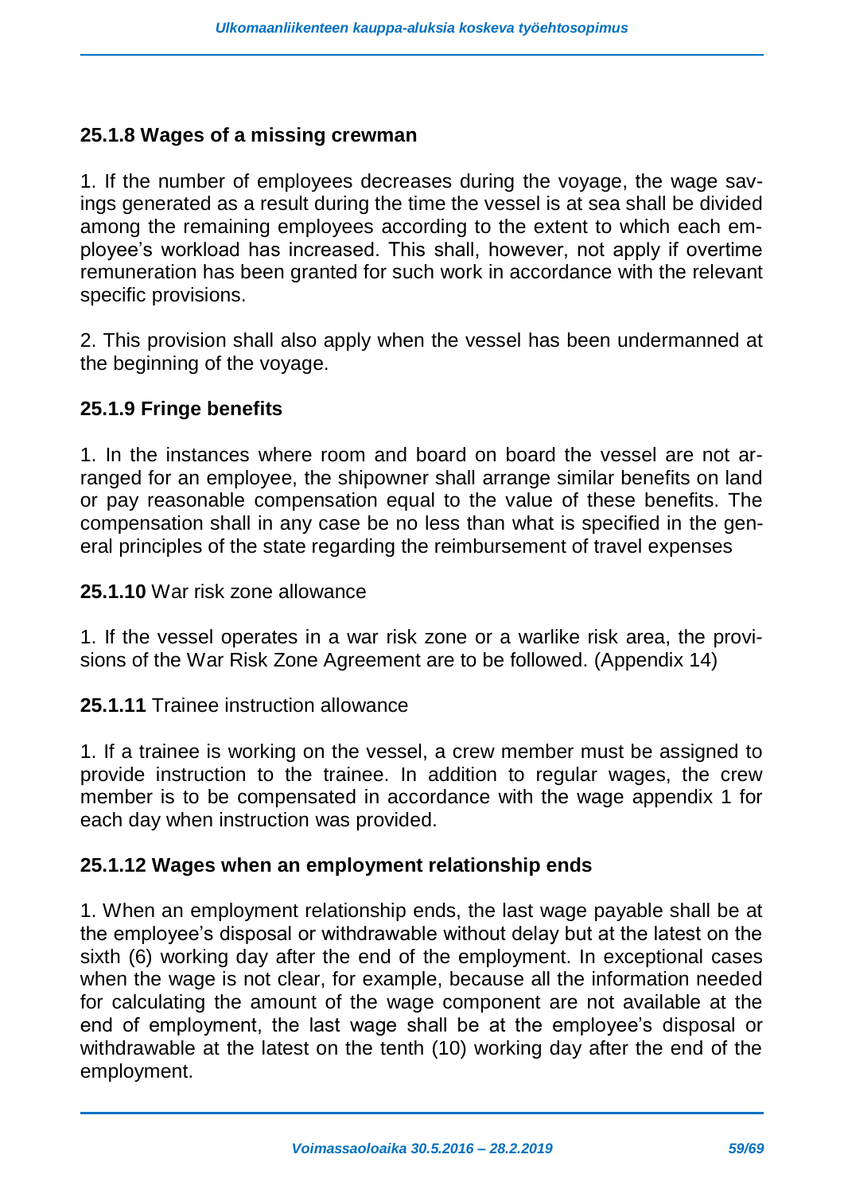### 25.1.8 Wages of a missing crewman

1. If the number of employees decreases during the voyage, the wage savings generated as a result during the time the vessel is at sea shall be divided among the remaining employees according to the extent to which each employee's workload has increased. This shall, however, not apply if overtime remuneration has been granted for such work in accordance with the relevant specific provisions.

2. This provision shall also apply when the vessel has been undermanned at the beginning of the voyage.

### 25.1.9 Fringe benefits

1. In the instances where room and board on board the vessel are not arranged for an employee, the shipowner shall arrange similar benefits on land or pay reasonable compensation equal to the value of these benefits. The compensation shall in any case be no less than what is specified in the general principles of the state regarding the reimbursement of travel expenses

### **25.1.10** War risk zone allowance

1. If the vessel operates in a war risk zone or a warlike risk area, the provisions of the War Risk Zone Agreement are to be followed. (Appendix 14)

### **25.1.11** Trainee instruction allowance

1. If a trainee is working on the vessel, a crew member must be assigned to provide instruction to the trainee. In addition to regular wages, the crew member is to be compensated in accordance with the wage appendix 1 for each day when instruction was provided.

### 25.1.12 Wages when an employment relationship ends

1. When an employment relationship ends, the last wage payable shall be at the employee's disposal or withdrawable without delay but at the latest on the sixth (6) working day after the end of the employment. In exceptional cases when the wage is not clear, for example, because all the information needed for calculating the amount of the wage component are not available at the end of employment, the last wage shall be at the employee's disposal or withdrawable at the latest on the tenth (10) working day after the end of the employment.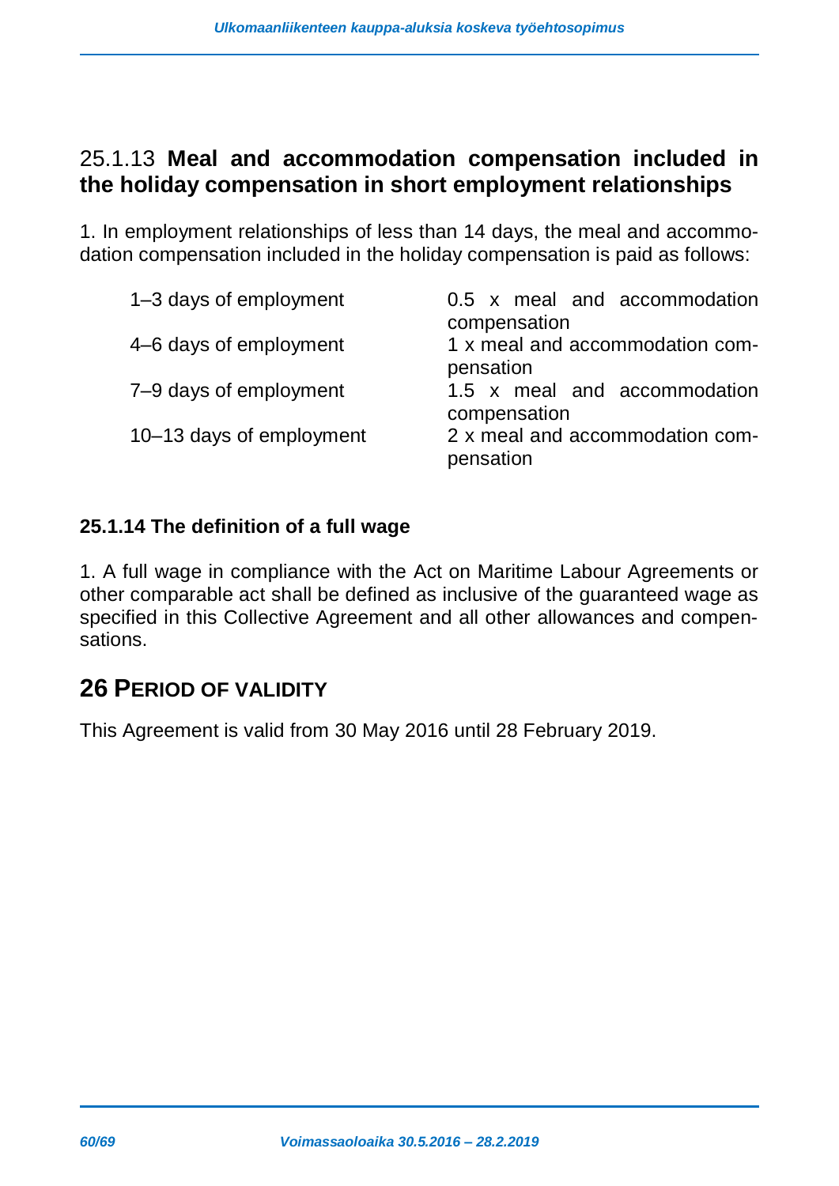### 25.1.13 **Meal and accommodation compensation included in the holiday compensation in short employment relationships**

1. In employment relationships of less than 14 days, the meal and accommodation compensation included in the holiday compensation is paid as follows:

| | |
|---|---|
| 1–3 days of employment | 0.5 x meal and accommodation compensation |
| 4–6 days of employment | 1 x meal and accommodation compensation |
| 7–9 days of employment | 1.5 x meal and accommodation compensation |
| 10–13 days of employment | 2 x meal and accommodation compensation |

#### 25.1.14 The definition of a full wage

1. A full wage in compliance with the Act on Maritime Labour Agreements or other comparable act shall be defined as inclusive of the guaranteed wage as specified in this Collective Agreement and all other allowances and compensations.

## 26 PERIOD OF VALIDITY

This Agreement is valid from 30 May 2016 until 28 February 2019.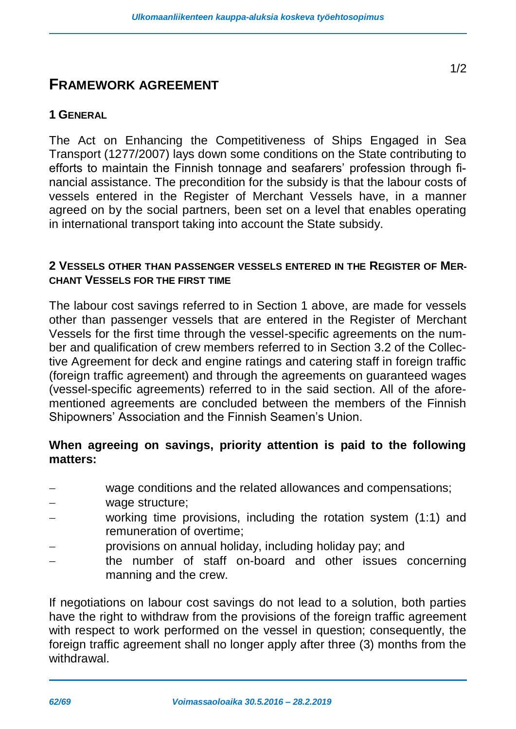# FRAMEWORK AGREEMENT

## 1 GENERAL

The Act on Enhancing the Competitiveness of Ships Engaged in Sea Transport (1277/2007) lays down some conditions on the State contributing to efforts to maintain the Finnish tonnage and seafarers' profession through financial assistance. The precondition for the subsidy is that the labour costs of vessels entered in the Register of Merchant Vessels have, in a manner agreed on by the social partners, been set on a level that enables operating in international transport taking into account the State subsidy.

## 2 VESSELS OTHER THAN PASSENGER VESSELS ENTERED IN THE REGISTER OF MERCHANT VESSELS FOR THE FIRST TIME

The labour cost savings referred to in Section 1 above, are made for vessels other than passenger vessels that are entered in the Register of Merchant Vessels for the first time through the vessel-specific agreements on the number and qualification of crew members referred to in Section 3.2 of the Collective Agreement for deck and engine ratings and catering staff in foreign traffic (foreign traffic agreement) and through the agreements on guaranteed wages (vessel-specific agreements) referred to in the said section. All of the aforementioned agreements are concluded between the members of the Finnish Shipowners' Association and the Finnish Seamen's Union.

**When agreeing on savings, priority attention is paid to the following matters:**

- wage conditions and the related allowances and compensations;
- wage structure;
- working time provisions, including the rotation system (1:1) and remuneration of overtime;
- provisions on annual holiday, including holiday pay; and
- the number of staff on-board and other issues concerning manning and the crew.

If negotiations on labour cost savings do not lead to a solution, both parties have the right to withdraw from the provisions of the foreign traffic agreement with respect to work performed on the vessel in question; consequently, the foreign traffic agreement shall no longer apply after three (3) months from the withdrawal.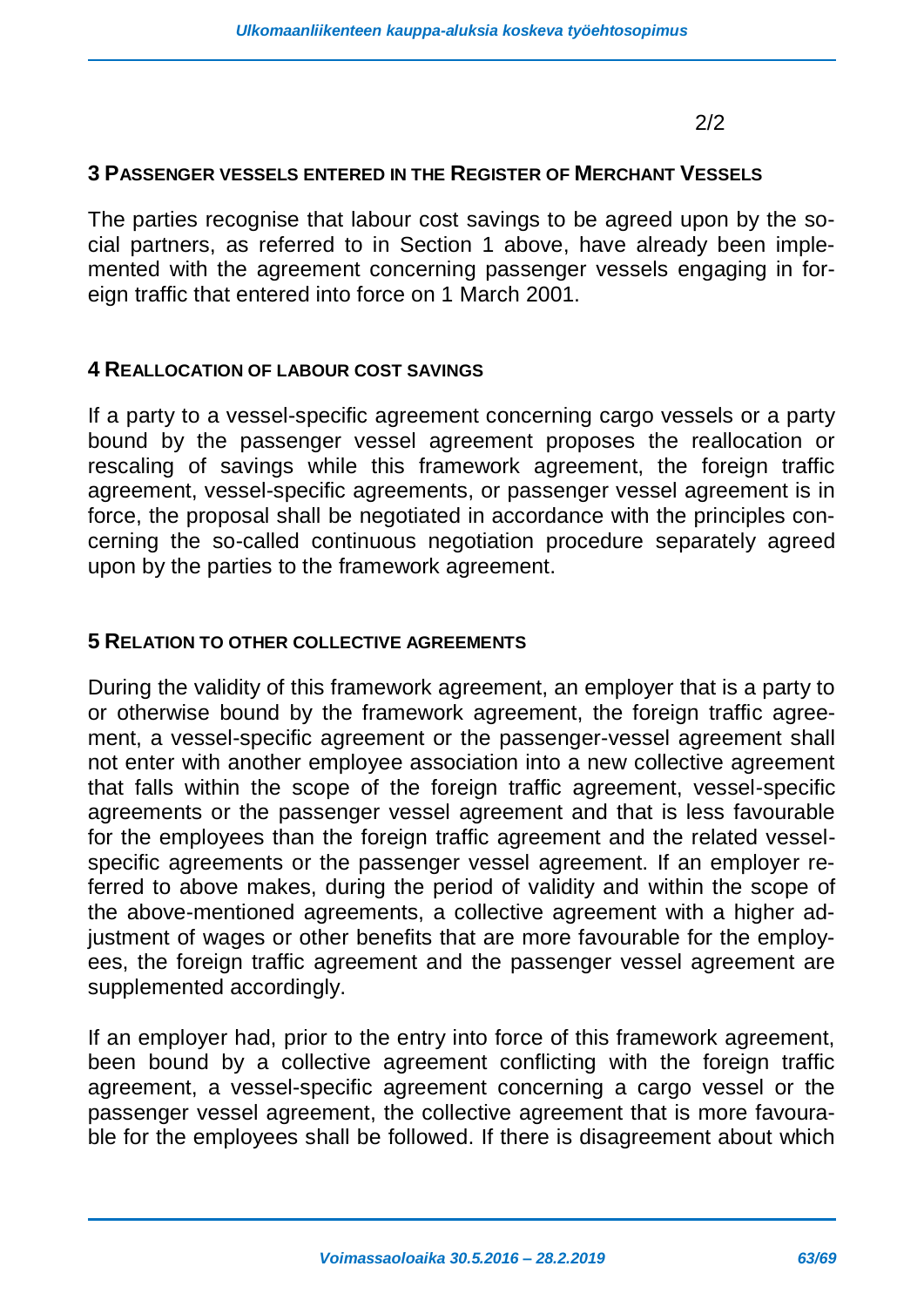2/2

## 3 Passenger vessels entered in the Register of Merchant Vessels

The parties recognise that labour cost savings to be agreed upon by the social partners, as referred to in Section 1 above, have already been implemented with the agreement concerning passenger vessels engaging in foreign traffic that entered into force on 1 March 2001.

## 4 Reallocation of labour cost savings

If a party to a vessel-specific agreement concerning cargo vessels or a party bound by the passenger vessel agreement proposes the reallocation or rescaling of savings while this framework agreement, the foreign traffic agreement, vessel-specific agreements, or passenger vessel agreement is in force, the proposal shall be negotiated in accordance with the principles concerning the so-called continuous negotiation procedure separately agreed upon by the parties to the framework agreement.

## 5 Relation to other collective agreements

During the validity of this framework agreement, an employer that is a party to or otherwise bound by the framework agreement, the foreign traffic agreement, a vessel-specific agreement or the passenger-vessel agreement shall not enter with another employee association into a new collective agreement that falls within the scope of the foreign traffic agreement, vessel-specific agreements or the passenger vessel agreement and that is less favourable for the employees than the foreign traffic agreement and the related vessel-specific agreements or the passenger vessel agreement. If an employer referred to above makes, during the period of validity and within the scope of the above-mentioned agreements, a collective agreement with a higher adjustment of wages or other benefits that are more favourable for the employees, the foreign traffic agreement and the passenger vessel agreement are supplemented accordingly.

If an employer had, prior to the entry into force of this framework agreement, been bound by a collective agreement conflicting with the foreign traffic agreement, a vessel-specific agreement concerning a cargo vessel or the passenger vessel agreement, the collective agreement that is more favourable for the employees shall be followed. If there is disagreement about which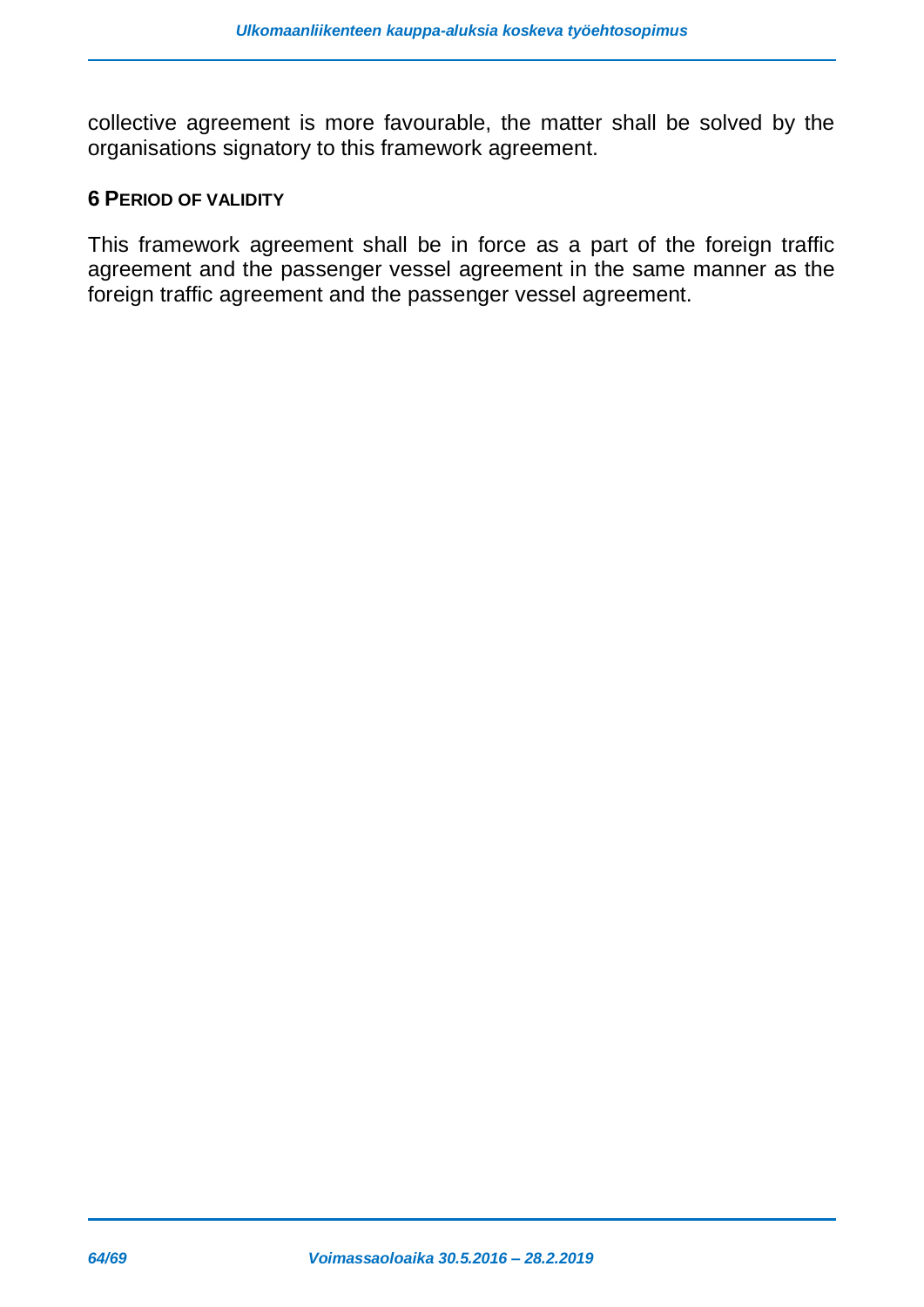collective agreement is more favourable, the matter shall be solved by the organisations signatory to this framework agreement.

## 6 PERIOD OF VALIDITY

This framework agreement shall be in force as a part of the foreign traffic agreement and the passenger vessel agreement in the same manner as the foreign traffic agreement and the passenger vessel agreement.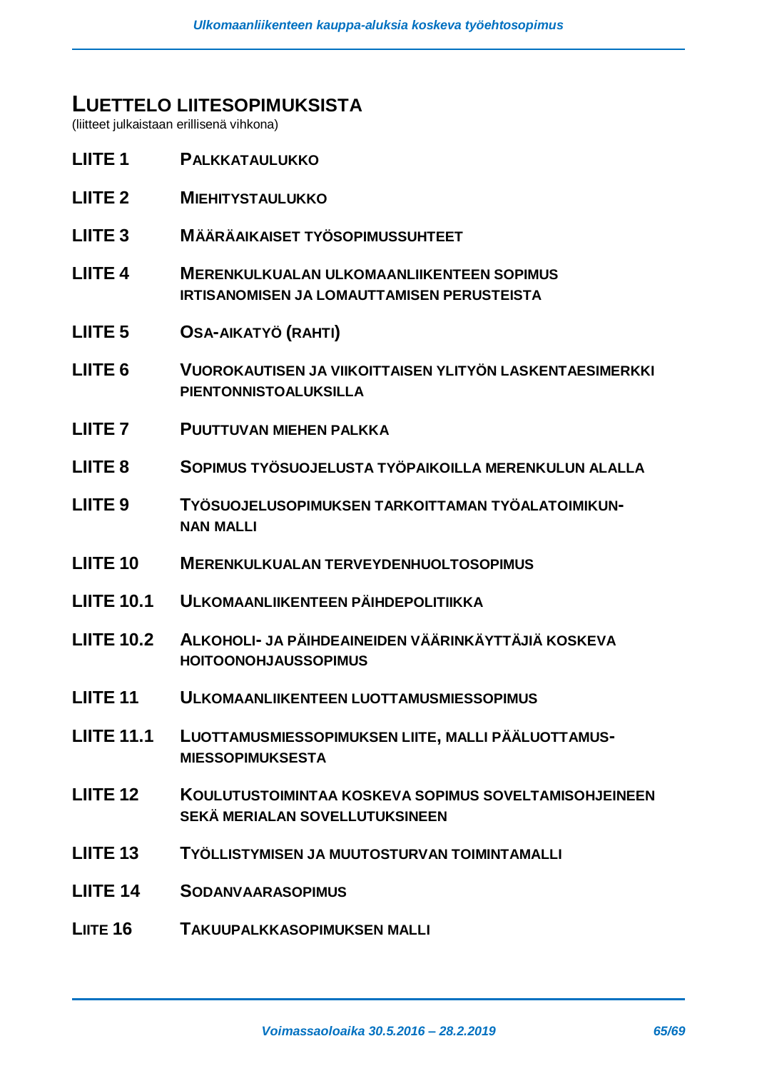# LUETTELO LIITESOPIMUKSISTA

(liitteet julkaistaan erillisenä vihkona)

| | |
|---|---|
| **LIITE 1** | **PALKKATAULUKKO** |
| **LIITE 2** | **MIEHITYSTAULUKKO** |
| **LIITE 3** | **MÄÄRÄAIKAISET TYÖSOPIMUSSUHTEET** |
| **LIITE 4** | **MERENKULKUALAN ULKOMAANLIIKENTEEN SOPIMUS IRTISANOMISEN JA LOMAUTTAMISEN PERUSTEISTA** |
| **LIITE 5** | **OSA-AIKATYÖ (RAHTI)** |
| **LIITE 6** | **VUOROKAUTISEN JA VIIKOITTAISEN YLITYÖN LASKENTAESIMERKKI PIENTONNISTOALUKSILLA** |
| **LIITE 7** | **PUUTTUVAN MIEHEN PALKKA** |
| **LIITE 8** | **SOPIMUS TYÖSUOJELUSTA TYÖPAIKOILLA MERENKULUN ALALLA** |
| **LIITE 9** | **TYÖSUOJELUSOPIMUKSEN TARKOITTAMAN TYÖALATOIMIKUNNAN MALLI** |
| **LIITE 10** | **MERENKULKUALAN TERVEYDENHUOLTOSOPIMUS** |
| **LIITE 10.1** | **ULKOMAANLIIKENTEEN PÄIHDEPOLITIIKKA** |
| **LIITE 10.2** | **ALKOHOLI- JA PÄIHDEAINEIDEN VÄÄRINKÄYTTÄJIÄ KOSKEVA HOITOONOHJAUSSOPIMUS** |
| **LIITE 11** | **ULKOMAANLIIKENTEEN LUOTTAMUSMIESSOPIMUS** |
| **LIITE 11.1** | **LUOTTAMUSMIESSOPIMUKSEN LIITE, MALLI PÄÄLUOTTAMUSMIESSOPIMUKSESTA** |
| **LIITE 12** | **KOULUTUSTOIMINTAA KOSKEVA SOPIMUS SOVELTAMISOHJEINEEN SEKÄ MERIALAN SOVELLUTUKSINEEN** |
| **LIITE 13** | **TYÖLLISTYMISEN JA MUUTOSTURVAN TOIMINTAMALLI** |
| **LIITE 14** | **SODANVAARASOPIMUS** |
| **LIITE 16** | **TAKUUPALKKASOPIMUKSEN MALLI** |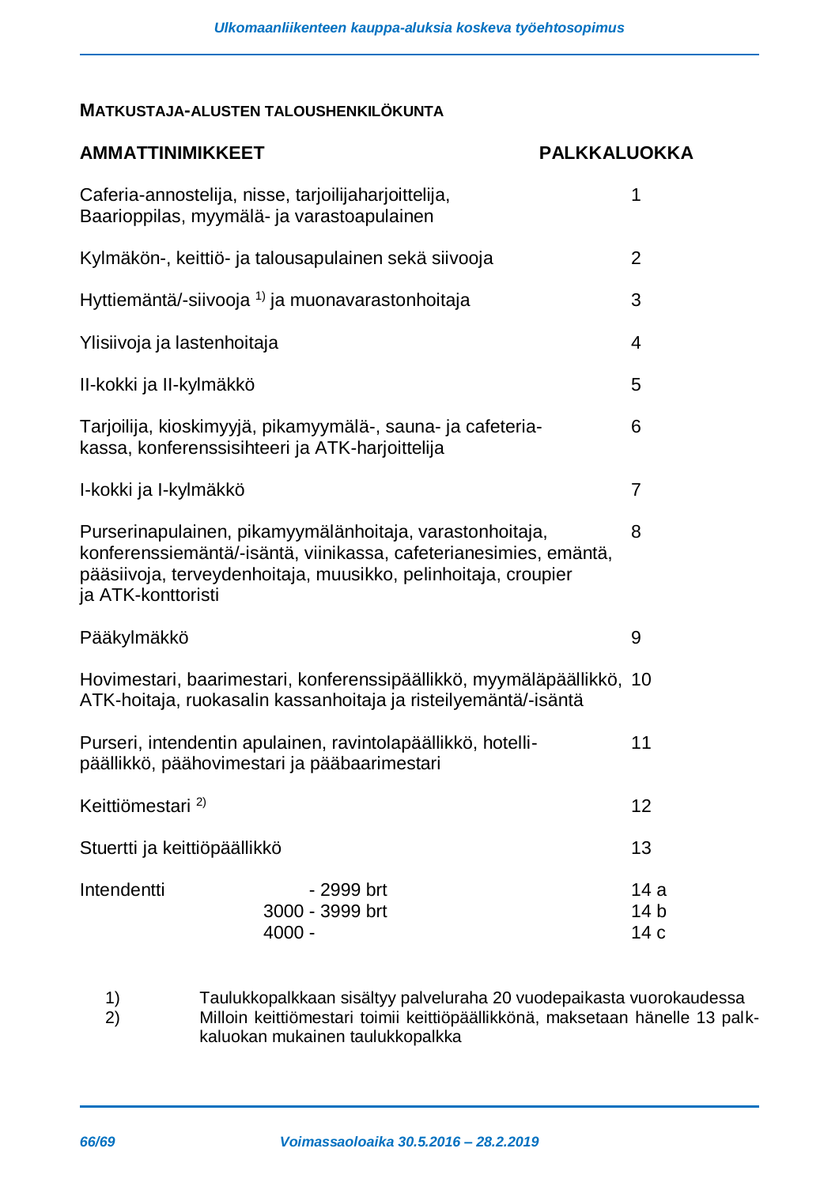### MATKUSTAJA-ALUSTEN TALOUSHENKILÖKUNTA

| AMMATTINIMIKKEET | | PALKKALUOKKA |
|---|---|---|
| Caferia-annostelija, nisse, tarjoilijaharjoittelija, Baarioppilas, myymälä- ja varastoapulainen | | 1 |
| Kylmäkön-, keittiö- ja talousapulainen sekä siivooja | | 2 |
| Hyttiemäntä/-siivooja [1] ja muonavarastonhoitaja | | 3 |
| Ylisiivoja ja lastenhoitaja | | 4 |
| II-kokki ja II-kylmäkkö | | 5 |
| Tarjoilija, kioskimyyjä, pikamyymälä-, sauna- ja cafeteria-kassa, konferenssisihteeri ja ATK-harjoittelija | | 6 |
| I-kokki ja I-kylmäkkö | | 7 |
| Purserinapulainen, pikamyymälänhoitaja, varastonhoitaja, konferenssiemäntä/-isäntä, viinikassa, cafeterianesimies, emäntä, pääsiivoja, terveydenhoitaja, muusikko, pelinhoitaja, croupier ja ATK-konttoristi | | 8 |
| Pääkylmäkkö | | 9 |
| Hovimestari, baarimestari, konferenssipäällikkö, myymäläpäällikkö, ATK-hoitaja, ruokasalin kassanhoitaja ja risteilyemäntä/-isäntä | | 10 |
| Purseri, intendentin apulainen, ravintolapäällikkö, hotelli-päällikkö, päähovimestari ja pääbaarimestari | | 11 |
| Keittiömestari [2] | | 12 |
| Stuertti ja keittiöpäällikkö | | 13 |
| Intendentti | - 2999 brt | 14 a |
| | 3000 - 3999 brt | 14 b |
| | 4000 - | 14 c |

1) Taulukkopalkkaan sisältyy palveluraha 20 vuodepaikasta vuorokaudessa
2) Milloin keittiömestari toimii keittiöpäällikkönä, maksetaan hänelle 13 palkkaluokan mukainen taulukkopalkka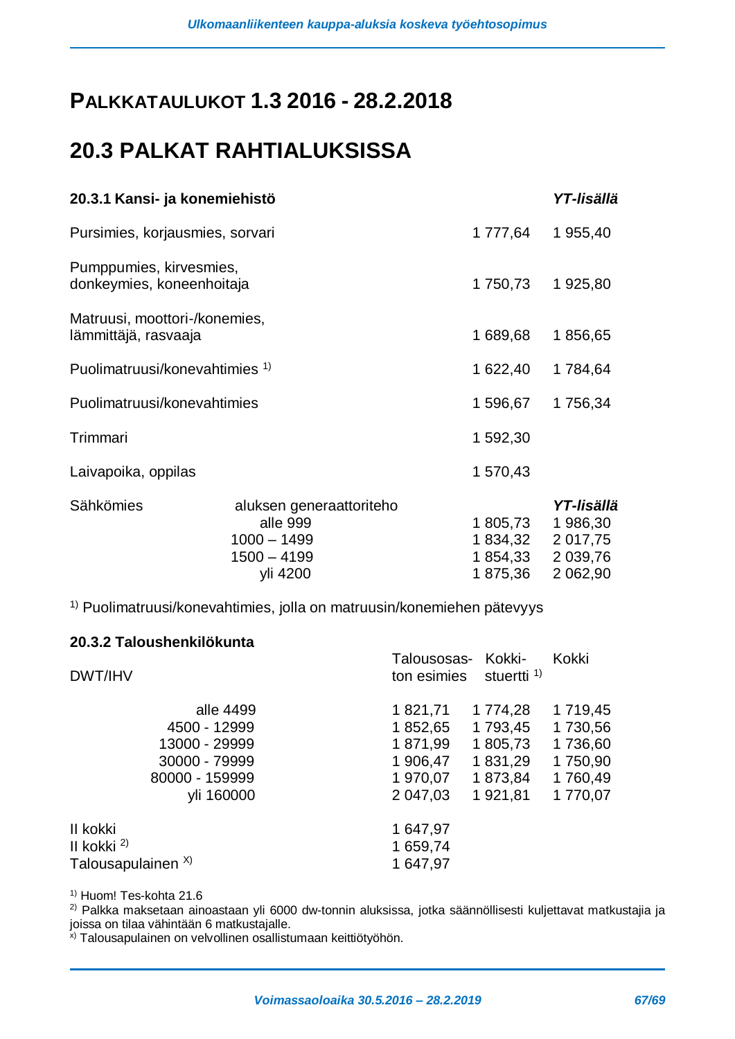# PALKKATAULUKOT 1.3 2016 - 28.2.2018

## 20.3 PALKAT RAHTIALUKSISSA

| **20.3.1 Kansi- ja konemiehistö** | | | ***YT-lisällä*** |
|---|---|---|---|
| Pursimies, korjausmies, sorvari | | 1 777,64 | 1 955,40 |
| Pumppumies, kirvesmies, donkeymies, koneenhoitaja | | 1 750,73 | 1 925,80 |
| Matruusi, moottori-/konemies, lämmittäjä, rasvaaja | | 1 689,68 | 1 856,65 |
| Puolimatruusi/konevahtimies [1] | | 1 622,40 | 1 784,64 |
| Puolimatruusi/konevahtimies | | 1 596,67 | 1 756,34 |
| Trimmari | | 1 592,30 | |
| Laivapoika, oppilas | | 1 570,43 | |
| Sähkömies | aluksen generaattoriteho | | ***YT-lisällä*** |
| | alle 999 | 1 805,73 | 1 986,30 |
| | 1000 – 1499 | 1 834,32 | 2 017,75 |
| | 1500 – 4199 | 1 854,33 | 2 039,76 |
| | yli 4200 | 1 875,36 | 2 062,90 |

[1] Puolimatruusi/konevahtimies, jolla on matruusin/konemiehen pätevyys

### 20.3.2 Taloushenkilökunta

| DWT/IHV | Talousosaston esimies | Kokkistuertti [1] | Kokki |
|---|---|---|---|
| alle 4499 | 1 821,71 | 1 774,28 | 1 719,45 |
| 4500 - 12999 | 1 852,65 | 1 793,45 | 1 730,56 |
| 13000 - 29999 | 1 871,99 | 1 805,73 | 1 736,60 |
| 30000 - 79999 | 1 906,47 | 1 831,29 | 1 750,90 |
| 80000 - 159999 | 1 970,07 | 1 873,84 | 1 760,49 |
| yli 160000 | 2 047,03 | 1 921,81 | 1 770,07 |
| II kokki | 1 647,97 | | |
| II kokki [2] | 1 659,74 | | |
| Talousapulainen [x] | 1 647,97 | | |

[1] Huom! Tes-kohta 21.6

[2] Palkka maksetaan ainoastaan yli 6000 dw-tonnin aluksissa, jotka säännöllisesti kuljettavat matkustajia ja joissa on tilaa vähintään 6 matkustajalle.

[x] Talousapulainen on velvollinen osallistumaan keittiötyöhön.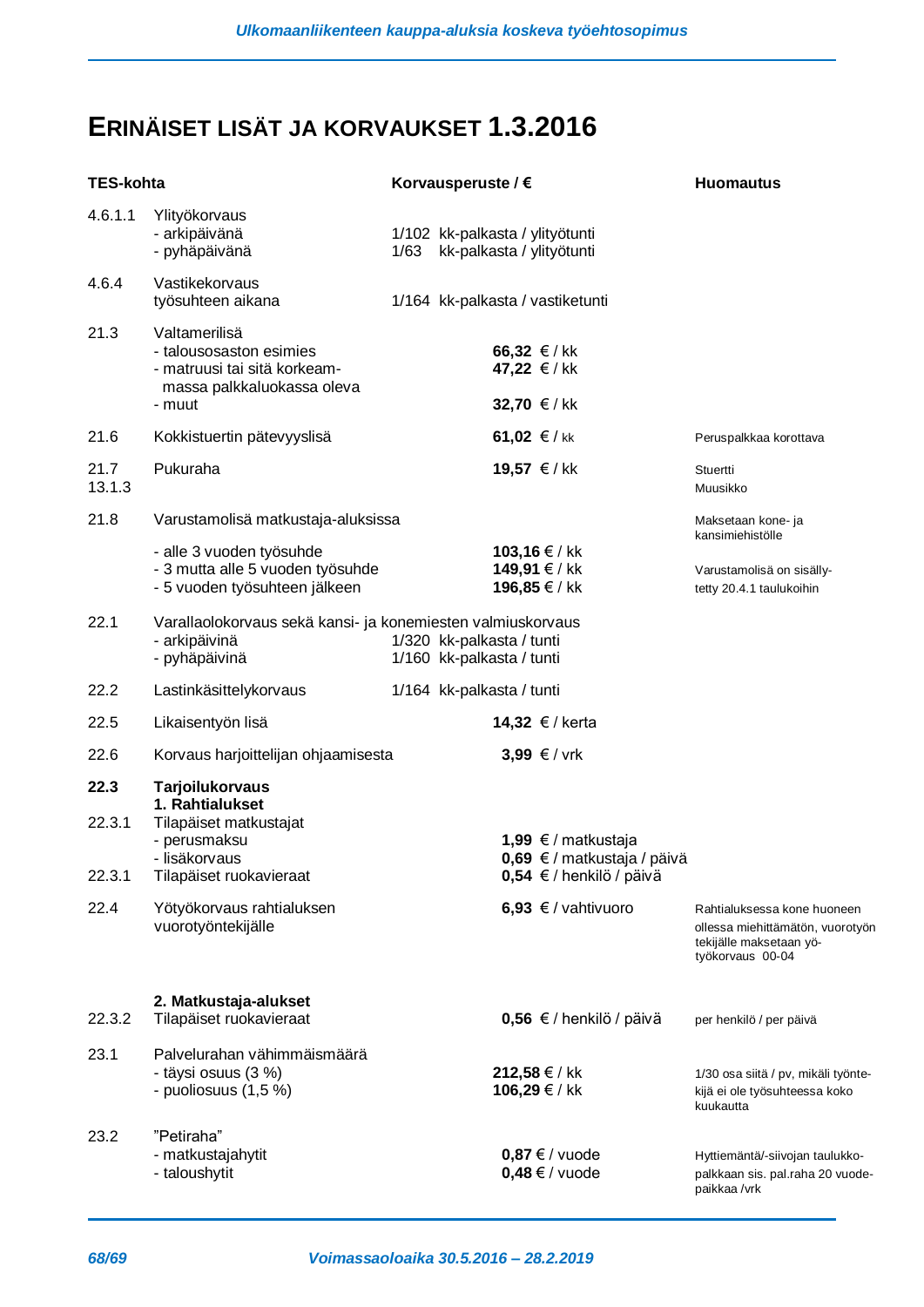# ERINÄISET LISÄT JA KORVAUKSET 1.3.2016

| TES-kohta | | Korvausperuste / € | Huomautus |
|---|---|---|---|
| 4.6.1.1 | Ylityökorvaus<br>- arkipäivänä<br>- pyhäpäivänä | <br>1/102 kk-palkasta / ylityötunti<br>1/63 kk-palkasta / ylityötunti | |
| 4.6.4 | Vastikekorvaus<br>työsuhteen aikana | <br>1/164 kk-palkasta / vastiketunti | |
| 21.3 | Valtamerilisä<br>- talousosaston esimies<br>- matruusi tai sitä korkeammassa palkkaluokassa oleva<br>- muut | <br>**66,32** € / kk<br>**47,22** € / kk<br><br>**32,70** € / kk | |
| 21.6 | Kokkistuertin pätevyyslisä | **61,02** € / kk | Peruspalkkaa korottava |
| 21.7<br>13.1.3 | Pukuraha | **19,57** € / kk | Stuertti<br>Muusikko |
| 21.8 | Varustamolisä matkustaja-aluksissa<br>- alle 3 vuoden työsuhde<br>- 3 mutta alle 5 vuoden työsuhde<br>- 5 vuoden työsuhteen jälkeen | <br>**103,16** € / kk<br>**149,91** € / kk<br>**196,85** € / kk | Maksetaan kone- ja kansimiehistölle<br>Varustamolisä on sisällytetty 20.4.1 taulukoihin |
| 22.1 | Varallaolokorvaus sekä kansi- ja konemiesten valmiuskorvaus<br>- arkipäivinä<br>- pyhäpäivinä | <br>1/320 kk-palkasta / tunti<br>1/160 kk-palkasta / tunti | |
| 22.2 | Lastinkäsittelykorvaus | 1/164 kk-palkasta / tunti | |
| 22.5 | Likaisentyön lisä | **14,32** € / kerta | |
| 22.6 | Korvaus harjoittelijan ohjaamisesta | **3,99** € / vrk | |
| **22.3** | **Tarjoilukorvaus**<br>**1. Rahtialukset** | | |
| 22.3.1 | Tilapäiset matkustajat<br>- perusmaksu<br>- lisäkorvaus | <br>**1,99** € / matkustaja<br>**0,69** € / matkustaja / päivä | |
| 22.3.1 | Tilapäiset ruokavieraat | **0,54** € / henkilö / päivä | |
| 22.4 | Yötyökorvaus rahtialuksen vuorotyöntekijälle | **6,93** € / vahtivuoro | Rahtialuksessa kone huoneen ollessa miehittämätön, vuorotyöntekijälle maksetaan yötyökorvaus 00-04 |
| | **2. Matkustaja-alukset** | | |
| 22.3.2 | Tilapäiset ruokavieraat | **0,56** € / henkilö / päivä | per henkilö / per päivä |
| 23.1 | Palvelurahan vähimmäismäärä<br>- täysi osuus (3 %)<br>- puoliosuus (1,5 %) | <br>**212,58** € / kk<br>**106,29** € / kk | 1/30 osa siitä / pv, mikäli työntekijä ei ole työsuhteessa koko kuukautta |
| 23.2 | "Petiraha"<br>- matkustajahytit<br>- taloushytit | <br>**0,87** € / vuode<br>**0,48** € / vuode | Hyttiemäntä/-siivojan taulukkopalkkaan sis. pal.raha 20 vuodepaikkaa /vrk |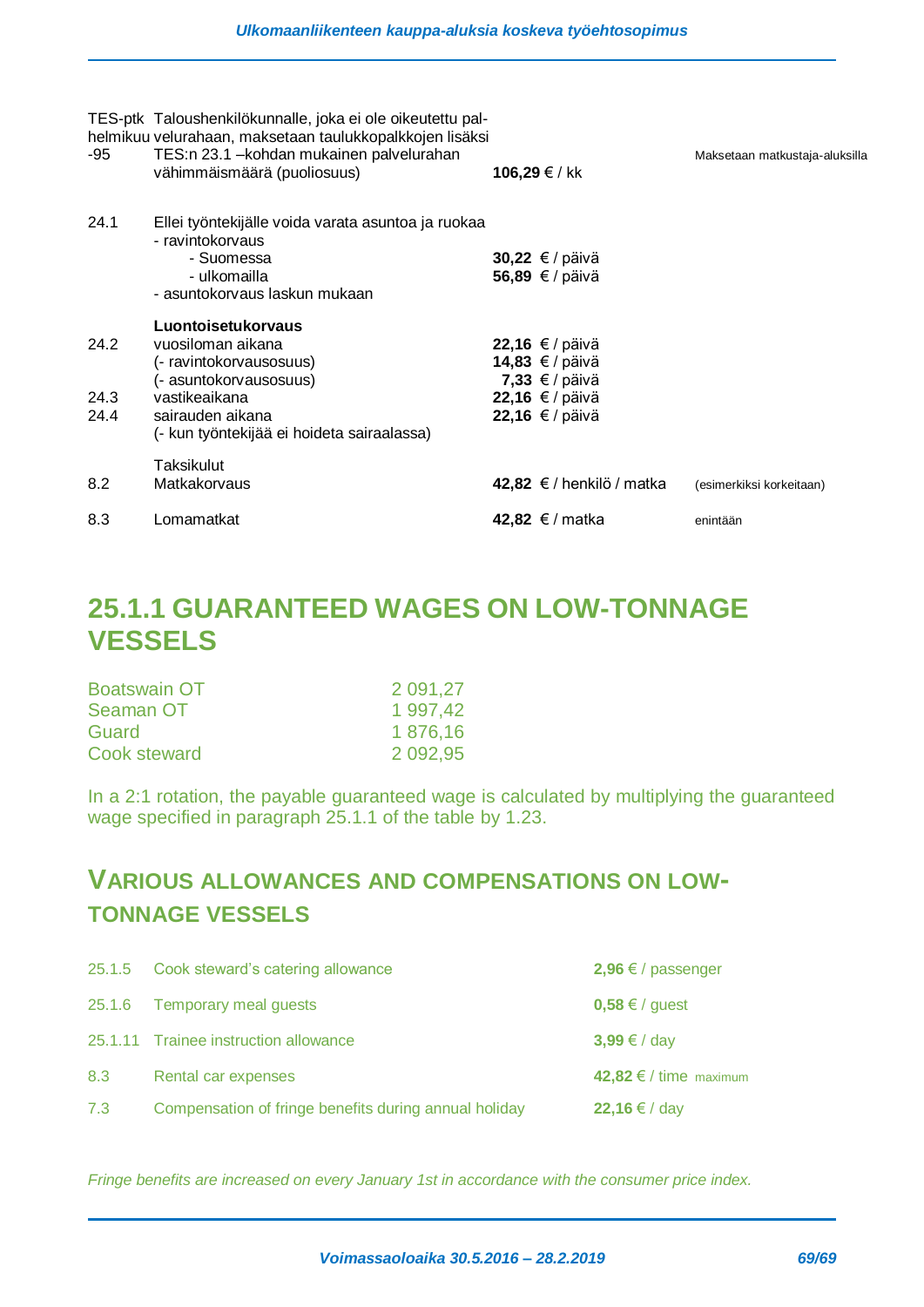| | | | |
|---|---|---|---|
| TES-ptk -95 | Taloushenkilökunnalle, joka ei ole oikeutettu palhelmikuu velurahaan, maksetaan taulukkopalkkojen lisäksi TES:n 23.1 –kohdan mukainen palvelurahan vähimmäismäärä (puoliosuus) | **106,29** € / kk | Maksetaan matkustaja-aluksilla |
| 24.1 | Ellei työntekijälle voida varata asuntoa ja ruokaa<br>- ravintokorvaus<br>- Suomessa<br>- ulkomailla<br>- asuntokorvaus laskun mukaan | <br><br>**30,22** € / päivä<br>**56,89** € / päivä | |
| | **Luontoisetukorvaus** | | |
| 24.2 | vuosiloman aikana<br>(- ravintokorvausosuus)<br>(- asuntokorvausosuus) | **22,16** € / päivä<br>**14,83** € / päivä<br>**7,33** € / päivä | |
| 24.3 | vastikeaikana | **22,16** € / päivä | |
| 24.4 | sairauden aikana<br>(- kun työntekijää ei hoideta sairaalassa) | **22,16** € / päivä | |
| | Taksikulut | | |
| 8.2 | Matkakorvaus | **42,82** € / henkilö / matka | (esimerkiksi korkeitaan) |
| 8.3 | Lomamatkat | **42,82** € / matka | enintään |

## 25.1.1 GUARANTEED WAGES ON LOW-TONNAGE VESSELS

| | |
|---|---|
| Boatswain OT | 2 091,27 |
| Seaman OT | 1 997,42 |
| Guard | 1 876,16 |
| Cook steward | 2 092,95 |

In a 2:1 rotation, the payable guaranteed wage is calculated by multiplying the guaranteed wage specified in paragraph 25.1.1 of the table by 1.23.

## VARIOUS ALLOWANCES AND COMPENSATIONS ON LOW-TONNAGE VESSELS

| | | |
|---|---|---|
| 25.1.5 | Cook steward's catering allowance | **2,96** € / passenger |
| 25.1.6 | Temporary meal guests | **0,58** € / guest |
| 25.1.11 | Trainee instruction allowance | **3,99** € / day |
| 8.3 | Rental car expenses | **42,82** € / time maximum |
| 7.3 | Compensation of fringe benefits during annual holiday | **22,16** € / day |

*Fringe benefits are increased on every January 1st in accordance with the consumer price index.*